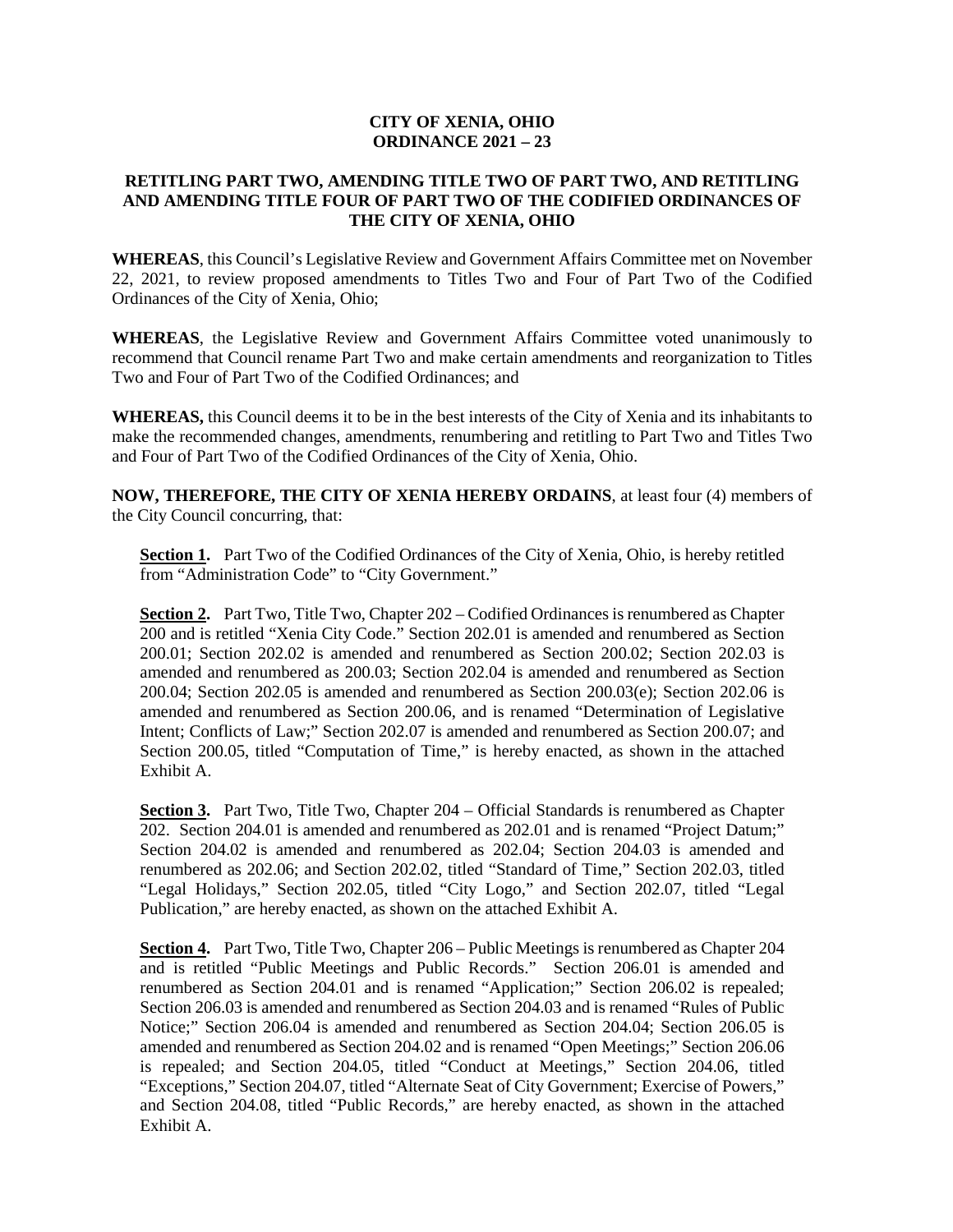**CITY OF XENIA, OHIO**
**ORDINANCE 2021 – 23**

**RETITLING PART TWO, AMENDING TITLE TWO OF PART TWO, AND RETITLING AND AMENDING TITLE FOUR OF PART TWO OF THE CODIFIED ORDINANCES OF THE CITY OF XENIA, OHIO**

**WHEREAS**, this Council's Legislative Review and Government Affairs Committee met on November 22, 2021, to review proposed amendments to Titles Two and Four of Part Two of the Codified Ordinances of the City of Xenia, Ohio;

**WHEREAS**, the Legislative Review and Government Affairs Committee voted unanimously to recommend that Council rename Part Two and make certain amendments and reorganization to Titles Two and Four of Part Two of the Codified Ordinances; and

**WHEREAS,** this Council deems it to be in the best interests of the City of Xenia and its inhabitants to make the recommended changes, amendments, renumbering and retitling to Part Two and Titles Two and Four of Part Two of the Codified Ordinances of the City of Xenia, Ohio.

**NOW, THEREFORE, THE CITY OF XENIA HEREBY ORDAINS**, at least four (4) members of the City Council concurring, that:

**Section 1.** Part Two of the Codified Ordinances of the City of Xenia, Ohio, is hereby retitled from "Administration Code" to "City Government."

**Section 2.** Part Two, Title Two, Chapter 202 – Codified Ordinances is renumbered as Chapter 200 and is retitled "Xenia City Code." Section 202.01 is amended and renumbered as Section 200.01; Section 202.02 is amended and renumbered as Section 200.02; Section 202.03 is amended and renumbered as 200.03; Section 202.04 is amended and renumbered as Section 200.04; Section 202.05 is amended and renumbered as Section 200.03(e); Section 202.06 is amended and renumbered as Section 200.06, and is renamed "Determination of Legislative Intent; Conflicts of Law;" Section 202.07 is amended and renumbered as Section 200.07; and Section 200.05, titled "Computation of Time," is hereby enacted, as shown in the attached Exhibit A.

**Section 3.** Part Two, Title Two, Chapter 204 – Official Standards is renumbered as Chapter 202. Section 204.01 is amended and renumbered as 202.01 and is renamed "Project Datum;" Section 204.02 is amended and renumbered as 202.04; Section 204.03 is amended and renumbered as 202.06; and Section 202.02, titled "Standard of Time," Section 202.03, titled "Legal Holidays," Section 202.05, titled "City Logo," and Section 202.07, titled "Legal Publication," are hereby enacted, as shown on the attached Exhibit A.

**Section 4.** Part Two, Title Two, Chapter 206 – Public Meetings is renumbered as Chapter 204 and is retitled "Public Meetings and Public Records." Section 206.01 is amended and renumbered as Section 204.01 and is renamed "Application;" Section 206.02 is repealed; Section 206.03 is amended and renumbered as Section 204.03 and is renamed "Rules of Public Notice;" Section 206.04 is amended and renumbered as Section 204.04; Section 206.05 is amended and renumbered as Section 204.02 and is renamed "Open Meetings;" Section 206.06 is repealed; and Section 204.05, titled "Conduct at Meetings," Section 204.06, titled "Exceptions," Section 204.07, titled "Alternate Seat of City Government; Exercise of Powers," and Section 204.08, titled "Public Records," are hereby enacted, as shown in the attached Exhibit A.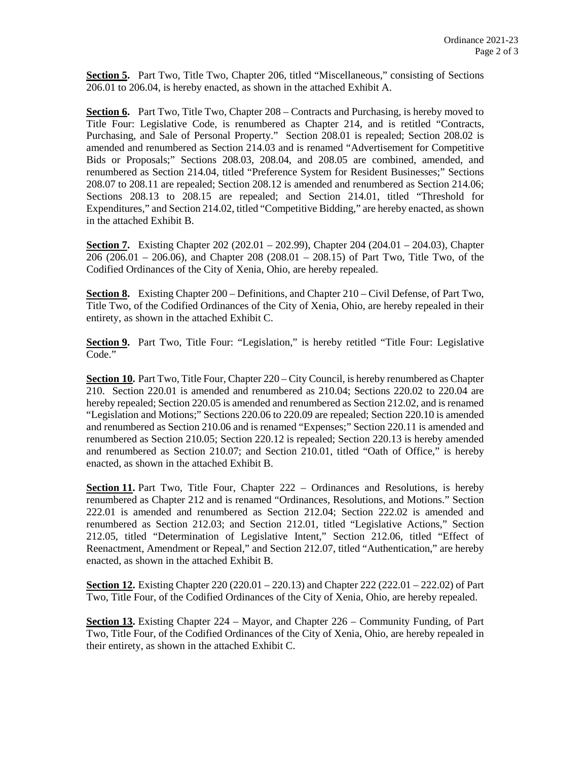**Section 5.** Part Two, Title Two, Chapter 206, titled "Miscellaneous," consisting of Sections 206.01 to 206.04, is hereby enacted, as shown in the attached Exhibit A.

**Section 6.** Part Two, Title Two, Chapter 208 – Contracts and Purchasing, is hereby moved to Title Four: Legislative Code, is renumbered as Chapter 214, and is retitled "Contracts, Purchasing, and Sale of Personal Property." Section 208.01 is repealed; Section 208.02 is amended and renumbered as Section 214.03 and is renamed "Advertisement for Competitive Bids or Proposals;" Sections 208.03, 208.04, and 208.05 are combined, amended, and renumbered as Section 214.04, titled "Preference System for Resident Businesses;" Sections 208.07 to 208.11 are repealed; Section 208.12 is amended and renumbered as Section 214.06; Sections 208.13 to 208.15 are repealed; and Section 214.01, titled "Threshold for Expenditures," and Section 214.02, titled "Competitive Bidding," are hereby enacted, as shown in the attached Exhibit B.

**Section 7.** Existing Chapter 202 (202.01 – 202.99), Chapter 204 (204.01 – 204.03), Chapter 206 (206.01 – 206.06), and Chapter 208 (208.01 – 208.15) of Part Two, Title Two, of the Codified Ordinances of the City of Xenia, Ohio, are hereby repealed.

**Section 8.** Existing Chapter 200 – Definitions, and Chapter 210 – Civil Defense, of Part Two, Title Two, of the Codified Ordinances of the City of Xenia, Ohio, are hereby repealed in their entirety, as shown in the attached Exhibit C.

**Section 9.** Part Two, Title Four: "Legislation," is hereby retitled "Title Four: Legislative Code."

**Section 10.** Part Two, Title Four, Chapter 220 – City Council, is hereby renumbered as Chapter 210. Section 220.01 is amended and renumbered as 210.04; Sections 220.02 to 220.04 are hereby repealed; Section 220.05 is amended and renumbered as Section 212.02, and is renamed "Legislation and Motions;" Sections 220.06 to 220.09 are repealed; Section 220.10 is amended and renumbered as Section 210.06 and is renamed "Expenses;" Section 220.11 is amended and renumbered as Section 210.05; Section 220.12 is repealed; Section 220.13 is hereby amended and renumbered as Section 210.07; and Section 210.01, titled "Oath of Office," is hereby enacted, as shown in the attached Exhibit B.

**Section 11.** Part Two, Title Four, Chapter 222 – Ordinances and Resolutions, is hereby renumbered as Chapter 212 and is renamed "Ordinances, Resolutions, and Motions." Section 222.01 is amended and renumbered as Section 212.04; Section 222.02 is amended and renumbered as Section 212.03; and Section 212.01, titled "Legislative Actions," Section 212.05, titled "Determination of Legislative Intent," Section 212.06, titled "Effect of Reenactment, Amendment or Repeal," and Section 212.07, titled "Authentication," are hereby enacted, as shown in the attached Exhibit B.

**Section 12.** Existing Chapter 220 (220.01 – 220.13) and Chapter 222 (222.01 – 222.02) of Part Two, Title Four, of the Codified Ordinances of the City of Xenia, Ohio, are hereby repealed.

**Section 13.** Existing Chapter 224 – Mayor, and Chapter 226 – Community Funding, of Part Two, Title Four, of the Codified Ordinances of the City of Xenia, Ohio, are hereby repealed in their entirety, as shown in the attached Exhibit C.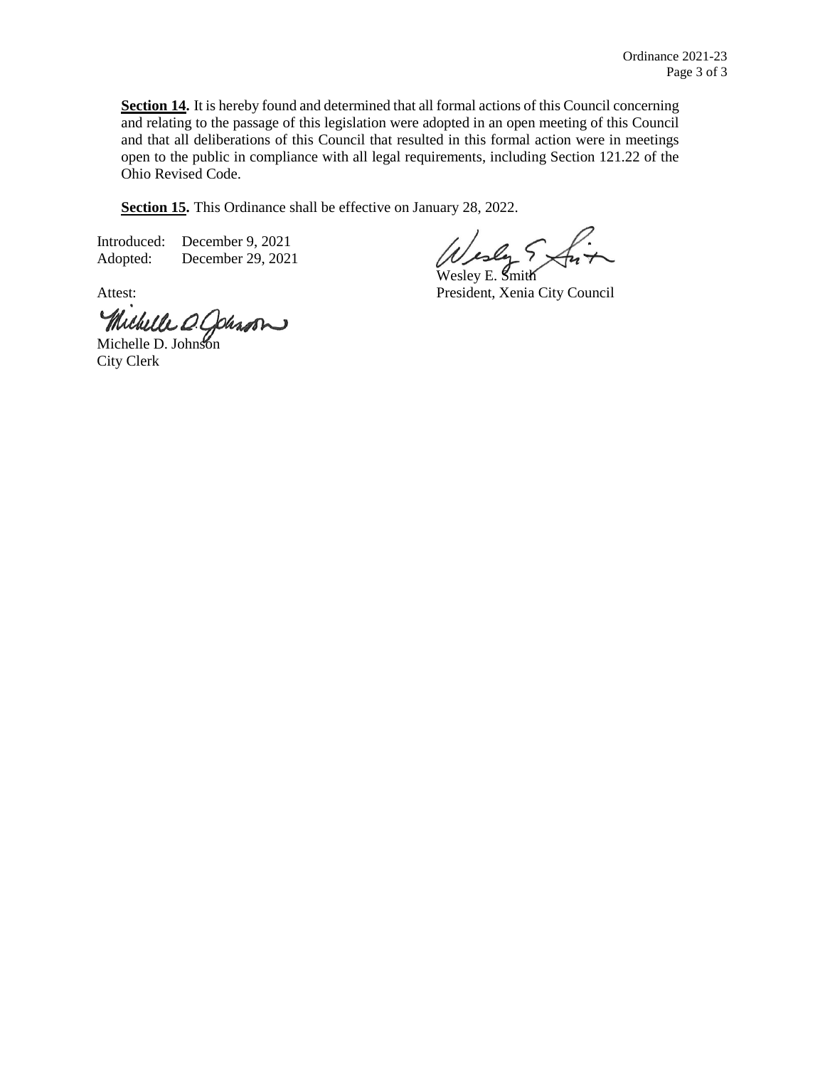**Section 14.** It is hereby found and determined that all formal actions of this Council concerning and relating to the passage of this legislation were adopted in an open meeting of this Council and that all deliberations of this Council that resulted in this formal action were in meetings open to the public in compliance with all legal requirements, including Section 121.22 of the Ohio Revised Code.

**Section 15.** This Ordinance shall be effective on January 28, 2022.

Introduced: December 9, 2021
Adopted: December 29, 2021

Wesley E. Smith
President, Xenia City Council

Attest:

Michelle D. Johnson
City Clerk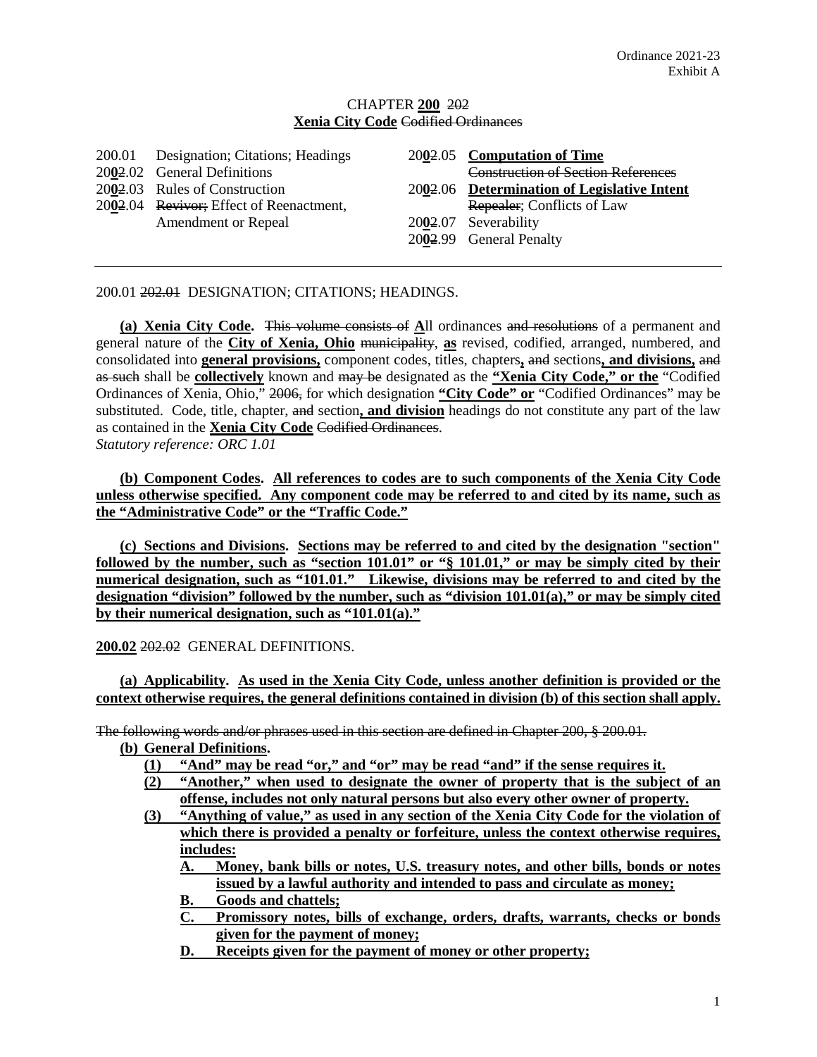Ordinance 2021-23
Exhibit A

## CHAPTER **200** ~~202~~
## **Xenia City Code** ~~Codified Ordinances~~

| | | | |
|---|---|---|---|
| 200.01 | Designation; Citations; Headings | 20**0**~~2~~.05 | **Computation of Time** ~~Construction of Section References~~ |
| 20**0**~~2~~.02 | General Definitions | 20**0**~~2~~.06 | **Determination of Legislative Intent** ~~Repealer~~; Conflicts of Law |
| 20**0**~~2~~.03 | Rules of Construction | 20**0**~~2~~.07 | Severability |
| 20**0**~~2~~.04 | ~~Revivor;~~ Effect of Reenactment, Amendment or Repeal | 20**0**~~2~~.99 | General Penalty |

---

200.01 ~~202.01~~ DESIGNATION; CITATIONS; HEADINGS.

**(a) Xenia City Code.** ~~This volume consists of~~ **A**ll ordinances ~~and resolutions~~ of a permanent and general nature of the **City of Xenia, Ohio** ~~municipality~~, **as** revised, codified, arranged, numbered, and consolidated into **general provisions,** component codes, titles, chapters**,** ~~and~~ sections**, and divisions,** ~~and as such~~ shall be **collectively** known and ~~may be~~ designated as the **"Xenia City Code," or the** "Codified Ordinances of Xenia, Ohio," ~~2006,~~ for which designation **"City Code" or** "Codified Ordinances" may be substituted. Code, title, chapter, ~~and~~ section**, and division** headings do not constitute any part of the law as contained in the **Xenia City Code** ~~Codified Ordinances~~.
*Statutory reference: ORC 1.01*

**(b) Component Codes. All references to codes are to such components of the Xenia City Code unless otherwise specified. Any component code may be referred to and cited by its name, such as the "Administrative Code" or the "Traffic Code."**

**(c) Sections and Divisions. Sections may be referred to and cited by the designation "section" followed by the number, such as "section 101.01" or "§ 101.01," or may be simply cited by their numerical designation, such as "101.01." Likewise, divisions may be referred to and cited by the designation "division" followed by the number, such as "division 101.01(a)," or may be simply cited by their numerical designation, such as "101.01(a)."**

**200.02** ~~202.02~~ GENERAL DEFINITIONS.

**(a) Applicability. As used in the Xenia City Code, unless another definition is provided or the context otherwise requires, the general definitions contained in division (b) of this section shall apply.**

~~The following words and/or phrases used in this section are defined in Chapter 200, § 200.01.~~

**(b) General Definitions.**

- **(1) "And" may be read "or," and "or" may be read "and" if the sense requires it.**
- **(2) "Another," when used to designate the owner of property that is the subject of an offense, includes not only natural persons but also every other owner of property.**
- **(3) "Anything of value," as used in any section of the Xenia City Code for the violation of which there is provided a penalty or forfeiture, unless the context otherwise requires, includes:**
  - **A. Money, bank bills or notes, U.S. treasury notes, and other bills, bonds or notes issued by a lawful authority and intended to pass and circulate as money;**
  - **B. Goods and chattels;**
  - **C. Promissory notes, bills of exchange, orders, drafts, warrants, checks or bonds given for the payment of money;**
  - **D. Receipts given for the payment of money or other property;**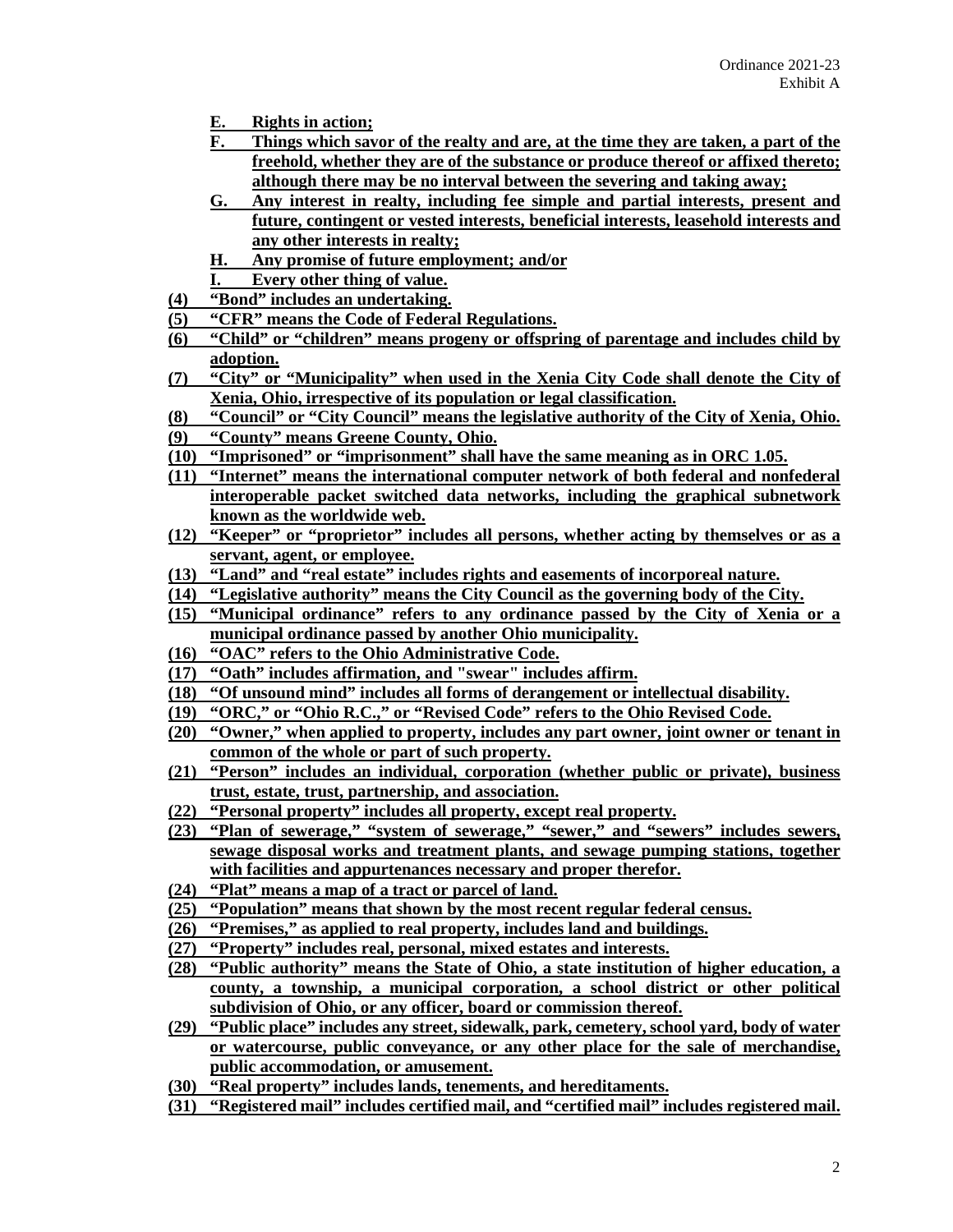E. **Rights in action;**
F. **Things which savor of the realty and are, at the time they are taken, a part of the freehold, whether they are of the substance or produce thereof or affixed thereto; although there may be no interval between the severing and taking away;**
G. **Any interest in realty, including fee simple and partial interests, present and future, contingent or vested interests, beneficial interests, leasehold interests and any other interests in realty;**
H. **Any promise of future employment; and/or**
I. **Every other thing of value.**

**(4) "Bond" includes an undertaking.**

**(5) "CFR" means the Code of Federal Regulations.**

**(6) "Child" or "children" means progeny or offspring of parentage and includes child by adoption.**

**(7) "City" or "Municipality" when used in the Xenia City Code shall denote the City of Xenia, Ohio, irrespective of its population or legal classification.**

**(8) "Council" or "City Council" means the legislative authority of the City of Xenia, Ohio.**

**(9) "County" means Greene County, Ohio.**

**(10) "Imprisoned" or "imprisonment" shall have the same meaning as in ORC 1.05.**

**(11) "Internet" means the international computer network of both federal and nonfederal interoperable packet switched data networks, including the graphical subnetwork known as the worldwide web.**

**(12) "Keeper" or "proprietor" includes all persons, whether acting by themselves or as a servant, agent, or employee.**

**(13) "Land" and "real estate" includes rights and easements of incorporeal nature.**

**(14) "Legislative authority" means the City Council as the governing body of the City.**

**(15) "Municipal ordinance" refers to any ordinance passed by the City of Xenia or a municipal ordinance passed by another Ohio municipality.**

**(16) "OAC" refers to the Ohio Administrative Code.**

**(17) "Oath" includes affirmation, and "swear" includes affirm.**

**(18) "Of unsound mind" includes all forms of derangement or intellectual disability.**

**(19) "ORC," or "Ohio R.C.," or "Revised Code" refers to the Ohio Revised Code.**

**(20) "Owner," when applied to property, includes any part owner, joint owner or tenant in common of the whole or part of such property.**

**(21) "Person" includes an individual, corporation (whether public or private), business trust, estate, trust, partnership, and association.**

**(22) "Personal property" includes all property, except real property.**

**(23) "Plan of sewerage," "system of sewerage," "sewer," and "sewers" includes sewers, sewage disposal works and treatment plants, and sewage pumping stations, together with facilities and appurtenances necessary and proper therefor.**

**(24) "Plat" means a map of a tract or parcel of land.**

**(25) "Population" means that shown by the most recent regular federal census.**

**(26) "Premises," as applied to real property, includes land and buildings.**

**(27) "Property" includes real, personal, mixed estates and interests.**

**(28) "Public authority" means the State of Ohio, a state institution of higher education, a county, a township, a municipal corporation, a school district or other political subdivision of Ohio, or any officer, board or commission thereof.**

**(29) "Public place" includes any street, sidewalk, park, cemetery, school yard, body of water or watercourse, public conveyance, or any other place for the sale of merchandise, public accommodation, or amusement.**

**(30) "Real property" includes lands, tenements, and hereditaments.**

**(31) "Registered mail" includes certified mail, and "certified mail" includes registered mail.**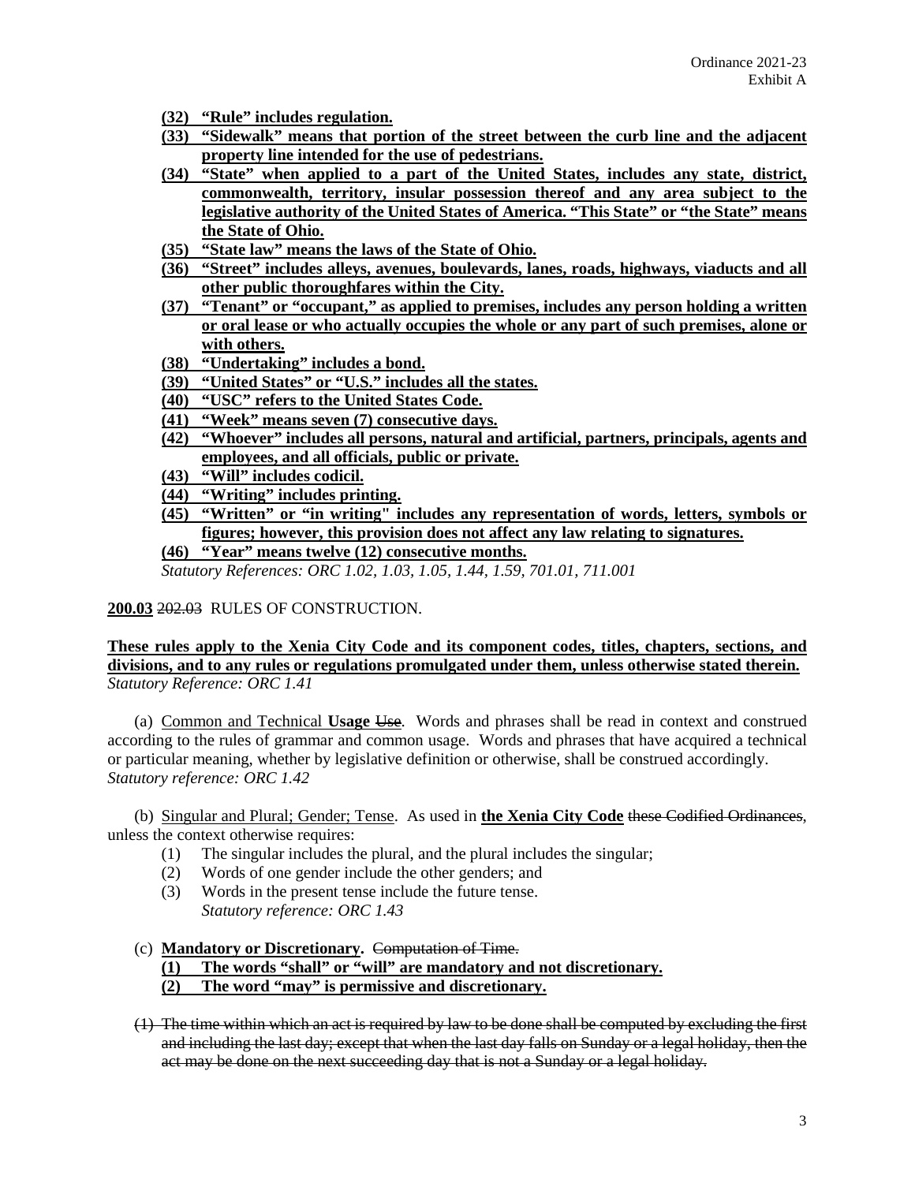Ordinance 2021-23
Exhibit A

- **(32) "Rule" includes regulation.**
- **(33) "Sidewalk" means that portion of the street between the curb line and the adjacent property line intended for the use of pedestrians.**
- **(34) "State" when applied to a part of the United States, includes any state, district, commonwealth, territory, insular possession thereof and any area subject to the legislative authority of the United States of America. "This State" or "the State" means the State of Ohio.**
- **(35) "State law" means the laws of the State of Ohio.**
- **(36) "Street" includes alleys, avenues, boulevards, lanes, roads, highways, viaducts and all other public thoroughfares within the City.**
- **(37) "Tenant" or "occupant," as applied to premises, includes any person holding a written or oral lease or who actually occupies the whole or any part of such premises, alone or with others.**
- **(38) "Undertaking" includes a bond.**
- **(39) "United States" or "U.S." includes all the states.**
- **(40) "USC" refers to the United States Code.**
- **(41) "Week" means seven (7) consecutive days.**
- **(42) "Whoever" includes all persons, natural and artificial, partners, principals, agents and employees, and all officials, public or private.**
- **(43) "Will" includes codicil.**
- **(44) "Writing" includes printing.**
- **(45) "Written" or "in writing" includes any representation of words, letters, symbols or figures; however, this provision does not affect any law relating to signatures.**
- **(46) "Year" means twelve (12) consecutive months.**

*Statutory References: ORC 1.02, 1.03, 1.05, 1.44, 1.59, 701.01, 711.001*

**200.03** ~~202.03~~ RULES OF CONSTRUCTION.

**These rules apply to the Xenia City Code and its component codes, titles, chapters, sections, and divisions, and to any rules or regulations promulgated under them, unless otherwise stated therein.**
*Statutory Reference: ORC 1.41*

(a) Common and Technical **Usage** ~~Use~~. Words and phrases shall be read in context and construed according to the rules of grammar and common usage. Words and phrases that have acquired a technical or particular meaning, whether by legislative definition or otherwise, shall be construed accordingly.
*Statutory reference: ORC 1.42*

(b) Singular and Plural; Gender; Tense. As used in **the Xenia City Code** ~~these Codified Ordinances~~, unless the context otherwise requires:

(1) The singular includes the plural, and the plural includes the singular;
(2) Words of one gender include the other genders; and
(3) Words in the present tense include the future tense.
*Statutory reference: ORC 1.43*

(c) **Mandatory or Discretionary.** ~~Computation of Time.~~

**(1) The words "shall" or "will" are mandatory and not discretionary.**
**(2) The word "may" is permissive and discretionary.**

~~(1) The time within which an act is required by law to be done shall be computed by excluding the first and including the last day; except that when the last day falls on Sunday or a legal holiday, then the act may be done on the next succeeding day that is not a Sunday or a legal holiday.~~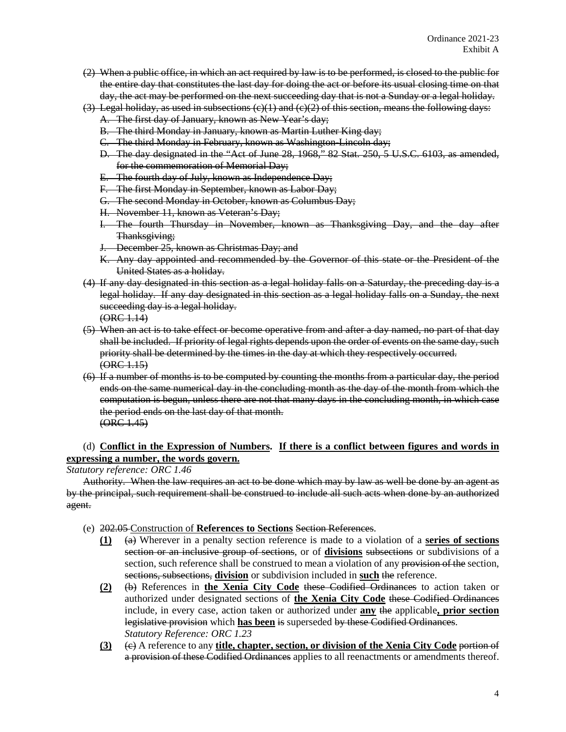~~(2) When a public office, in which an act required by law is to be performed, is closed to the public for the entire day that constitutes the last day for doing the act or before its usual closing time on that day, the act may be performed on the next succeeding day that is not a Sunday or a legal holiday.~~

~~(3) Legal holiday, as used in subsections (c)(1) and (c)(2) of this section, means the following days:~~

~~A. The first day of January, known as New Year's day;~~

~~B. The third Monday in January, known as Martin Luther King day;~~

~~C. The third Monday in February, known as Washington-Lincoln day;~~

~~D. The day designated in the "Act of June 28, 1968," 82 Stat. 250, 5 U.S.C. 6103, as amended, for the commemoration of Memorial Day;~~

~~E. The fourth day of July, known as Independence Day;~~

~~F. The first Monday in September, known as Labor Day;~~

~~G. The second Monday in October, known as Columbus Day;~~

~~H. November 11, known as Veteran's Day;~~

~~I. The fourth Thursday in November, known as Thanksgiving Day, and the day after Thanksgiving;~~

~~J. December 25, known as Christmas Day; and~~

~~K. Any day appointed and recommended by the Governor of this state or the President of the United States as a holiday.~~

~~(4) If any day designated in this section as a legal holiday falls on a Saturday, the preceding day is a legal holiday. If any day designated in this section as a legal holiday falls on a Sunday, the next succeeding day is a legal holiday.~~
~~(ORC 1.14)~~

~~(5) When an act is to take effect or become operative from and after a day named, no part of that day shall be included. If priority of legal rights depends upon the order of events on the same day, such priority shall be determined by the times in the day at which they respectively occurred.~~
~~(ORC 1.15)~~

~~(6) If a number of months is to be computed by counting the months from a particular day, the period ends on the same numerical day in the concluding month as the day of the month from which the computation is begun, unless there are not that many days in the concluding month, in which case the period ends on the last day of that month.~~
~~(ORC 1.45)~~

(d) **Conflict in the Expression of Numbers. If there is a conflict between figures and words in expressing a number, the words govern.**
*Statutory reference: ORC 1.46*

~~Authority. When the law requires an act to be done which may by law as well be done by an agent as by the principal, such requirement shall be construed to include all such acts when done by an authorized agent.~~

(e) ~~202.05~~ Construction of **References to Sections** ~~Section References~~.

**(1)** ~~(a)~~ Wherever in a penalty section reference is made to a violation of a **series of sections** ~~section or an inclusive group of sections~~, or of **divisions** ~~subsections~~ or subdivisions of a section, such reference shall be construed to mean a violation of any ~~provision of the~~ section, ~~sections, subsections,~~ **division** or subdivision included in **such** ~~the~~ reference.

**(2)** ~~(b)~~ References in **the Xenia City Code** ~~these Codified Ordinances~~ to action taken or authorized under designated sections of **the Xenia City Code** ~~these Codified Ordinances~~ include, in every case, action taken or authorized under **any** ~~the~~ applicable**, prior section** ~~legislative provision~~ which **has been** ~~is~~ superseded ~~by these Codified Ordinances~~.
*Statutory Reference: ORC 1.23*

**(3)** ~~(c)~~ A reference to any **title, chapter, section, or division of the Xenia City Code** ~~portion of a provision of these Codified Ordinances~~ applies to all reenactments or amendments thereof.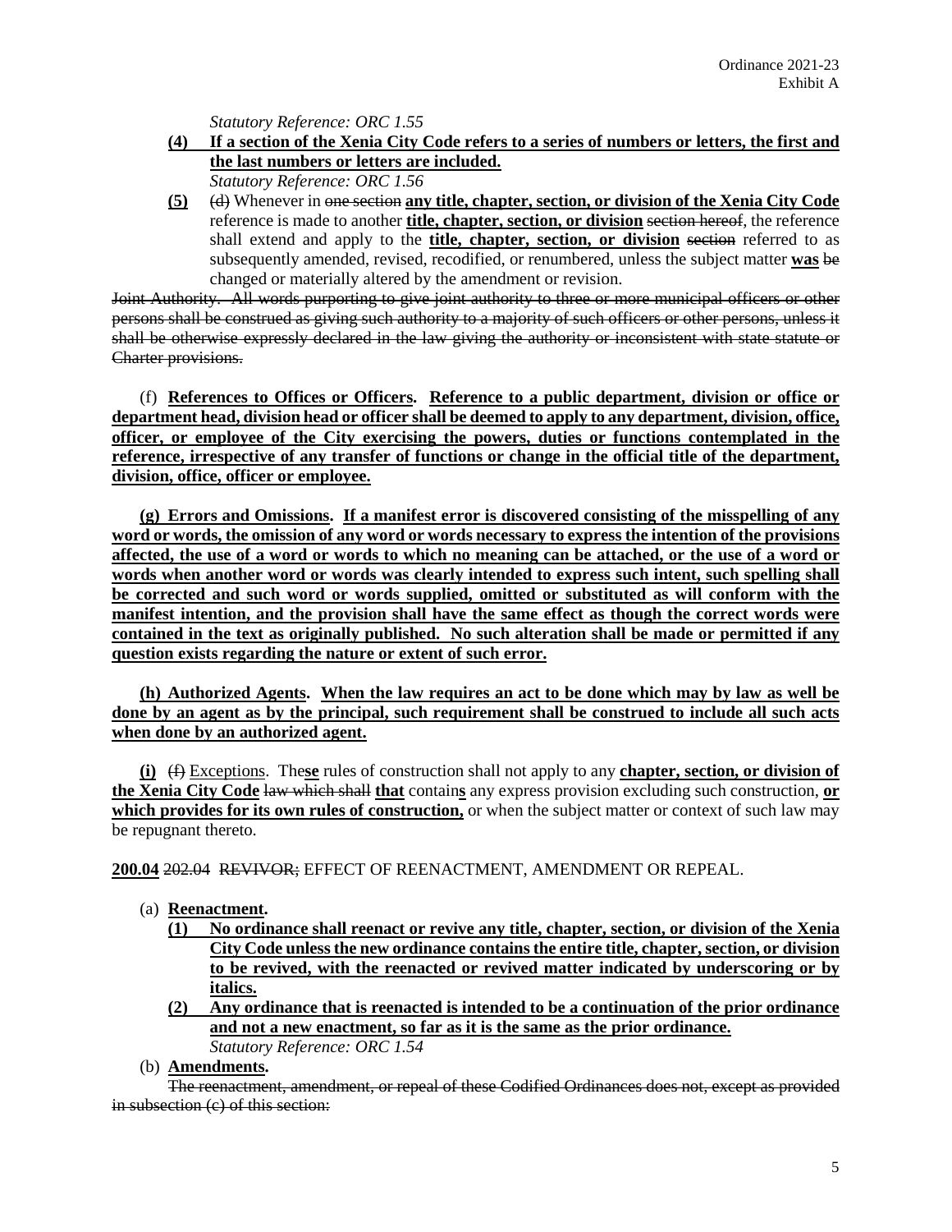*Statutory Reference: ORC 1.55*

**(4)** **If a section of the Xenia City Code refers to a series of numbers or letters, the first and the last numbers or letters are included.**
*Statutory Reference: ORC 1.56*

**(5)** ~~(d)~~ Whenever in ~~one section~~ **any title, chapter, section, or division of the Xenia City Code** reference is made to another **title, chapter, section, or division** ~~section hereof~~, the reference shall extend and apply to the **title, chapter, section, or division** ~~section~~ referred to as subsequently amended, revised, recodified, or renumbered, unless the subject matter **was** ~~be~~ changed or materially altered by the amendment or revision.

~~Joint Authority. All words purporting to give joint authority to three or more municipal officers or other persons shall be construed as giving such authority to a majority of such officers or other persons, unless it shall be otherwise expressly declared in the law giving the authority or inconsistent with state statute or Charter provisions.~~

(f) **References to Offices or Officers. Reference to a public department, division or office or department head, division head or officer shall be deemed to apply to any department, division, office, officer, or employee of the City exercising the powers, duties or functions contemplated in the reference, irrespective of any transfer of functions or change in the official title of the department, division, office, officer or employee.**

**(g) Errors and Omissions. If a manifest error is discovered consisting of the misspelling of any word or words, the omission of any word or words necessary to express the intention of the provisions affected, the use of a word or words to which no meaning can be attached, or the use of a word or words when another word or words was clearly intended to express such intent, such spelling shall be corrected and such word or words supplied, omitted or substituted as will conform with the manifest intention, and the provision shall have the same effect as though the correct words were contained in the text as originally published. No such alteration shall be made or permitted if any question exists regarding the nature or extent of such error.**

**(h) Authorized Agents. When the law requires an act to be done which may by law as well be done by an agent as by the principal, such requirement shall be construed to include all such acts when done by an authorized agent.**

**(i)** ~~(f)~~ Exceptions. The**se** rules of construction shall not apply to any **chapter, section, or division of the Xenia City Code** ~~law which shall~~ **that** contain**s** any express provision excluding such construction, **or which provides for its own rules of construction,** or when the subject matter or context of such law may be repugnant thereto.

**200.04** ~~202.04~~ ~~REVIVOR;~~ EFFECT OF REENACTMENT, AMENDMENT OR REPEAL.

(a) **Reenactment.**

**(1)** **No ordinance shall reenact or revive any title, chapter, section, or division of the Xenia City Code unless the new ordinance contains the entire title, chapter, section, or division to be revived, with the reenacted or revived matter indicated by underscoring or by italics.**

**(2)** **Any ordinance that is reenacted is intended to be a continuation of the prior ordinance and not a new enactment, so far as it is the same as the prior ordinance.**
*Statutory Reference: ORC 1.54*

(b) **Amendments.**

~~The reenactment, amendment, or repeal of these Codified Ordinances does not, except as provided in subsection (c) of this section:~~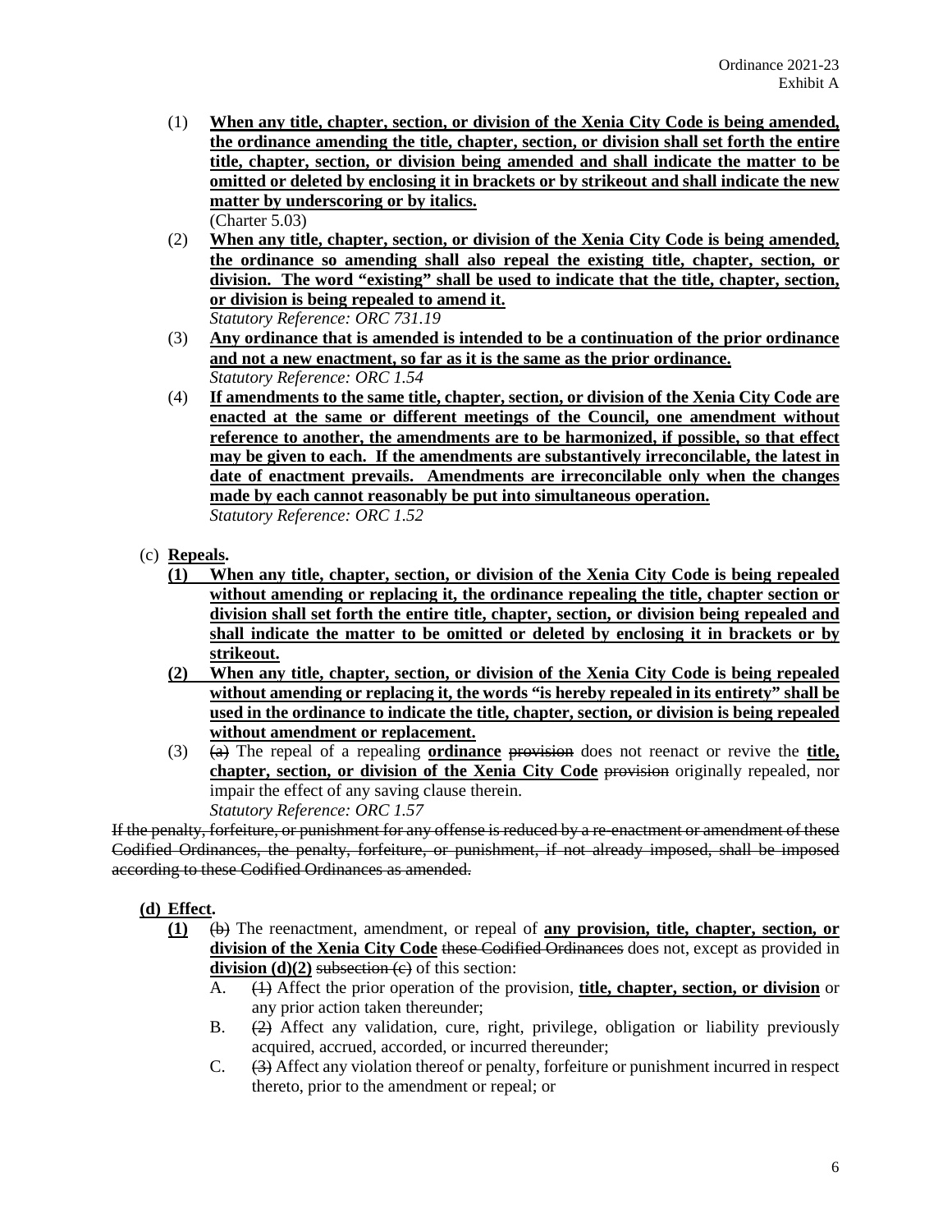(1) **When any title, chapter, section, or division of the Xenia City Code is being amended, the ordinance amending the title, chapter, section, or division shall set forth the entire title, chapter, section, or division being amended and shall indicate the matter to be omitted or deleted by enclosing it in brackets or by strikeout and shall indicate the new matter by underscoring or by italics.**
(Charter 5.03)

(2) **When any title, chapter, section, or division of the Xenia City Code is being amended, the ordinance so amending shall also repeal the existing title, chapter, section, or division. The word "existing" shall be used to indicate that the title, chapter, section, or division is being repealed to amend it.**
*Statutory Reference: ORC 731.19*

(3) **Any ordinance that is amended is intended to be a continuation of the prior ordinance and not a new enactment, so far as it is the same as the prior ordinance.**
*Statutory Reference: ORC 1.54*

(4) **If amendments to the same title, chapter, section, or division of the Xenia City Code are enacted at the same or different meetings of the Council, one amendment without reference to another, the amendments are to be harmonized, if possible, so that effect may be given to each. If the amendments are substantively irreconcilable, the latest in date of enactment prevails. Amendments are irreconcilable only when the changes made by each cannot reasonably be put into simultaneous operation.**
*Statutory Reference: ORC 1.52*

(c) **Repeals.**

**(1) When any title, chapter, section, or division of the Xenia City Code is being repealed without amending or replacing it, the ordinance repealing the title, chapter section or division shall set forth the entire title, chapter, section, or division being repealed and shall indicate the matter to be omitted or deleted by enclosing it in brackets or by strikeout.**

**(2) When any title, chapter, section, or division of the Xenia City Code is being repealed without amending or replacing it, the words "is hereby repealed in its entirety" shall be used in the ordinance to indicate the title, chapter, section, or division is being repealed without amendment or replacement.**

(3) ~~(a)~~ The repeal of a repealing **ordinance** ~~provision~~ does not reenact or revive the **title, chapter, section, or division of the Xenia City Code** ~~provision~~ originally repealed, nor impair the effect of any saving clause therein.
*Statutory Reference: ORC 1.57*

~~If the penalty, forfeiture, or punishment for any offense is reduced by a re-enactment or amendment of these Codified Ordinances, the penalty, forfeiture, or punishment, if not already imposed, shall be imposed according to these Codified Ordinances as amended.~~

**(d) Effect.**

**(1)** ~~(b)~~ The reenactment, amendment, or repeal of **any provision, title, chapter, section, or division of the Xenia City Code** ~~these Codified Ordinances~~ does not, except as provided in **division (d)(2)** ~~subsection (c)~~ of this section:

A. ~~(1)~~ Affect the prior operation of the provision, **title, chapter, section, or division** or any prior action taken thereunder;

B. ~~(2)~~ Affect any validation, cure, right, privilege, obligation or liability previously acquired, accrued, accorded, or incurred thereunder;

C. ~~(3)~~ Affect any violation thereof or penalty, forfeiture or punishment incurred in respect thereto, prior to the amendment or repeal; or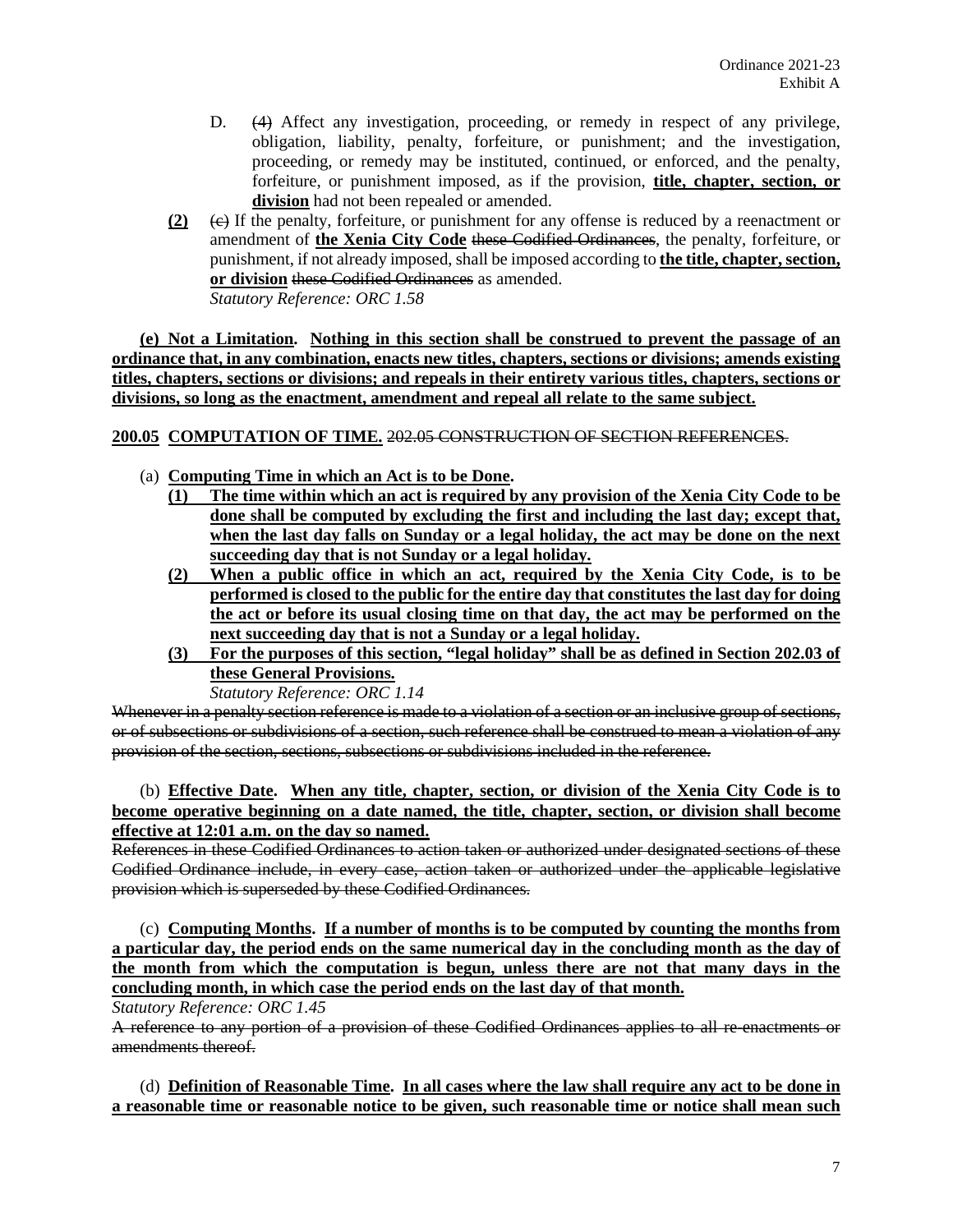D. ~~(4)~~ Affect any investigation, proceeding, or remedy in respect of any privilege, obligation, liability, penalty, forfeiture, or punishment; and the investigation, proceeding, or remedy may be instituted, continued, or enforced, and the penalty, forfeiture, or punishment imposed, as if the provision, **<u>title, chapter, section, or division</u>** had not been repealed or amended.

**<u>(2)</u>** ~~(c)~~ If the penalty, forfeiture, or punishment for any offense is reduced by a reenactment or amendment of **<u>the Xenia City Code</u>** ~~these Codified Ordinances~~, the penalty, forfeiture, or punishment, if not already imposed, shall be imposed according to **<u>the title, chapter, section, or division</u>** ~~these Codified Ordinances~~ as amended.
*Statutory Reference: ORC 1.58*

**<u>(e) Not a Limitation. Nothing in this section shall be construed to prevent the passage of an ordinance that, in any combination, enacts new titles, chapters, sections or divisions; amends existing titles, chapters, sections or divisions; and repeals in their entirety various titles, chapters, sections or divisions, so long as the enactment, amendment and repeal all relate to the same subject.</u>**

**<u>200.05 COMPUTATION OF TIME.</u>** ~~202.05 CONSTRUCTION OF SECTION REFERENCES.~~

(a) **<u>Computing Time in which an Act is to be Done.</u>**

**<u>(1) The time within which an act is required by any provision of the Xenia City Code to be done shall be computed by excluding the first and including the last day; except that, when the last day falls on Sunday or a legal holiday, the act may be done on the next succeeding day that is not Sunday or a legal holiday.</u>**

**<u>(2) When a public office in which an act, required by the Xenia City Code, is to be performed is closed to the public for the entire day that constitutes the last day for doing the act or before its usual closing time on that day, the act may be performed on the next succeeding day that is not a Sunday or a legal holiday.</u>**

**<u>(3) For the purposes of this section, "legal holiday" shall be as defined in Section 202.03 of these General Provisions.</u>**
*Statutory Reference: ORC 1.14*

~~Whenever in a penalty section reference is made to a violation of a section or an inclusive group of sections, or of subsections or subdivisions of a section, such reference shall be construed to mean a violation of any provision of the section, sections, subsections or subdivisions included in the reference.~~

(b) **<u>Effective Date. When any title, chapter, section, or division of the Xenia City Code is to become operative beginning on a date named, the title, chapter, section, or division shall become effective at 12:01 a.m. on the day so named.</u>**

~~References in these Codified Ordinances to action taken or authorized under designated sections of these Codified Ordinance include, in every case, action taken or authorized under the applicable legislative provision which is superseded by these Codified Ordinances.~~

(c) **<u>Computing Months. If a number of months is to be computed by counting the months from a particular day, the period ends on the same numerical day in the concluding month as the day of the month from which the computation is begun, unless there are not that many days in the concluding month, in which case the period ends on the last day of that month.</u>**
*Statutory Reference: ORC 1.45*

~~A reference to any portion of a provision of these Codified Ordinances applies to all re-enactments or amendments thereof.~~

(d) **<u>Definition of Reasonable Time. In all cases where the law shall require any act to be done in a reasonable time or reasonable notice to be given, such reasonable time or notice shall mean such</u>**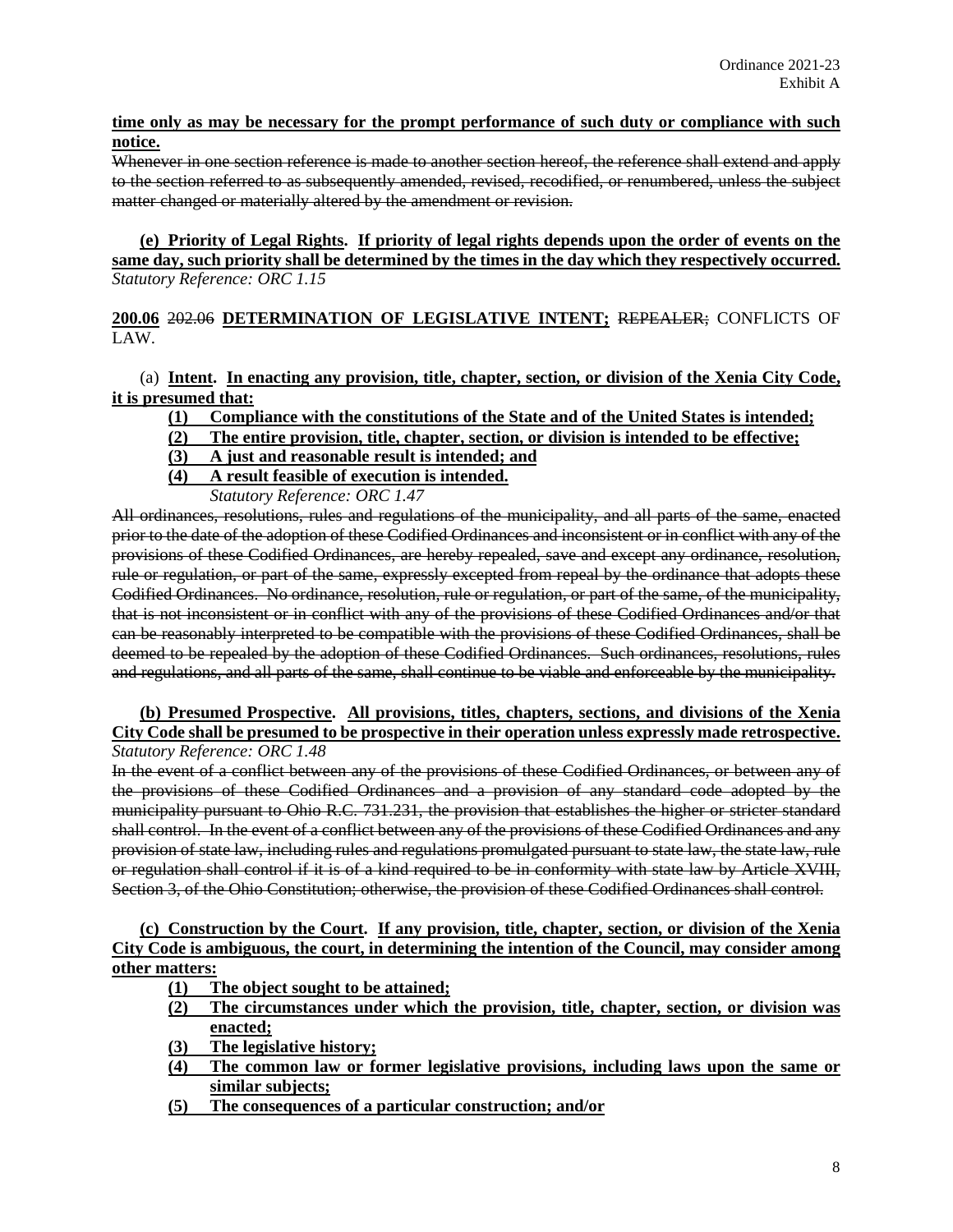**time only as may be necessary for the prompt performance of such duty or compliance with such notice.**

~~Whenever in one section reference is made to another section hereof, the reference shall extend and apply to the section referred to as subsequently amended, revised, recodified, or renumbered, unless the subject matter changed or materially altered by the amendment or revision.~~

**(e) Priority of Legal Rights. If priority of legal rights depends upon the order of events on the same day, such priority shall be determined by the times in the day which they respectively occurred.**
*Statutory Reference: ORC 1.15*

**200.06** ~~202.06~~ **DETERMINATION OF LEGISLATIVE INTENT;** ~~REPEALER;~~ CONFLICTS OF LAW.

(a) **Intent. In enacting any provision, title, chapter, section, or division of the Xenia City Code, it is presumed that:**

**(1) Compliance with the constitutions of the State and of the United States is intended;**
**(2) The entire provision, title, chapter, section, or division is intended to be effective;**
**(3) A just and reasonable result is intended; and**
**(4) A result feasible of execution is intended.**
*Statutory Reference: ORC 1.47*

~~All ordinances, resolutions, rules and regulations of the municipality, and all parts of the same, enacted prior to the date of the adoption of these Codified Ordinances and inconsistent or in conflict with any of the provisions of these Codified Ordinances, are hereby repealed, save and except any ordinance, resolution, rule or regulation, or part of the same, expressly excepted from repeal by the ordinance that adopts these Codified Ordinances. No ordinance, resolution, rule or regulation, or part of the same, of the municipality, that is not inconsistent or in conflict with any of the provisions of these Codified Ordinances and/or that can be reasonably interpreted to be compatible with the provisions of these Codified Ordinances, shall be deemed to be repealed by the adoption of these Codified Ordinances. Such ordinances, resolutions, rules and regulations, and all parts of the same, shall continue to be viable and enforceable by the municipality.~~

**(b) Presumed Prospective. All provisions, titles, chapters, sections, and divisions of the Xenia City Code shall be presumed to be prospective in their operation unless expressly made retrospective.**
*Statutory Reference: ORC 1.48*

~~In the event of a conflict between any of the provisions of these Codified Ordinances, or between any of the provisions of these Codified Ordinances and a provision of any standard code adopted by the municipality pursuant to Ohio R.C. 731.231, the provision that establishes the higher or stricter standard shall control. In the event of a conflict between any of the provisions of these Codified Ordinances and any provision of state law, including rules and regulations promulgated pursuant to state law, the state law, rule or regulation shall control if it is of a kind required to be in conformity with state law by Article XVIII, Section 3, of the Ohio Constitution; otherwise, the provision of these Codified Ordinances shall control.~~

**(c) Construction by the Court. If any provision, title, chapter, section, or division of the Xenia City Code is ambiguous, the court, in determining the intention of the Council, may consider among other matters:**

**(1) The object sought to be attained;**
**(2) The circumstances under which the provision, title, chapter, section, or division was enacted;**
**(3) The legislative history;**
**(4) The common law or former legislative provisions, including laws upon the same or similar subjects;**
**(5) The consequences of a particular construction; and/or**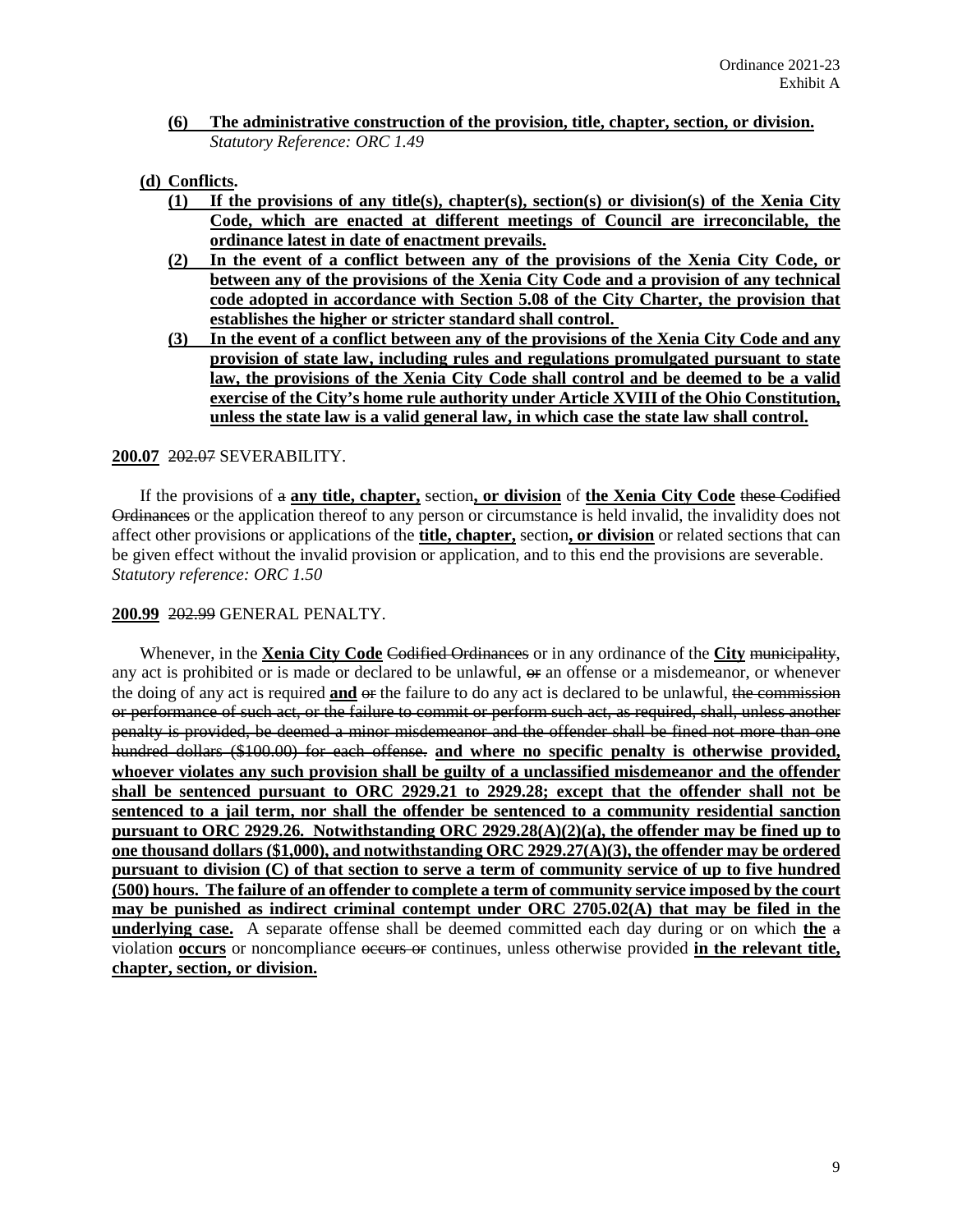**(6) The administrative construction of the provision, title, chapter, section, or division.**
*Statutory Reference: ORC 1.49*

**(d) Conflicts.**

**(1) If the provisions of any title(s), chapter(s), section(s) or division(s) of the Xenia City Code, which are enacted at different meetings of Council are irreconcilable, the ordinance latest in date of enactment prevails.**

**(2) In the event of a conflict between any of the provisions of the Xenia City Code, or between any of the provisions of the Xenia City Code and a provision of any technical code adopted in accordance with Section 5.08 of the City Charter, the provision that establishes the higher or stricter standard shall control.**

**(3) In the event of a conflict between any of the provisions of the Xenia City Code and any provision of state law, including rules and regulations promulgated pursuant to state law, the provisions of the Xenia City Code shall control and be deemed to be a valid exercise of the City's home rule authority under Article XVIII of the Ohio Constitution, unless the state law is a valid general law, in which case the state law shall control.**

**200.07** ~~202.07~~ SEVERABILITY.

If the provisions of ~~a~~ **any title, chapter,** section**, or division** of **the Xenia City Code** ~~these Codified Ordinances~~ or the application thereof to any person or circumstance is held invalid, the invalidity does not affect other provisions or applications of the **title, chapter,** section**, or division** or related sections that can be given effect without the invalid provision or application, and to this end the provisions are severable.
*Statutory reference: ORC 1.50*

**200.99** ~~202.99~~ GENERAL PENALTY.

Whenever, in the **Xenia City Code** ~~Codified Ordinances~~ or in any ordinance of the **City** ~~municipality~~, any act is prohibited or is made or declared to be unlawful, ~~or~~ an offense or a misdemeanor, or whenever the doing of any act is required **and** ~~or~~ the failure to do any act is declared to be unlawful, ~~the commission or performance of such act, or the failure to commit or perform such act, as required, shall, unless another penalty is provided, be deemed a minor misdemeanor and the offender shall be fined not more than one hundred dollars ($100.00) for each offense.~~ **and where no specific penalty is otherwise provided, whoever violates any such provision shall be guilty of a unclassified misdemeanor and the offender shall be sentenced pursuant to ORC 2929.21 to 2929.28; except that the offender shall not be sentenced to a jail term, nor shall the offender be sentenced to a community residential sanction pursuant to ORC 2929.26. Notwithstanding ORC 2929.28(A)(2)(a), the offender may be fined up to one thousand dollars ($1,000), and notwithstanding ORC 2929.27(A)(3), the offender may be ordered pursuant to division (C) of that section to serve a term of community service of up to five hundred (500) hours. The failure of an offender to complete a term of community service imposed by the court may be punished as indirect criminal contempt under ORC 2705.02(A) that may be filed in the underlying case.** A separate offense shall be deemed committed each day during or on which **the** ~~a~~ violation **occurs** or noncompliance ~~occurs or~~ continues, unless otherwise provided **in the relevant title, chapter, section, or division.**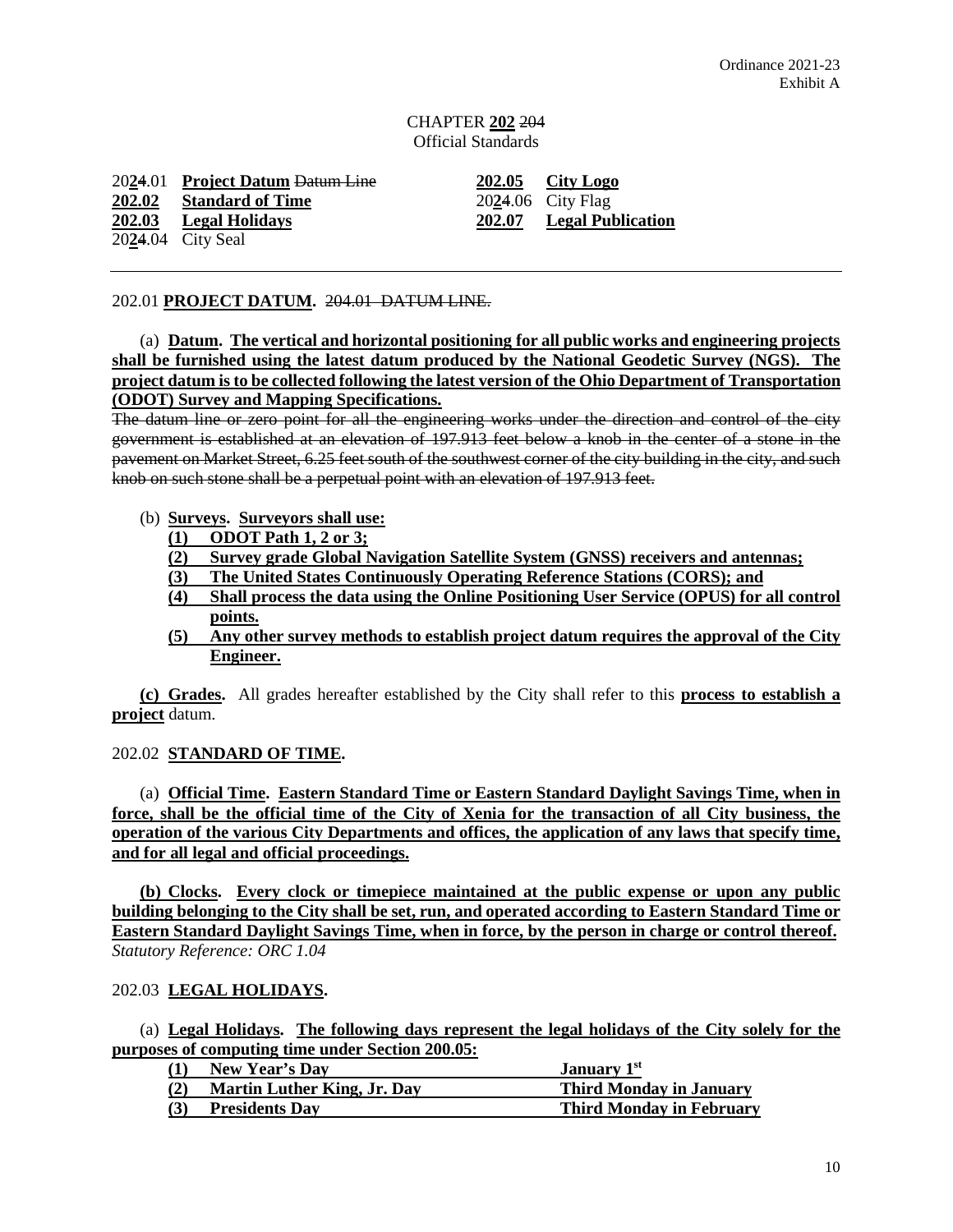Ordinance 2021-23
Exhibit A

# CHAPTER **202** ~~204~~
## Official Standards

| | | | |
|---|---|---|---|
| 20**2**~~4~~.01 | **Project Datum** ~~Datum Line~~ | **202.05** | **City Logo** |
| **202.02** | **Standard of Time** | 20**2**~~4~~.06 | City Flag |
| **202.03** | **Legal Holidays** | **202.07** | **Legal Publication** |
| 20**2**~~4~~.04 | City Seal | | |

---

202.01 **PROJECT DATUM.** ~~204.01 DATUM LINE.~~

(a) **Datum. The vertical and horizontal positioning for all public works and engineering projects shall be furnished using the latest datum produced by the National Geodetic Survey (NGS). The project datum is to be collected following the latest version of the Ohio Department of Transportation (ODOT) Survey and Mapping Specifications.**
~~The datum line or zero point for all the engineering works under the direction and control of the city government is established at an elevation of 197.913 feet below a knob in the center of a stone in the pavement on Market Street, 6.25 feet south of the southwest corner of the city building in the city, and such knob on such stone shall be a perpetual point with an elevation of 197.913 feet.~~

(b) **Surveys. Surveyors shall use:**

**(1) ODOT Path 1, 2 or 3;**

**(2) Survey grade Global Navigation Satellite System (GNSS) receivers and antennas;**

**(3) The United States Continuously Operating Reference Stations (CORS); and**

**(4) Shall process the data using the Online Positioning User Service (OPUS) for all control points.**

**(5) Any other survey methods to establish project datum requires the approval of the City Engineer.**

**(c) Grades.** All grades hereafter established by the City shall refer to this **process to establish a project** datum.

202.02 **STANDARD OF TIME.**

(a) **Official Time. Eastern Standard Time or Eastern Standard Daylight Savings Time, when in force, shall be the official time of the City of Xenia for the transaction of all City business, the operation of the various City Departments and offices, the application of any laws that specify time, and for all legal and official proceedings.**

**(b) Clocks. Every clock or timepiece maintained at the public expense or upon any public building belonging to the City shall be set, run, and operated according to Eastern Standard Time or Eastern Standard Daylight Savings Time, when in force, by the person in charge or control thereof.**
*Statutory Reference: ORC 1.04*

202.03 **LEGAL HOLIDAYS.**

(a) **Legal Holidays. The following days represent the legal holidays of the City solely for the purposes of computing time under Section 200.05:**

| | | |
|---|---|---|
| **(1)** | **New Year's Day** | **January 1st** |
| **(2)** | **Martin Luther King, Jr. Day** | **Third Monday in January** |
| **(3)** | **Presidents Day** | **Third Monday in February** |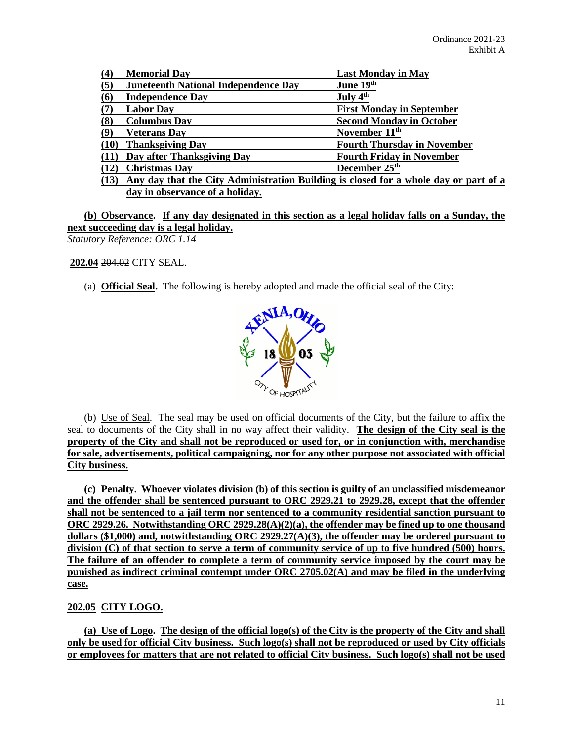| (4) | Memorial Day | Last Monday in May |
|---|---|---|
| (5) | Juneteenth National Independence Day | June 19th |
| (6) | Independence Day | July 4th |
| (7) | Labor Day | First Monday in September |
| (8) | Columbus Day | Second Monday in October |
| (9) | Veterans Day | November 11th |
| (10) | Thanksgiving Day | Fourth Thursday in November |
| (11) | Day after Thanksgiving Day | Fourth Friday in November |
| (12) | Christmas Day | December 25th |
| (13) | Any day that the City Administration Building is closed for a whole day or part of a day in observance of a holiday. | |

**(b) Observance. If any day designated in this section as a legal holiday falls on a Sunday, the next succeeding day is a legal holiday.**

*Statutory Reference: ORC 1.14*

**202.04** ~~204.02~~ CITY SEAL.

(a) **Official Seal.** The following is hereby adopted and made the official seal of the City:

(b) Use of Seal. The seal may be used on official documents of the City, but the failure to affix the seal to documents of the City shall in no way affect their validity. **The design of the City seal is the property of the City and shall not be reproduced or used for, or in conjunction with, merchandise for sale, advertisements, political campaigning, nor for any other purpose not associated with official City business.**

**(c) Penalty. Whoever violates division (b) of this section is guilty of an unclassified misdemeanor and the offender shall be sentenced pursuant to ORC 2929.21 to 2929.28, except that the offender shall not be sentenced to a jail term nor sentenced to a community residential sanction pursuant to ORC 2929.26. Notwithstanding ORC 2929.28(A)(2)(a), the offender may be fined up to one thousand dollars ($1,000) and, notwithstanding ORC 2929.27(A)(3), the offender may be ordered pursuant to division (C) of that section to serve a term of community service of up to five hundred (500) hours. The failure of an offender to complete a term of community service imposed by the court may be punished as indirect criminal contempt under ORC 2705.02(A) and may be filed in the underlying case.**

**202.05 CITY LOGO.**

**(a) Use of Logo. The design of the official logo(s) of the City is the property of the City and shall only be used for official City business. Such logo(s) shall not be reproduced or used by City officials or employees for matters that are not related to official City business. Such logo(s) shall not be used**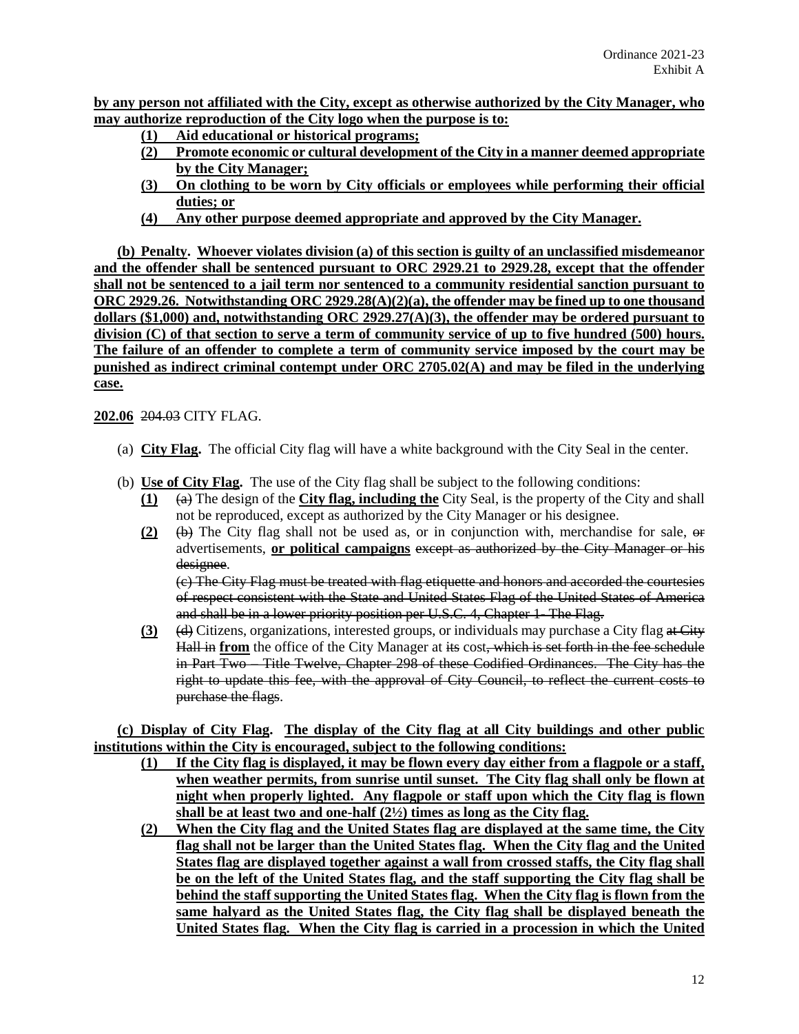**by any person not affiliated with the City, except as otherwise authorized by the City Manager, who may authorize reproduction of the City logo when the purpose is to:**

- **(1) Aid educational or historical programs;**
- **(2) Promote economic or cultural development of the City in a manner deemed appropriate by the City Manager;**
- **(3) On clothing to be worn by City officials or employees while performing their official duties; or**
- **(4) Any other purpose deemed appropriate and approved by the City Manager.**

**(b) Penalty. Whoever violates division (a) of this section is guilty of an unclassified misdemeanor and the offender shall be sentenced pursuant to ORC 2929.21 to 2929.28, except that the offender shall not be sentenced to a jail term nor sentenced to a community residential sanction pursuant to ORC 2929.26. Notwithstanding ORC 2929.28(A)(2)(a), the offender may be fined up to one thousand dollars ($1,000) and, notwithstanding ORC 2929.27(A)(3), the offender may be ordered pursuant to division (C) of that section to serve a term of community service of up to five hundred (500) hours. The failure of an offender to complete a term of community service imposed by the court may be punished as indirect criminal contempt under ORC 2705.02(A) and may be filed in the underlying case.**

**202.06** ~~204.03~~ CITY FLAG.

(a) **City Flag.** The official City flag will have a white background with the City Seal in the center.

(b) **Use of City Flag.** The use of the City flag shall be subject to the following conditions:

- **(1)** ~~(a)~~ The design of the **City flag, including the** City Seal, is the property of the City and shall not be reproduced, except as authorized by the City Manager or his designee.
- **(2)** ~~(b)~~ The City flag shall not be used as, or in conjunction with, merchandise for sale, ~~or~~ advertisements, **or political campaigns** ~~except as authorized by the City Manager or his designee~~.

  ~~(c) The City Flag must be treated with flag etiquette and honors and accorded the courtesies of respect consistent with the State and United States Flag of the United States of America and shall be in a lower priority position per U.S.C. 4, Chapter 1- The Flag.~~
- **(3)** ~~(d)~~ Citizens, organizations, interested groups, or individuals may purchase a City flag ~~at City Hall in~~ **from** the office of the City Manager at ~~its~~ cost~~, which is set forth in the fee schedule in Part Two – Title Twelve, Chapter 298 of these Codified Ordinances. The City has the right to update this fee, with the approval of City Council, to reflect the current costs to purchase the flags~~.

**(c) Display of City Flag. The display of the City flag at all City buildings and other public institutions within the City is encouraged, subject to the following conditions:**

- **(1) If the City flag is displayed, it may be flown every day either from a flagpole or a staff, when weather permits, from sunrise until sunset. The City flag shall only be flown at night when properly lighted. Any flagpole or staff upon which the City flag is flown shall be at least two and one-half (2½) times as long as the City flag.**
- **(2) When the City flag and the United States flag are displayed at the same time, the City flag shall not be larger than the United States flag. When the City flag and the United States flag are displayed together against a wall from crossed staffs, the City flag shall be on the left of the United States flag, and the staff supporting the City flag shall be behind the staff supporting the United States flag. When the City flag is flown from the same halyard as the United States flag, the City flag shall be displayed beneath the United States flag. When the City flag is carried in a procession in which the United**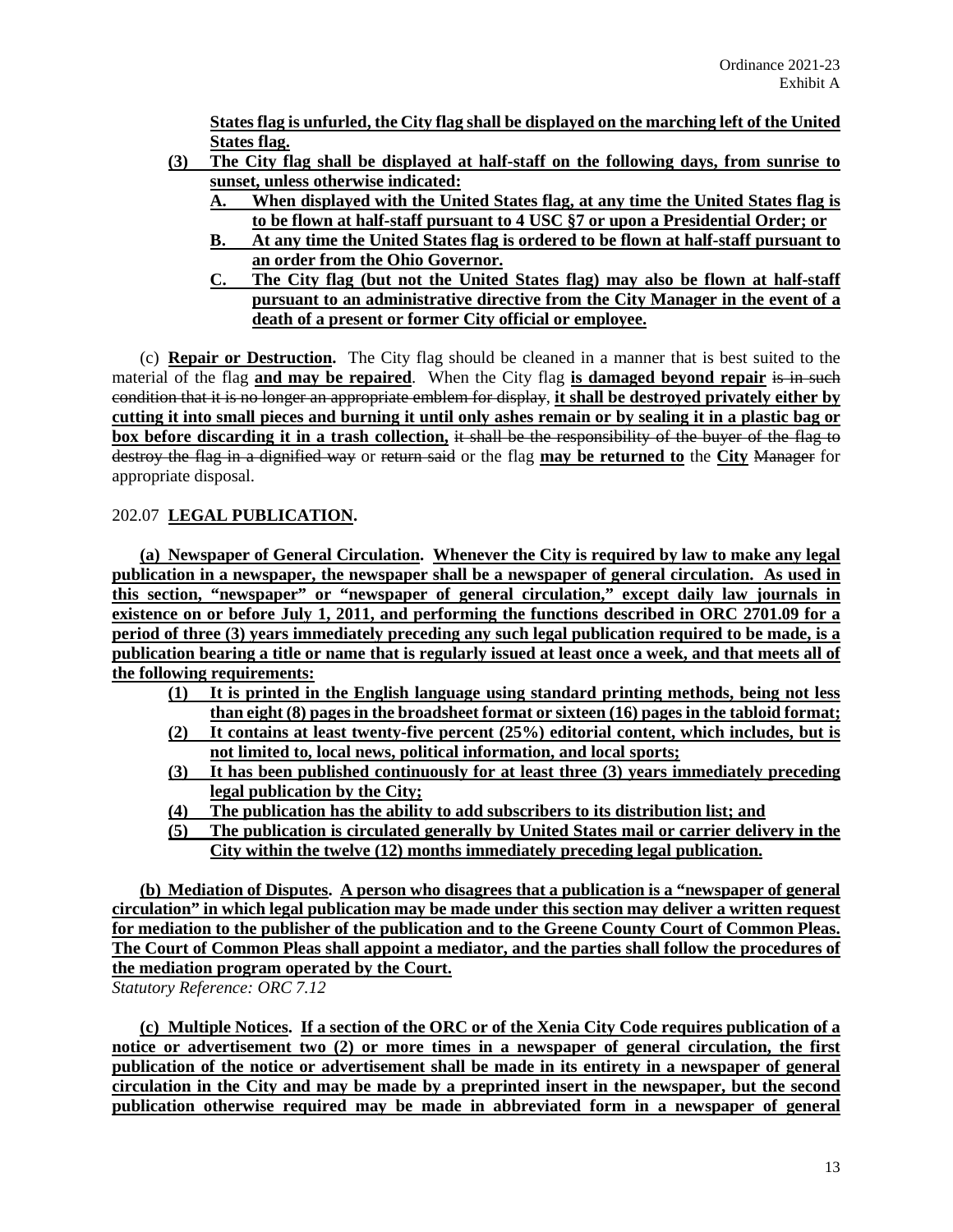**States flag is unfurled, the City flag shall be displayed on the marching left of the United States flag.**

**(3) The City flag shall be displayed at half-staff on the following days, from sunrise to sunset, unless otherwise indicated:**

**A. When displayed with the United States flag, at any time the United States flag is to be flown at half-staff pursuant to 4 USC §7 or upon a Presidential Order; or**

**B. At any time the United States flag is ordered to be flown at half-staff pursuant to an order from the Ohio Governor.**

**C. The City flag (but not the United States flag) may also be flown at half-staff pursuant to an administrative directive from the City Manager in the event of a death of a present or former City official or employee.**

(c) **Repair or Destruction.** The City flag should be cleaned in a manner that is best suited to the material of the flag **and may be repaired**. When the City flag **is damaged beyond repair** ~~is in such condition that it is no longer an appropriate emblem for display~~, **it shall be destroyed privately either by cutting it into small pieces and burning it until only ashes remain or by sealing it in a plastic bag or box before discarding it in a trash collection,** ~~it shall be the responsibility of the buyer of the flag to destroy the flag in a dignified way~~ or ~~return said~~ or the flag **may be returned to** the **City** ~~Manager~~ for appropriate disposal.

202.07 **LEGAL PUBLICATION.**

**(a) Newspaper of General Circulation. Whenever the City is required by law to make any legal publication in a newspaper, the newspaper shall be a newspaper of general circulation. As used in this section, "newspaper" or "newspaper of general circulation," except daily law journals in existence on or before July 1, 2011, and performing the functions described in ORC 2701.09 for a period of three (3) years immediately preceding any such legal publication required to be made, is a publication bearing a title or name that is regularly issued at least once a week, and that meets all of the following requirements:**

**(1) It is printed in the English language using standard printing methods, being not less than eight (8) pages in the broadsheet format or sixteen (16) pages in the tabloid format;**

**(2) It contains at least twenty-five percent (25%) editorial content, which includes, but is not limited to, local news, political information, and local sports;**

**(3) It has been published continuously for at least three (3) years immediately preceding legal publication by the City;**

**(4) The publication has the ability to add subscribers to its distribution list; and**

**(5) The publication is circulated generally by United States mail or carrier delivery in the City within the twelve (12) months immediately preceding legal publication.**

**(b) Mediation of Disputes. A person who disagrees that a publication is a "newspaper of general circulation" in which legal publication may be made under this section may deliver a written request for mediation to the publisher of the publication and to the Greene County Court of Common Pleas. The Court of Common Pleas shall appoint a mediator, and the parties shall follow the procedures of the mediation program operated by the Court.**

*Statutory Reference: ORC 7.12*

**(c) Multiple Notices. If a section of the ORC or of the Xenia City Code requires publication of a notice or advertisement two (2) or more times in a newspaper of general circulation, the first publication of the notice or advertisement shall be made in its entirety in a newspaper of general circulation in the City and may be made by a preprinted insert in the newspaper, but the second publication otherwise required may be made in abbreviated form in a newspaper of general**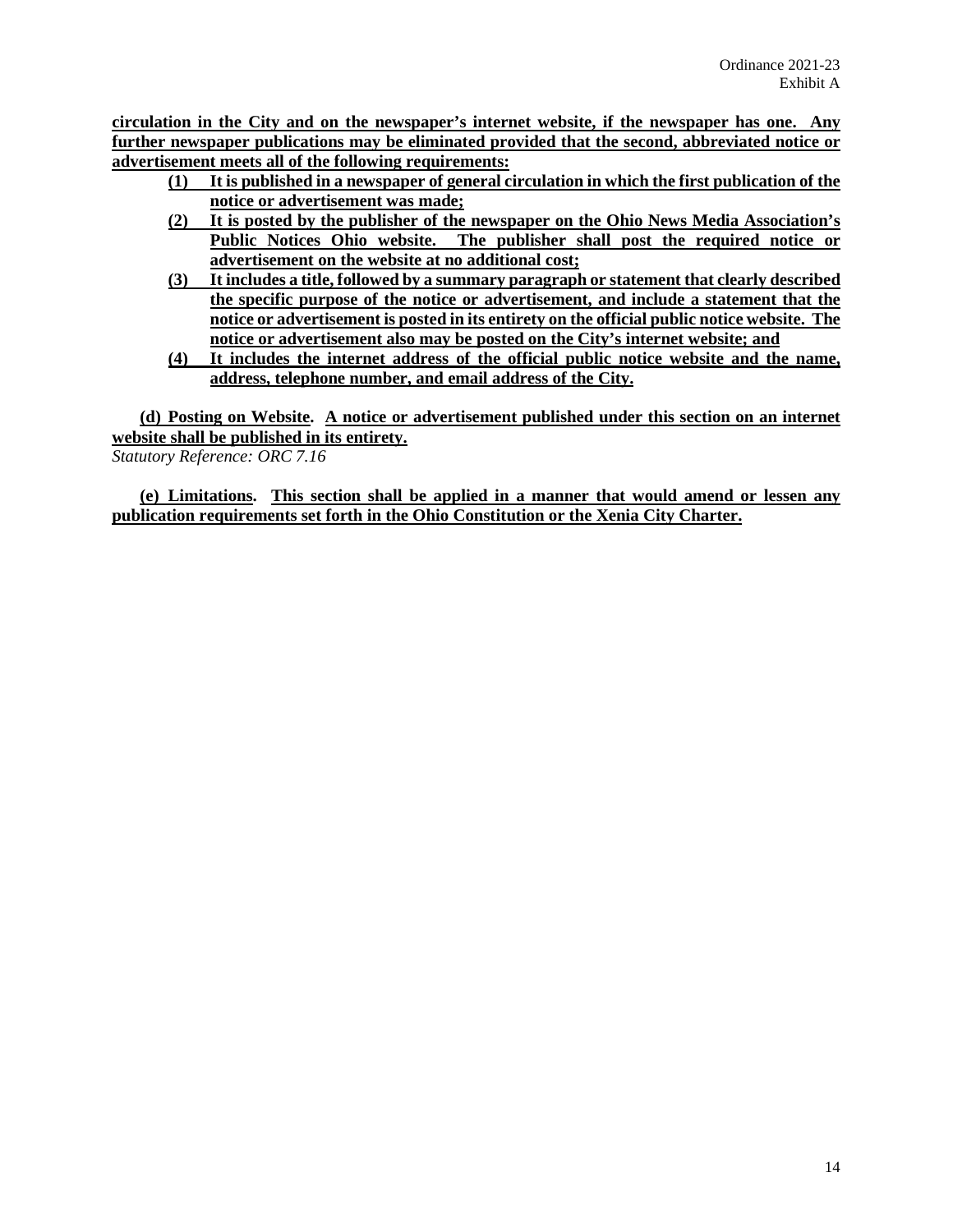**circulation in the City and on the newspaper's internet website, if the newspaper has one. Any further newspaper publications may be eliminated provided that the second, abbreviated notice or advertisement meets all of the following requirements:**

- **(1) It is published in a newspaper of general circulation in which the first publication of the notice or advertisement was made;**
- **(2) It is posted by the publisher of the newspaper on the Ohio News Media Association's Public Notices Ohio website. The publisher shall post the required notice or advertisement on the website at no additional cost;**
- **(3) It includes a title, followed by a summary paragraph or statement that clearly described the specific purpose of the notice or advertisement, and include a statement that the notice or advertisement is posted in its entirety on the official public notice website. The notice or advertisement also may be posted on the City's internet website; and**
- **(4) It includes the internet address of the official public notice website and the name, address, telephone number, and email address of the City.**

**(d) Posting on Website. A notice or advertisement published under this section on an internet website shall be published in its entirety.**

*Statutory Reference: ORC 7.16*

**(e) Limitations. This section shall be applied in a manner that would amend or lessen any publication requirements set forth in the Ohio Constitution or the Xenia City Charter.**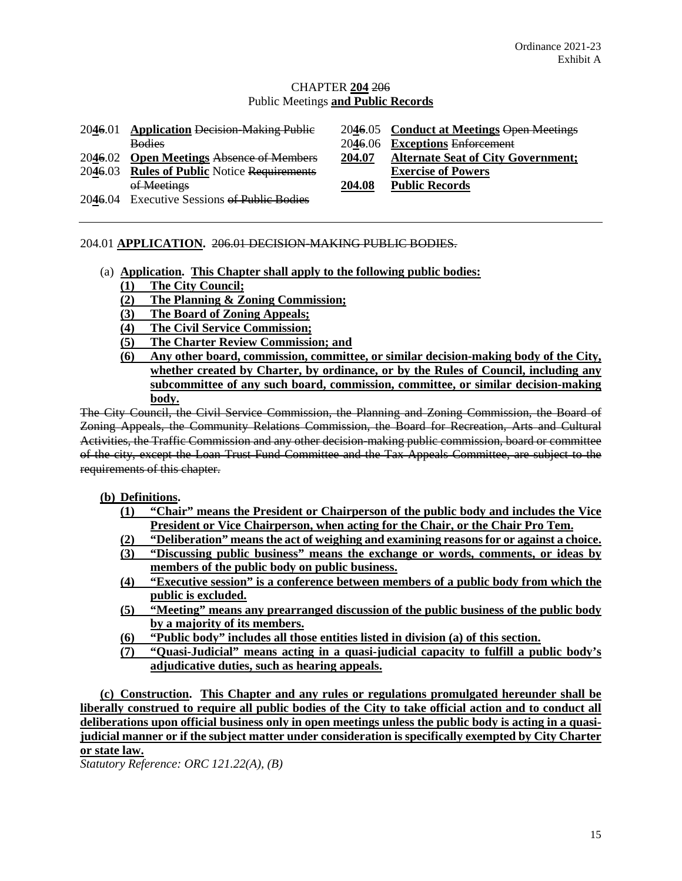Ordinance 2021-23
Exhibit A

# CHAPTER **204** ~~206~~
## Public Meetings **and Public Records**

| | | | |
|---|---|---|---|
| 20**4**~~6~~.01 | **Application** ~~Decision-Making Public Bodies~~ | 20**4**~~6~~.05 | **Conduct at Meetings** ~~Open Meetings~~ |
| 20**4**~~6~~.02 | **Open Meetings** ~~Absence of Members~~ | 20**4**~~6~~.06 | **Exceptions** ~~Enforcement~~ |
| 20**4**~~6~~.03 | **Rules of Public** Notice ~~Requirements of Meetings~~ | **204.07** | **Alternate Seat of City Government; Exercise of Powers** |
| 20**4**~~6~~.04 | Executive Sessions ~~of Public Bodies~~ | **204.08** | **Public Records** |

---

204.01 **APPLICATION.** ~~206.01 DECISION-MAKING PUBLIC BODIES.~~

(a) **Application. This Chapter shall apply to the following public bodies:**
- **(1) The City Council;**
- **(2) The Planning & Zoning Commission;**
- **(3) The Board of Zoning Appeals;**
- **(4) The Civil Service Commission;**
- **(5) The Charter Review Commission; and**
- **(6) Any other board, commission, committee, or similar decision-making body of the City, whether created by Charter, by ordinance, or by the Rules of Council, including any subcommittee of any such board, commission, committee, or similar decision-making body.**

~~The City Council, the Civil Service Commission, the Planning and Zoning Commission, the Board of Zoning Appeals, the Community Relations Commission, the Board for Recreation, Arts and Cultural Activities, the Traffic Commission and any other decision-making public commission, board or committee of the city, except the Loan Trust Fund Committee and the Tax Appeals Committee, are subject to the requirements of this chapter.~~

**(b) Definitions.**
- **(1) "Chair" means the President or Chairperson of the public body and includes the Vice President or Vice Chairperson, when acting for the Chair, or the Chair Pro Tem.**
- **(2) "Deliberation" means the act of weighing and examining reasons for or against a choice.**
- **(3) "Discussing public business" means the exchange or words, comments, or ideas by members of the public body on public business.**
- **(4) "Executive session" is a conference between members of a public body from which the public is excluded.**
- **(5) "Meeting" means any prearranged discussion of the public business of the public body by a majority of its members.**
- **(6) "Public body" includes all those entities listed in division (a) of this section.**
- **(7) "Quasi-Judicial" means acting in a quasi-judicial capacity to fulfill a public body's adjudicative duties, such as hearing appeals.**

**(c) Construction. This Chapter and any rules or regulations promulgated hereunder shall be liberally construed to require all public bodies of the City to take official action and to conduct all deliberations upon official business only in open meetings unless the public body is acting in a quasi-judicial manner or if the subject matter under consideration is specifically exempted by City Charter or state law.**

*Statutory Reference: ORC 121.22(A), (B)*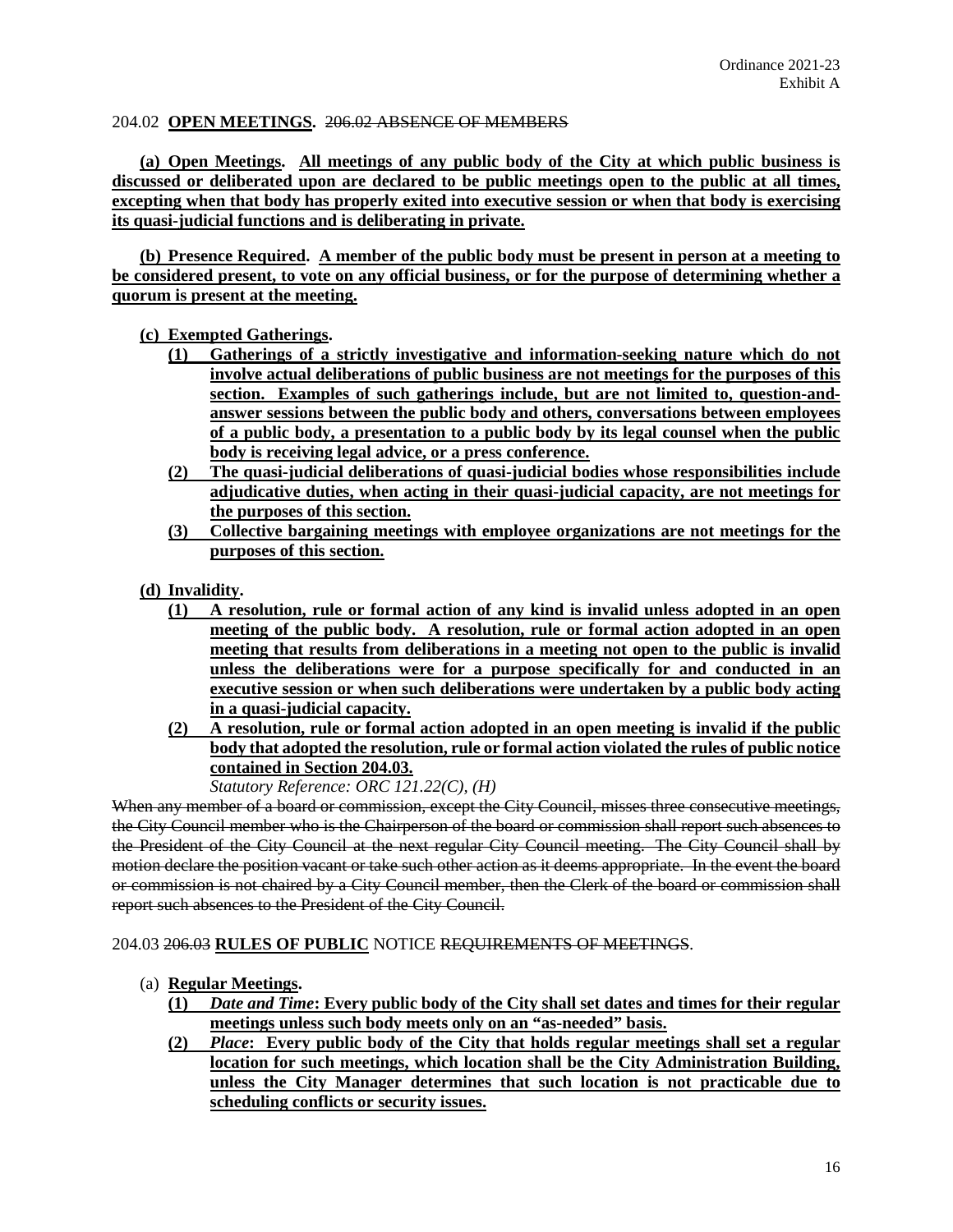Ordinance 2021-23
Exhibit A

204.02 **OPEN MEETINGS.** ~~206.02 ABSENCE OF MEMBERS~~

**(a) Open Meetings. All meetings of any public body of the City at which public business is discussed or deliberated upon are declared to be public meetings open to the public at all times, excepting when that body has properly exited into executive session or when that body is exercising its quasi-judicial functions and is deliberating in private.**

**(b) Presence Required. A member of the public body must be present in person at a meeting to be considered present, to vote on any official business, or for the purpose of determining whether a quorum is present at the meeting.**

**(c) Exempted Gatherings.**

- **(1) Gatherings of a strictly investigative and information-seeking nature which do not involve actual deliberations of public business are not meetings for the purposes of this section. Examples of such gatherings include, but are not limited to, question-and-answer sessions between the public body and others, conversations between employees of a public body, a presentation to a public body by its legal counsel when the public body is receiving legal advice, or a press conference.**
- **(2) The quasi-judicial deliberations of quasi-judicial bodies whose responsibilities include adjudicative duties, when acting in their quasi-judicial capacity, are not meetings for the purposes of this section.**
- **(3) Collective bargaining meetings with employee organizations are not meetings for the purposes of this section.**

**(d) Invalidity.**

- **(1) A resolution, rule or formal action of any kind is invalid unless adopted in an open meeting of the public body. A resolution, rule or formal action adopted in an open meeting that results from deliberations in a meeting not open to the public is invalid unless the deliberations were for a purpose specifically for and conducted in an executive session or when such deliberations were undertaken by a public body acting in a quasi-judicial capacity.**
- **(2) A resolution, rule or formal action adopted in an open meeting is invalid if the public body that adopted the resolution, rule or formal action violated the rules of public notice contained in Section 204.03.**

*Statutory Reference: ORC 121.22(C), (H)*

~~When any member of a board or commission, except the City Council, misses three consecutive meetings, the City Council member who is the Chairperson of the board or commission shall report such absences to the President of the City Council at the next regular City Council meeting. The City Council shall by motion declare the position vacant or take such other action as it deems appropriate. In the event the board or commission is not chaired by a City Council member, then the Clerk of the board or commission shall report such absences to the President of the City Council.~~

204.03 ~~206.03~~ **RULES OF PUBLIC** NOTICE ~~REQUIREMENTS OF MEETINGS~~.

(a) **Regular Meetings.**

- **(1) *Date and Time*: Every public body of the City shall set dates and times for their regular meetings unless such body meets only on an "as-needed" basis.**
- **(2) *Place*: Every public body of the City that holds regular meetings shall set a regular location for such meetings, which location shall be the City Administration Building, unless the City Manager determines that such location is not practicable due to scheduling conflicts or security issues.**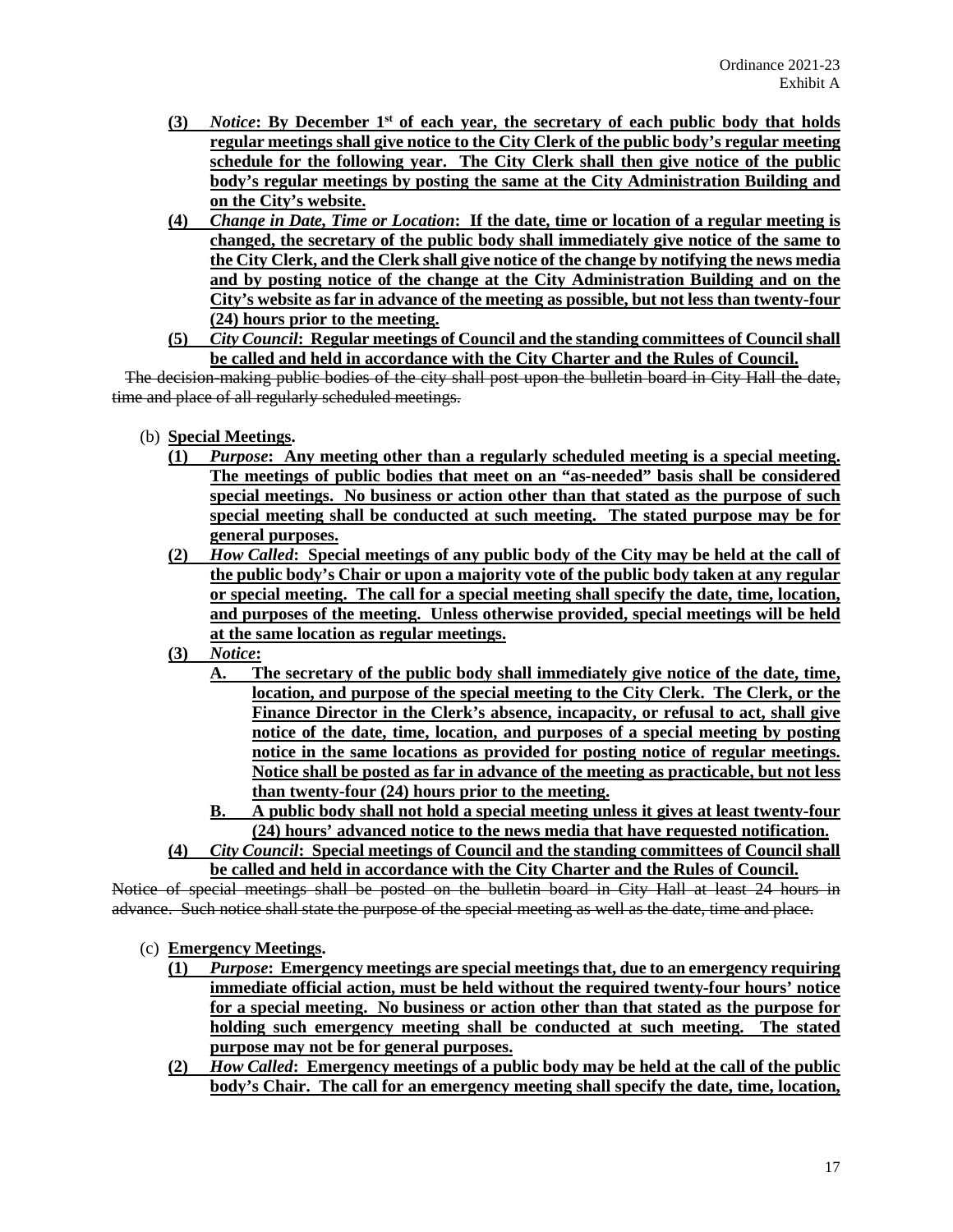**(3) *Notice*: By December 1st of each year, the secretary of each public body that holds regular meetings shall give notice to the City Clerk of the public body's regular meeting schedule for the following year. The City Clerk shall then give notice of the public body's regular meetings by posting the same at the City Administration Building and on the City's website.**

**(4) *Change in Date, Time or Location*: If the date, time or location of a regular meeting is changed, the secretary of the public body shall immediately give notice of the same to the City Clerk, and the Clerk shall give notice of the change by notifying the news media and by posting notice of the change at the City Administration Building and on the City's website as far in advance of the meeting as possible, but not less than twenty-four (24) hours prior to the meeting.**

**(5) *City Council*: Regular meetings of Council and the standing committees of Council shall be called and held in accordance with the City Charter and the Rules of Council.**

~~The decision-making public bodies of the city shall post upon the bulletin board in City Hall the date, time and place of all regularly scheduled meetings.~~

(b) **Special Meetings.**

**(1) *Purpose*: Any meeting other than a regularly scheduled meeting is a special meeting. The meetings of public bodies that meet on an "as-needed" basis shall be considered special meetings. No business or action other than that stated as the purpose of such special meeting shall be conducted at such meeting. The stated purpose may be for general purposes.**

**(2) *How Called*: Special meetings of any public body of the City may be held at the call of the public body's Chair or upon a majority vote of the public body taken at any regular or special meeting. The call for a special meeting shall specify the date, time, location, and purposes of the meeting. Unless otherwise provided, special meetings will be held at the same location as regular meetings.**

**(3) *Notice*:**

**A. The secretary of the public body shall immediately give notice of the date, time, location, and purpose of the special meeting to the City Clerk. The Clerk, or the Finance Director in the Clerk's absence, incapacity, or refusal to act, shall give notice of the date, time, location, and purposes of a special meeting by posting notice in the same locations as provided for posting notice of regular meetings. Notice shall be posted as far in advance of the meeting as practicable, but not less than twenty-four (24) hours prior to the meeting.**

**B. A public body shall not hold a special meeting unless it gives at least twenty-four (24) hours' advanced notice to the news media that have requested notification.**

**(4) *City Council*: Special meetings of Council and the standing committees of Council shall be called and held in accordance with the City Charter and the Rules of Council.**

~~Notice of special meetings shall be posted on the bulletin board in City Hall at least 24 hours in advance. Such notice shall state the purpose of the special meeting as well as the date, time and place.~~

(c) **Emergency Meetings.**

**(1) *Purpose*: Emergency meetings are special meetings that, due to an emergency requiring immediate official action, must be held without the required twenty-four hours' notice for a special meeting. No business or action other than that stated as the purpose for holding such emergency meeting shall be conducted at such meeting. The stated purpose may not be for general purposes.**

**(2) *How Called*: Emergency meetings of a public body may be held at the call of the public body's Chair. The call for an emergency meeting shall specify the date, time, location,**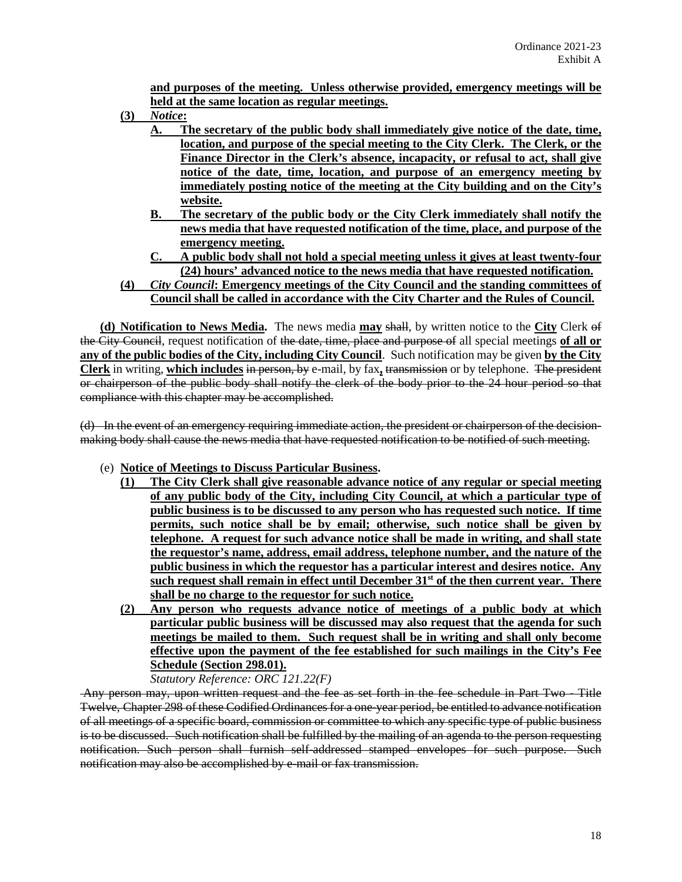**and purposes of the meeting. Unless otherwise provided, emergency meetings will be held at the same location as regular meetings.**

**(3)** ***Notice*:**

**A. The secretary of the public body shall immediately give notice of the date, time, location, and purpose of the special meeting to the City Clerk. The Clerk, or the Finance Director in the Clerk's absence, incapacity, or refusal to act, shall give notice of the date, time, location, and purpose of an emergency meeting by immediately posting notice of the meeting at the City building and on the City's website.**

**B. The secretary of the public body or the City Clerk immediately shall notify the news media that have requested notification of the time, place, and purpose of the emergency meeting.**

**C. A public body shall not hold a special meeting unless it gives at least twenty-four (24) hours' advanced notice to the news media that have requested notification.**

**(4)** ***City Council*: Emergency meetings of the City Council and the standing committees of Council shall be called in accordance with the City Charter and the Rules of Council.**

**(d) Notification to News Media.** The news media **may** ~~shall~~, by written notice to the **City** Clerk ~~of the City Council~~, request notification of ~~the date, time, place and purpose of~~ all special meetings **of all or any of the public bodies of the City, including City Council**. Such notification may be given **by the City Clerk** in writing, **which includes** ~~in person, by~~ e-mail, by fax**,** ~~transmission~~ or by telephone. ~~The president or chairperson of the public body shall notify the clerk of the body prior to the 24 hour period so that compliance with this chapter may be accomplished.~~

~~(d) In the event of an emergency requiring immediate action, the president or chairperson of the decision-making body shall cause the news media that have requested notification to be notified of such meeting.~~

(e) **Notice of Meetings to Discuss Particular Business.**

**(1) The City Clerk shall give reasonable advance notice of any regular or special meeting of any public body of the City, including City Council, at which a particular type of public business is to be discussed to any person who has requested such notice. If time permits, such notice shall be by email; otherwise, such notice shall be given by telephone. A request for such advance notice shall be made in writing, and shall state the requestor's name, address, email address, telephone number, and the nature of the public business in which the requestor has a particular interest and desires notice. Any such request shall remain in effect until December 31st of the then current year. There shall be no charge to the requestor for such notice.**

**(2) Any person who requests advance notice of meetings of a public body at which particular public business will be discussed may also request that the agenda for such meetings be mailed to them. Such request shall be in writing and shall only become effective upon the payment of the fee established for such mailings in the City's Fee Schedule (Section 298.01).**

*Statutory Reference: ORC 121.22(F)*

~~Any person may, upon written request and the fee as set forth in the fee schedule in Part Two - Title Twelve, Chapter 298 of these Codified Ordinances for a one-year period, be entitled to advance notification of all meetings of a specific board, commission or committee to which any specific type of public business is to be discussed. Such notification shall be fulfilled by the mailing of an agenda to the person requesting notification. Such person shall furnish self-addressed stamped envelopes for such purpose. Such notification may also be accomplished by e-mail or fax transmission.~~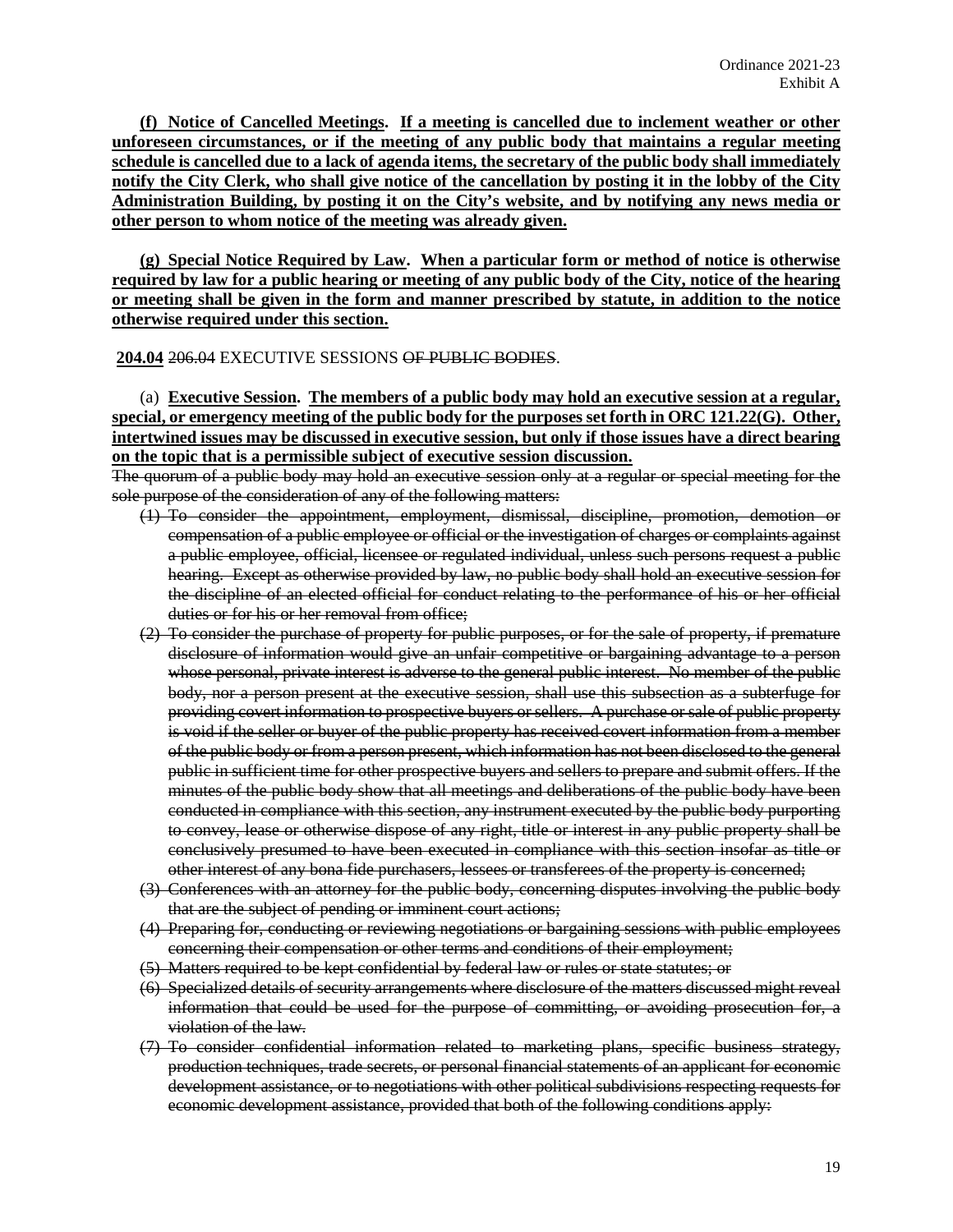**(f) Notice of Cancelled Meetings. If a meeting is cancelled due to inclement weather or other unforeseen circumstances, or if the meeting of any public body that maintains a regular meeting schedule is cancelled due to a lack of agenda items, the secretary of the public body shall immediately notify the City Clerk, who shall give notice of the cancellation by posting it in the lobby of the City Administration Building, by posting it on the City's website, and by notifying any news media or other person to whom notice of the meeting was already given.**

**(g) Special Notice Required by Law. When a particular form or method of notice is otherwise required by law for a public hearing or meeting of any public body of the City, notice of the hearing or meeting shall be given in the form and manner prescribed by statute, in addition to the notice otherwise required under this section.**

**204.04** ~~206.04~~ EXECUTIVE SESSIONS ~~OF PUBLIC BODIES~~.

(a) **Executive Session. The members of a public body may hold an executive session at a regular, special, or emergency meeting of the public body for the purposes set forth in ORC 121.22(G). Other, intertwined issues may be discussed in executive session, but only if those issues have a direct bearing on the topic that is a permissible subject of executive session discussion.**

~~The quorum of a public body may hold an executive session only at a regular or special meeting for the sole purpose of the consideration of any of the following matters:~~

~~(1) To consider the appointment, employment, dismissal, discipline, promotion, demotion or compensation of a public employee or official or the investigation of charges or complaints against a public employee, official, licensee or regulated individual, unless such persons request a public hearing. Except as otherwise provided by law, no public body shall hold an executive session for the discipline of an elected official for conduct relating to the performance of his or her official duties or for his or her removal from office;~~

~~(2) To consider the purchase of property for public purposes, or for the sale of property, if premature disclosure of information would give an unfair competitive or bargaining advantage to a person whose personal, private interest is adverse to the general public interest. No member of the public body, nor a person present at the executive session, shall use this subsection as a subterfuge for providing covert information to prospective buyers or sellers. A purchase or sale of public property is void if the seller or buyer of the public property has received covert information from a member of the public body or from a person present, which information has not been disclosed to the general public in sufficient time for other prospective buyers and sellers to prepare and submit offers. If the minutes of the public body show that all meetings and deliberations of the public body have been conducted in compliance with this section, any instrument executed by the public body purporting to convey, lease or otherwise dispose of any right, title or interest in any public property shall be conclusively presumed to have been executed in compliance with this section insofar as title or other interest of any bona fide purchasers, lessees or transferees of the property is concerned;~~

~~(3) Conferences with an attorney for the public body, concerning disputes involving the public body that are the subject of pending or imminent court actions;~~

~~(4) Preparing for, conducting or reviewing negotiations or bargaining sessions with public employees concerning their compensation or other terms and conditions of their employment;~~

~~(5) Matters required to be kept confidential by federal law or rules or state statutes; or~~

~~(6) Specialized details of security arrangements where disclosure of the matters discussed might reveal information that could be used for the purpose of committing, or avoiding prosecution for, a violation of the law.~~

~~(7) To consider confidential information related to marketing plans, specific business strategy, production techniques, trade secrets, or personal financial statements of an applicant for economic development assistance, or to negotiations with other political subdivisions respecting requests for economic development assistance, provided that both of the following conditions apply:~~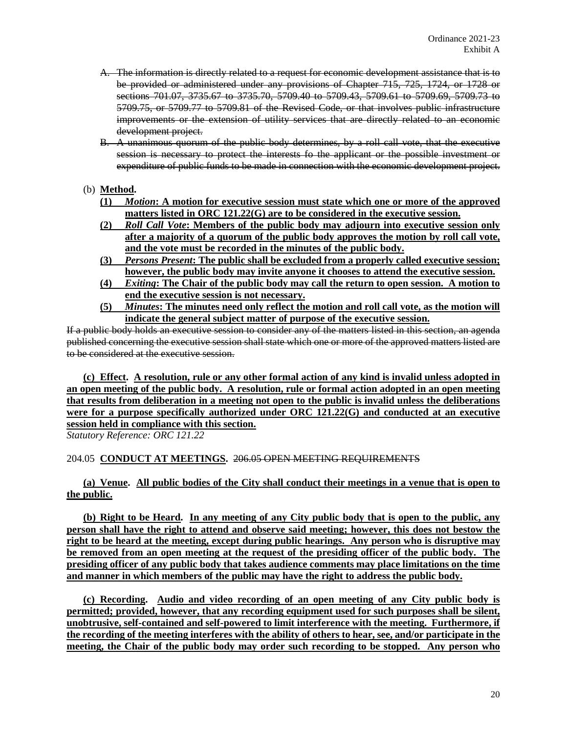A. ~~The information is directly related to a request for economic development assistance that is to be provided or administered under any provisions of Chapter 715, 725, 1724, or 1728 or sections 701.07, 3735.67 to 3735.70, 5709.40 to 5709.43, 5709.61 to 5709.69, 5709.73 to 5709.75, or 5709.77 to 5709.81 of the Revised Code, or that involves public infrastructure improvements or the extension of utility services that are directly related to an economic development project.~~

B. ~~A unanimous quorum of the public body determines, by a roll call vote, that the executive session is necessary to protect the interests fo the applicant or the possible investment or expenditure of public funds to be made in connection with the economic development project.~~

(b) <u>**Method.**</u>

<u>**(1)**</u> <u>***Motion*****: A motion for executive session must state which one or more of the approved matters listed in ORC 121.22(G) are to be considered in the executive session.**</u>

<u>**(2)**</u> <u>***Roll Call Vote*****: Members of the public body may adjourn into executive session only after a majority of a quorum of the public body approves the motion by roll call vote, and the vote must be recorded in the minutes of the public body.**</u>

<u>**(3)**</u> <u>***Persons Present*****: The public shall be excluded from a properly called executive session; however, the public body may invite anyone it chooses to attend the executive session.**</u>

<u>**(4)**</u> <u>***Exiting*****: The Chair of the public body may call the return to open session. A motion to end the executive session is not necessary.**</u>

<u>**(5)**</u> <u>***Minutes*****: The minutes need only reflect the motion and roll call vote, as the motion will indicate the general subject matter of purpose of the executive session.**</u>

~~If a public body holds an executive session to consider any of the matters listed in this section, an agenda published concerning the executive session shall state which one or more of the approved matters listed are to be considered at the executive session.~~

**(c) Effect.** <u>**A resolution, rule or any other formal action of any kind is invalid unless adopted in an open meeting of the public body. A resolution, rule or formal action adopted in an open meeting that results from deliberation in a meeting not open to the public is invalid unless the deliberations were for a purpose specifically authorized under ORC 121.22(G) and conducted at an executive session held in compliance with this section.**</u>

*Statutory Reference: ORC 121.22*

204.05 <u>**CONDUCT AT MEETINGS.**</u> ~~206.05 OPEN MEETING REQUIREMENTS~~

<u>**(a) Venue.**</u> <u>**All public bodies of the City shall conduct their meetings in a venue that is open to the public.**</u>

<u>**(b) Right to be Heard.**</u> <u>**In any meeting of any City public body that is open to the public, any person shall have the right to attend and observe said meeting; however, this does not bestow the right to be heard at the meeting, except during public hearings. Any person who is disruptive may be removed from an open meeting at the request of the presiding officer of the public body. The presiding officer of any public body that takes audience comments may place limitations on the time and manner in which members of the public may have the right to address the public body.**</u>

<u>**(c) Recording.**</u> <u>**Audio and video recording of an open meeting of any City public body is permitted; provided, however, that any recording equipment used for such purposes shall be silent, unobtrusive, self-contained and self-powered to limit interference with the meeting. Furthermore, if the recording of the meeting interferes with the ability of others to hear, see, and/or participate in the meeting, the Chair of the public body may order such recording to be stopped. Any person who**</u>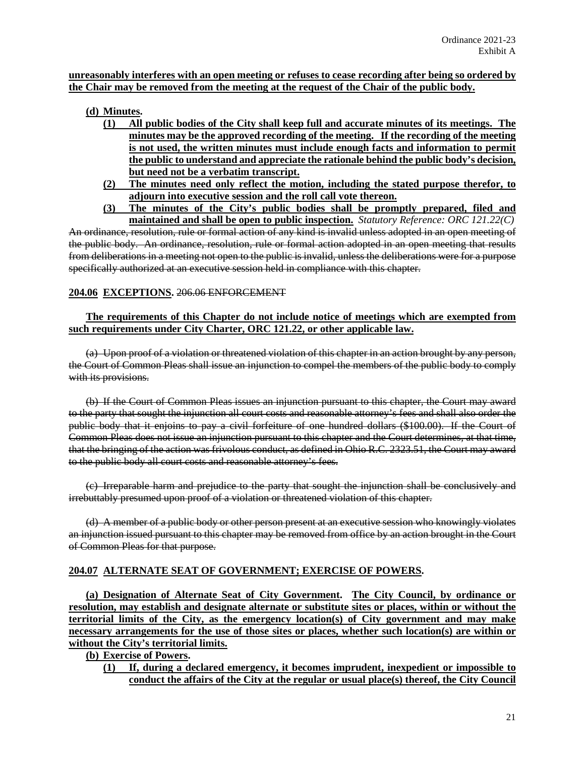**unreasonably interferes with an open meeting or refuses to cease recording after being so ordered by the Chair may be removed from the meeting at the request of the Chair of the public body.**

**(d) Minutes.**

**(1) All public bodies of the City shall keep full and accurate minutes of its meetings. The minutes may be the approved recording of the meeting. If the recording of the meeting is not used, the written minutes must include enough facts and information to permit the public to understand and appreciate the rationale behind the public body's decision, but need not be a verbatim transcript.**

**(2) The minutes need only reflect the motion, including the stated purpose therefor, to adjourn into executive session and the roll call vote thereon.**

**(3) The minutes of the City's public bodies shall be promptly prepared, filed and maintained and shall be open to public inspection.** *Statutory Reference: ORC 121.22(C)*

~~An ordinance, resolution, rule or formal action of any kind is invalid unless adopted in an open meeting of the public body. An ordinance, resolution, rule or formal action adopted in an open meeting that results from deliberations in a meeting not open to the public is invalid, unless the deliberations were for a purpose specifically authorized at an executive session held in compliance with this chapter.~~

**204.06 EXCEPTIONS.** ~~206.06 ENFORCEMENT~~

**The requirements of this Chapter do not include notice of meetings which are exempted from such requirements under City Charter, ORC 121.22, or other applicable law.**

~~(a) Upon proof of a violation or threatened violation of this chapter in an action brought by any person, the Court of Common Pleas shall issue an injunction to compel the members of the public body to comply with its provisions.~~

~~(b) If the Court of Common Pleas issues an injunction pursuant to this chapter, the Court may award to the party that sought the injunction all court costs and reasonable attorney's fees and shall also order the public body that it enjoins to pay a civil forfeiture of one hundred dollars ($100.00). If the Court of Common Pleas does not issue an injunction pursuant to this chapter and the Court determines, at that time, that the bringing of the action was frivolous conduct, as defined in Ohio R.C. 2323.51, the Court may award to the public body all court costs and reasonable attorney's fees.~~

~~(c) Irreparable harm and prejudice to the party that sought the injunction shall be conclusively and irrebuttably presumed upon proof of a violation or threatened violation of this chapter.~~

~~(d) A member of a public body or other person present at an executive session who knowingly violates an injunction issued pursuant to this chapter may be removed from office by an action brought in the Court of Common Pleas for that purpose.~~

**204.07 ALTERNATE SEAT OF GOVERNMENT; EXERCISE OF POWERS.**

**(a) Designation of Alternate Seat of City Government. The City Council, by ordinance or resolution, may establish and designate alternate or substitute sites or places, within or without the territorial limits of the City, as the emergency location(s) of City government and may make necessary arrangements for the use of those sites or places, whether such location(s) are within or without the City's territorial limits.**

**(b) Exercise of Powers.**

**(1) If, during a declared emergency, it becomes imprudent, inexpedient or impossible to conduct the affairs of the City at the regular or usual place(s) thereof, the City Council**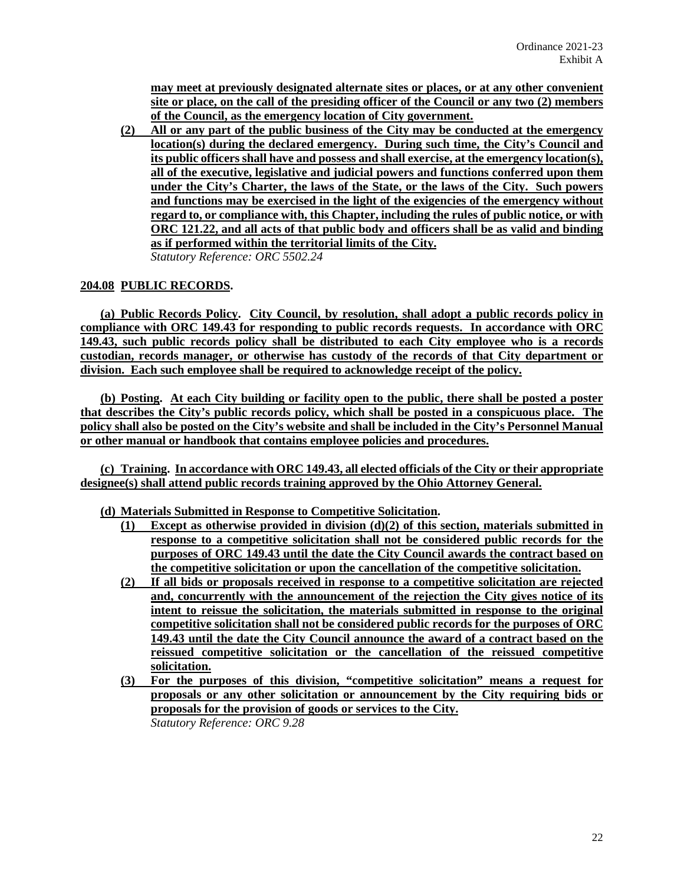**may meet at previously designated alternate sites or places, or at any other convenient site or place, on the call of the presiding officer of the Council or any two (2) members of the Council, as the emergency location of City government.**

**(2) All or any part of the public business of the City may be conducted at the emergency location(s) during the declared emergency. During such time, the City's Council and its public officers shall have and possess and shall exercise, at the emergency location(s), all of the executive, legislative and judicial powers and functions conferred upon them under the City's Charter, the laws of the State, or the laws of the City. Such powers and functions may be exercised in the light of the exigencies of the emergency without regard to, or compliance with, this Chapter, including the rules of public notice, or with ORC 121.22, and all acts of that public body and officers shall be as valid and binding as if performed within the territorial limits of the City.**

*Statutory Reference: ORC 5502.24*

**204.08 PUBLIC RECORDS.**

**(a) Public Records Policy. City Council, by resolution, shall adopt a public records policy in compliance with ORC 149.43 for responding to public records requests. In accordance with ORC 149.43, such public records policy shall be distributed to each City employee who is a records custodian, records manager, or otherwise has custody of the records of that City department or division. Each such employee shall be required to acknowledge receipt of the policy.**

**(b) Posting. At each City building or facility open to the public, there shall be posted a poster that describes the City's public records policy, which shall be posted in a conspicuous place. The policy shall also be posted on the City's website and shall be included in the City's Personnel Manual or other manual or handbook that contains employee policies and procedures.**

**(c) Training. In accordance with ORC 149.43, all elected officials of the City or their appropriate designee(s) shall attend public records training approved by the Ohio Attorney General.**

**(d) Materials Submitted in Response to Competitive Solicitation.**

**(1) Except as otherwise provided in division (d)(2) of this section, materials submitted in response to a competitive solicitation shall not be considered public records for the purposes of ORC 149.43 until the date the City Council awards the contract based on the competitive solicitation or upon the cancellation of the competitive solicitation.**

**(2) If all bids or proposals received in response to a competitive solicitation are rejected and, concurrently with the announcement of the rejection the City gives notice of its intent to reissue the solicitation, the materials submitted in response to the original competitive solicitation shall not be considered public records for the purposes of ORC 149.43 until the date the City Council announce the award of a contract based on the reissued competitive solicitation or the cancellation of the reissued competitive solicitation.**

**(3) For the purposes of this division, "competitive solicitation" means a request for proposals or any other solicitation or announcement by the City requiring bids or proposals for the provision of goods or services to the City.**

*Statutory Reference: ORC 9.28*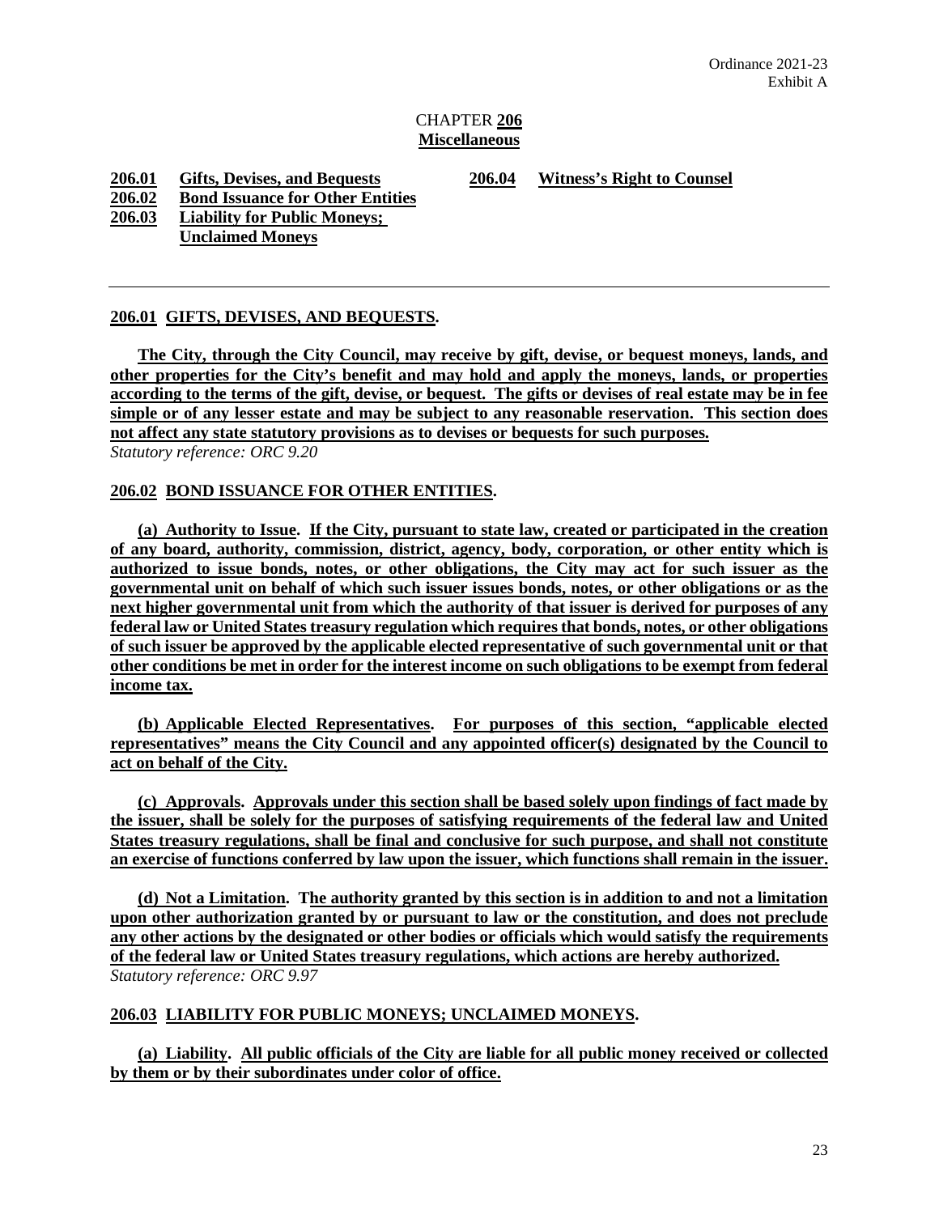Ordinance 2021-23
Exhibit A

# CHAPTER 206
# Miscellaneous

**206.01 Gifts, Devises, and Bequests**
**206.02 Bond Issuance for Other Entities**
**206.03 Liability for Public Moneys; Unclaimed Moneys**
**206.04 Witness's Right to Counsel**

---

## 206.01 GIFTS, DEVISES, AND BEQUESTS.

**The City, through the City Council, may receive by gift, devise, or bequest moneys, lands, and other properties for the City's benefit and may hold and apply the moneys, lands, or properties according to the terms of the gift, devise, or bequest. The gifts or devises of real estate may be in fee simple or of any lesser estate and may be subject to any reasonable reservation. This section does not affect any state statutory provisions as to devises or bequests for such purposes.**
*Statutory reference: ORC 9.20*

## 206.02 BOND ISSUANCE FOR OTHER ENTITIES.

**(a) Authority to Issue. If the City, pursuant to state law, created or participated in the creation of any board, authority, commission, district, agency, body, corporation, or other entity which is authorized to issue bonds, notes, or other obligations, the City may act for such issuer as the governmental unit on behalf of which such issuer issues bonds, notes, or other obligations or as the next higher governmental unit from which the authority of that issuer is derived for purposes of any federal law or United States treasury regulation which requires that bonds, notes, or other obligations of such issuer be approved by the applicable elected representative of such governmental unit or that other conditions be met in order for the interest income on such obligations to be exempt from federal income tax.**

**(b) Applicable Elected Representatives. For purposes of this section, "applicable elected representatives" means the City Council and any appointed officer(s) designated by the Council to act on behalf of the City.**

**(c) Approvals. Approvals under this section shall be based solely upon findings of fact made by the issuer, shall be solely for the purposes of satisfying requirements of the federal law and United States treasury regulations, shall be final and conclusive for such purpose, and shall not constitute an exercise of functions conferred by law upon the issuer, which functions shall remain in the issuer.**

**(d) Not a Limitation. The authority granted by this section is in addition to and not a limitation upon other authorization granted by or pursuant to law or the constitution, and does not preclude any other actions by the designated or other bodies or officials which would satisfy the requirements of the federal law or United States treasury regulations, which actions are hereby authorized.**
*Statutory reference: ORC 9.97*

## 206.03 LIABILITY FOR PUBLIC MONEYS; UNCLAIMED MONEYS.

**(a) Liability. All public officials of the City are liable for all public money received or collected by them or by their subordinates under color of office.**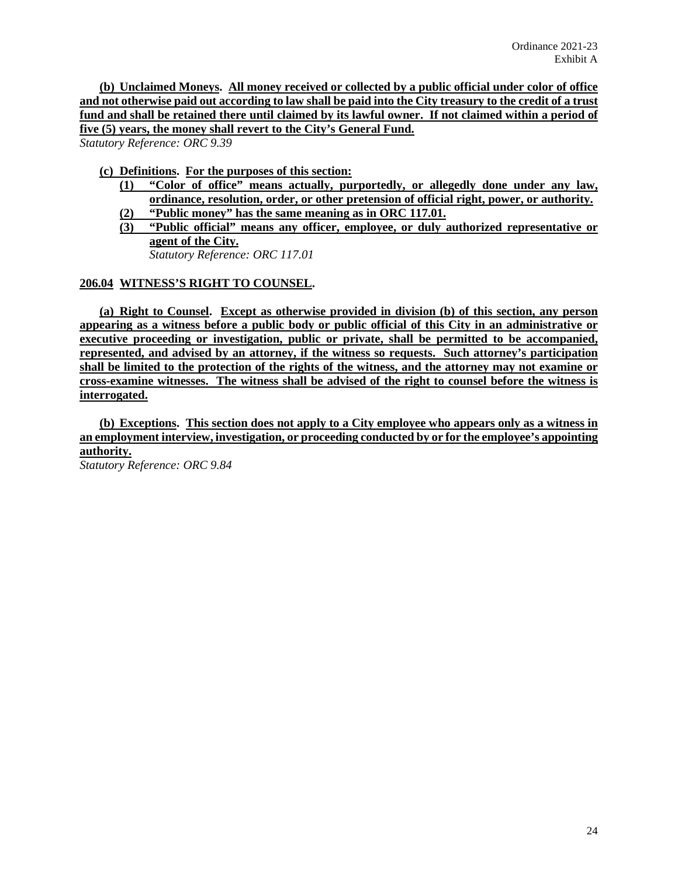**(b) Unclaimed Moneys. All money received or collected by a public official under color of office and not otherwise paid out according to law shall be paid into the City treasury to the credit of a trust fund and shall be retained there until claimed by its lawful owner. If not claimed within a period of five (5) years, the money shall revert to the City's General Fund.**
*Statutory Reference: ORC 9.39*

**(c) Definitions. For the purposes of this section:**

- **(1) "Color of office" means actually, purportedly, or allegedly done under any law, ordinance, resolution, order, or other pretension of official right, power, or authority.**
- **(2) "Public money" has the same meaning as in ORC 117.01.**
- **(3) "Public official" means any officer, employee, or duly authorized representative or agent of the City.**
  *Statutory Reference: ORC 117.01*

## 206.04 WITNESS'S RIGHT TO COUNSEL.

**(a) Right to Counsel. Except as otherwise provided in division (b) of this section, any person appearing as a witness before a public body or public official of this City in an administrative or executive proceeding or investigation, public or private, shall be permitted to be accompanied, represented, and advised by an attorney, if the witness so requests. Such attorney's participation shall be limited to the protection of the rights of the witness, and the attorney may not examine or cross-examine witnesses. The witness shall be advised of the right to counsel before the witness is interrogated.**

**(b) Exceptions. This section does not apply to a City employee who appears only as a witness in an employment interview, investigation, or proceeding conducted by or for the employee's appointing authority.**
*Statutory Reference: ORC 9.84*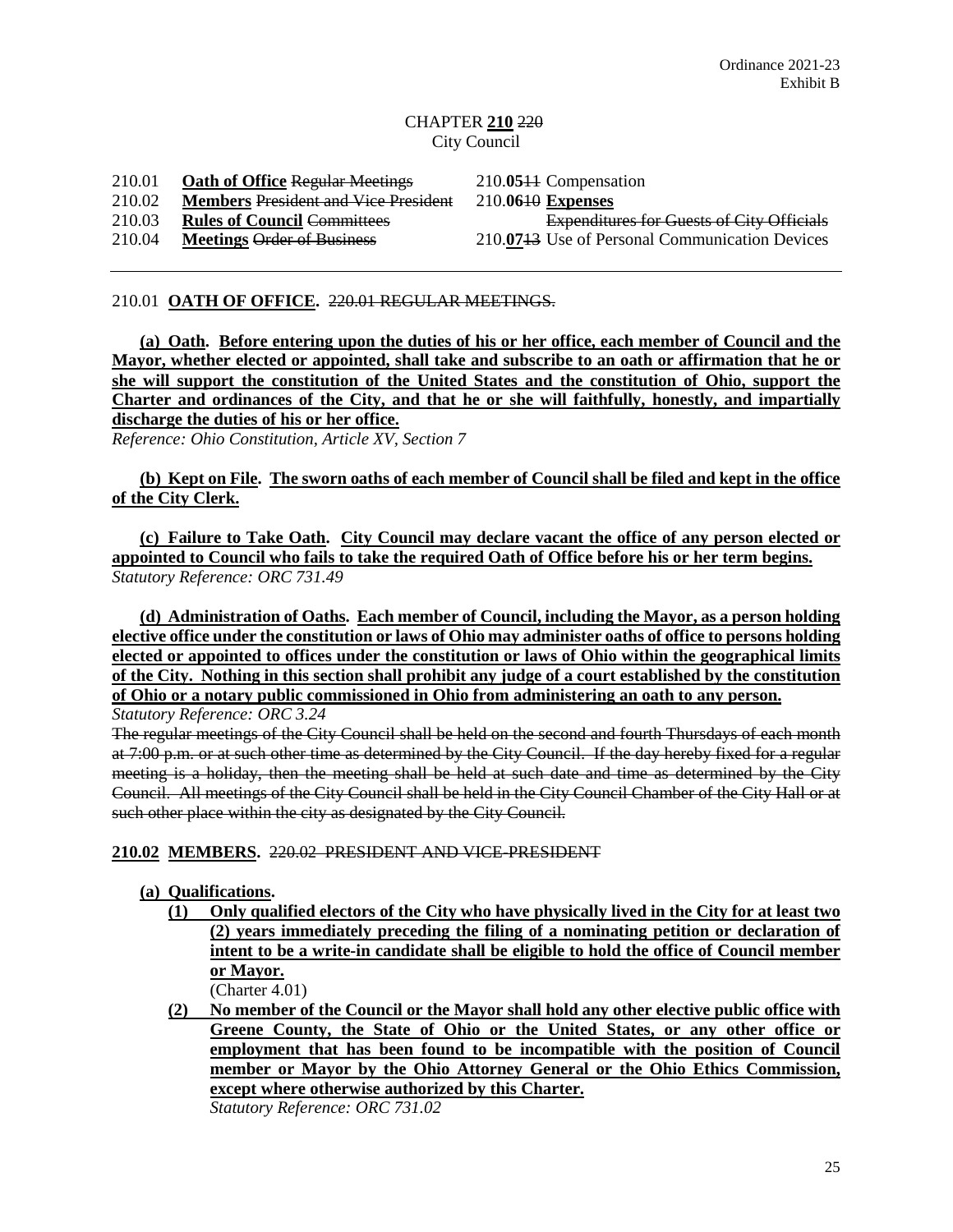Ordinance 2021-23
Exhibit B

# CHAPTER **210** ~~220~~
## City Council

| | | |
|---|---|---|
| 210.01 | **Oath of Office** ~~Regular Meetings~~ | 210.**05**~~11~~ Compensation |
| 210.02 | **Members** ~~President and Vice President~~ | 210.**06**~~10~~ **Expenses** ~~Expenditures for Guests of City Officials~~ |
| 210.03 | **Rules of Council** ~~Committees~~ | 210.**07**~~13~~ Use of Personal Communication Devices |
| 210.04 | **Meetings** ~~Order of Business~~ | |

210.01 **OATH OF OFFICE.** ~~220.01 REGULAR MEETINGS.~~

**(a) Oath. Before entering upon the duties of his or her office, each member of Council and the Mayor, whether elected or appointed, shall take and subscribe to an oath or affirmation that he or she will support the constitution of the United States and the constitution of Ohio, support the Charter and ordinances of the City, and that he or she will faithfully, honestly, and impartially discharge the duties of his or her office.**
*Reference: Ohio Constitution, Article XV, Section 7*

**(b) Kept on File. The sworn oaths of each member of Council shall be filed and kept in the office of the City Clerk.**

**(c) Failure to Take Oath. City Council may declare vacant the office of any person elected or appointed to Council who fails to take the required Oath of Office before his or her term begins.**
*Statutory Reference: ORC 731.49*

**(d) Administration of Oaths. Each member of Council, including the Mayor, as a person holding elective office under the constitution or laws of Ohio may administer oaths of office to persons holding elected or appointed to offices under the constitution or laws of Ohio within the geographical limits of the City. Nothing in this section shall prohibit any judge of a court established by the constitution of Ohio or a notary public commissioned in Ohio from administering an oath to any person.**
*Statutory Reference: ORC 3.24*
~~The regular meetings of the City Council shall be held on the second and fourth Thursdays of each month at 7:00 p.m. or at such other time as determined by the City Council. If the day hereby fixed for a regular meeting is a holiday, then the meeting shall be held at such date and time as determined by the City Council. All meetings of the City Council shall be held in the City Council Chamber of the City Hall or at such other place within the city as designated by the City Council.~~

**210.02 MEMBERS.** ~~220.02 PRESIDENT AND VICE-PRESIDENT~~

**(a) Qualifications.**

**(1) Only qualified electors of the City who have physically lived in the City for at least two (2) years immediately preceding the filing of a nominating petition or declaration of intent to be a write-in candidate shall be eligible to hold the office of Council member or Mayor.**
(Charter 4.01)

**(2) No member of the Council or the Mayor shall hold any other elective public office with Greene County, the State of Ohio or the United States, or any other office or employment that has been found to be incompatible with the position of Council member or Mayor by the Ohio Attorney General or the Ohio Ethics Commission, except where otherwise authorized by this Charter.**
*Statutory Reference: ORC 731.02*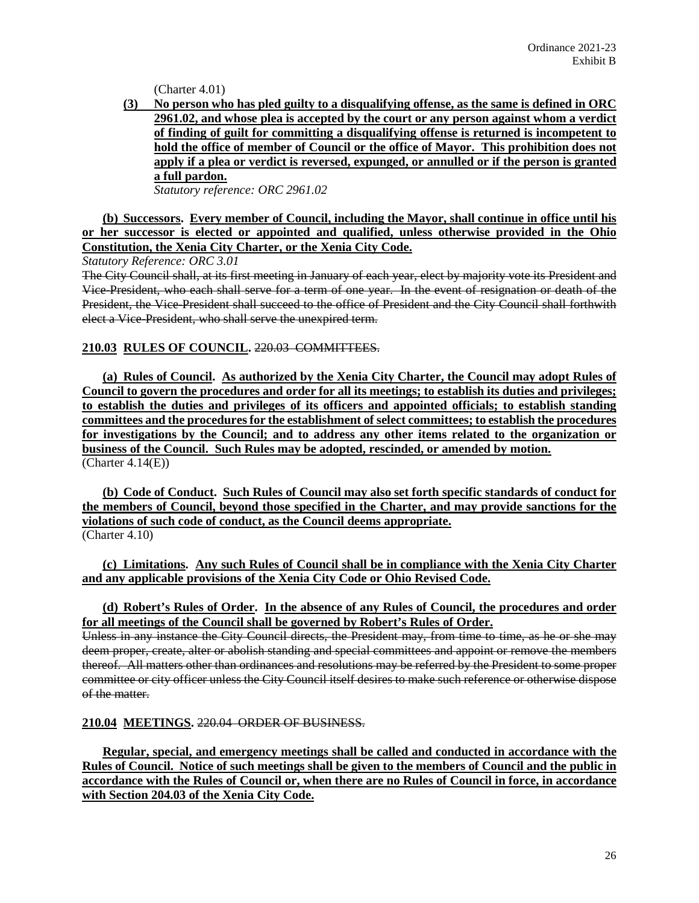(Charter 4.01)

**(3) No person who has pled guilty to a disqualifying offense, as the same is defined in ORC 2961.02, and whose plea is accepted by the court or any person against whom a verdict of finding of guilt for committing a disqualifying offense is returned is incompetent to hold the office of member of Council or the office of Mayor. This prohibition does not apply if a plea or verdict is reversed, expunged, or annulled or if the person is granted a full pardon.**

*Statutory reference: ORC 2961.02*

**(b) Successors. Every member of Council, including the Mayor, shall continue in office until his or her successor is elected or appointed and qualified, unless otherwise provided in the Ohio Constitution, the Xenia City Charter, or the Xenia City Code.**

*Statutory Reference: ORC 3.01*

~~The City Council shall, at its first meeting in January of each year, elect by majority vote its President and Vice-President, who each shall serve for a term of one year. In the event of resignation or death of the President, the Vice-President shall succeed to the office of President and the City Council shall forthwith elect a Vice-President, who shall serve the unexpired term.~~

**210.03 RULES OF COUNCIL.** ~~220.03 COMMITTEES.~~

**(a) Rules of Council. As authorized by the Xenia City Charter, the Council may adopt Rules of Council to govern the procedures and order for all its meetings; to establish its duties and privileges; to establish the duties and privileges of its officers and appointed officials; to establish standing committees and the procedures for the establishment of select committees; to establish the procedures for investigations by the Council; and to address any other items related to the organization or business of the Council. Such Rules may be adopted, rescinded, or amended by motion.**

(Charter 4.14(E))

**(b) Code of Conduct. Such Rules of Council may also set forth specific standards of conduct for the members of Council, beyond those specified in the Charter, and may provide sanctions for the violations of such code of conduct, as the Council deems appropriate.**

(Charter 4.10)

**(c) Limitations. Any such Rules of Council shall be in compliance with the Xenia City Charter and any applicable provisions of the Xenia City Code or Ohio Revised Code.**

**(d) Robert's Rules of Order. In the absence of any Rules of Council, the procedures and order for all meetings of the Council shall be governed by Robert's Rules of Order.**

~~Unless in any instance the City Council directs, the President may, from time to time, as he or she may deem proper, create, alter or abolish standing and special committees and appoint or remove the members thereof. All matters other than ordinances and resolutions may be referred by the President to some proper committee or city officer unless the City Council itself desires to make such reference or otherwise dispose of the matter.~~

**210.04 MEETINGS.** ~~220.04 ORDER OF BUSINESS.~~

**Regular, special, and emergency meetings shall be called and conducted in accordance with the Rules of Council. Notice of such meetings shall be given to the members of Council and the public in accordance with the Rules of Council or, when there are no Rules of Council in force, in accordance with Section 204.03 of the Xenia City Code.**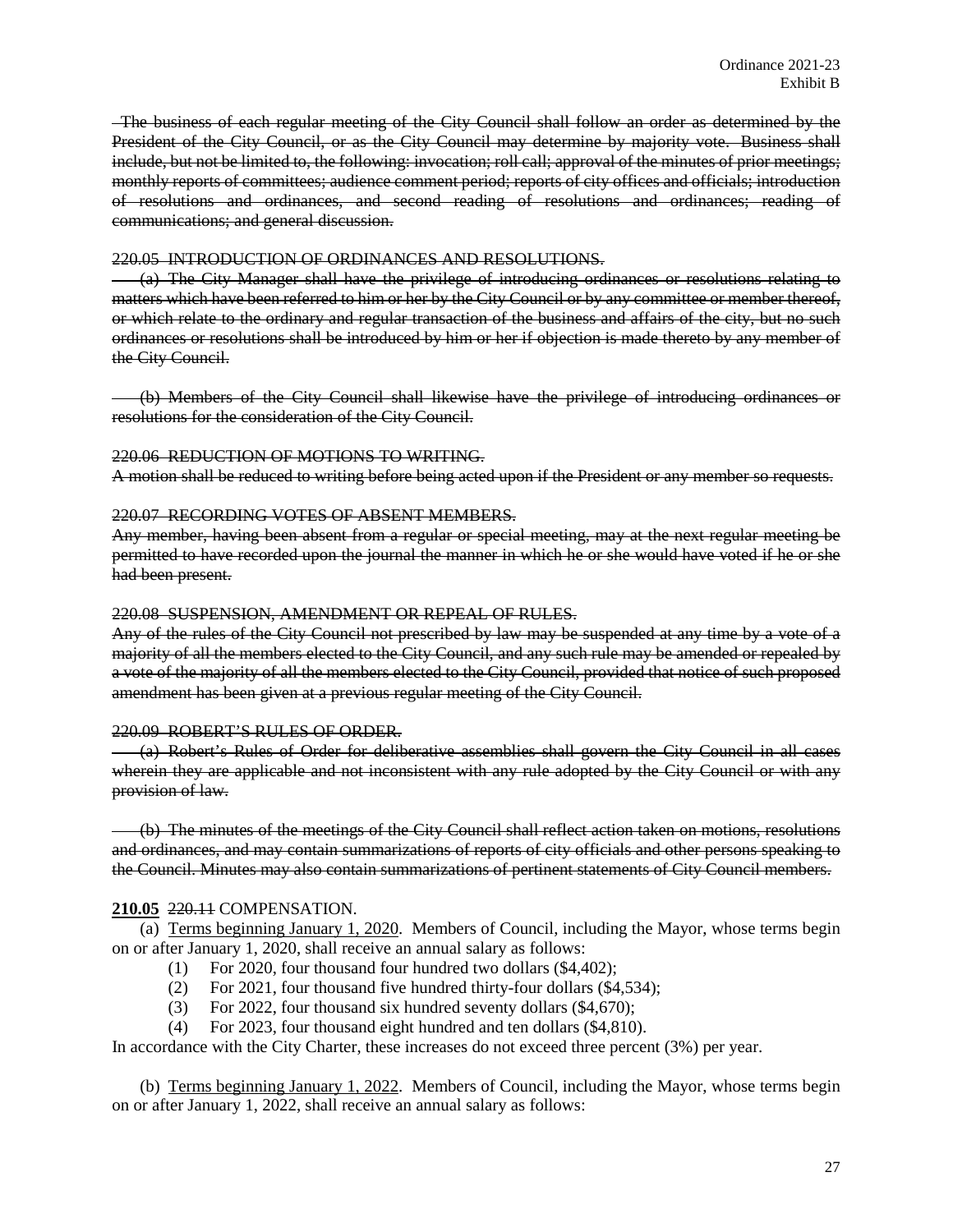~~The business of each regular meeting of the City Council shall follow an order as determined by the President of the City Council, or as the City Council may determine by majority vote. Business shall include, but not be limited to, the following: invocation; roll call; approval of the minutes of prior meetings; monthly reports of committees; audience comment period; reports of city offices and officials; introduction of resolutions and ordinances, and second reading of resolutions and ordinances; reading of communications; and general discussion.~~

~~220.05 INTRODUCTION OF ORDINANCES AND RESOLUTIONS.~~

~~(a) The City Manager shall have the privilege of introducing ordinances or resolutions relating to matters which have been referred to him or her by the City Council or by any committee or member thereof, or which relate to the ordinary and regular transaction of the business and affairs of the city, but no such ordinances or resolutions shall be introduced by him or her if objection is made thereto by any member of the City Council.~~

~~(b) Members of the City Council shall likewise have the privilege of introducing ordinances or resolutions for the consideration of the City Council.~~

~~220.06 REDUCTION OF MOTIONS TO WRITING.~~

~~A motion shall be reduced to writing before being acted upon if the President or any member so requests.~~

~~220.07 RECORDING VOTES OF ABSENT MEMBERS.~~

~~Any member, having been absent from a regular or special meeting, may at the next regular meeting be permitted to have recorded upon the journal the manner in which he or she would have voted if he or she had been present.~~

~~220.08 SUSPENSION, AMENDMENT OR REPEAL OF RULES.~~

~~Any of the rules of the City Council not prescribed by law may be suspended at any time by a vote of a majority of all the members elected to the City Council, and any such rule may be amended or repealed by a vote of the majority of all the members elected to the City Council, provided that notice of such proposed amendment has been given at a previous regular meeting of the City Council.~~

~~220.09 ROBERT'S RULES OF ORDER.~~

~~(a) Robert's Rules of Order for deliberative assemblies shall govern the City Council in all cases wherein they are applicable and not inconsistent with any rule adopted by the City Council or with any provision of law.~~

~~(b) The minutes of the meetings of the City Council shall reflect action taken on motions, resolutions and ordinances, and may contain summarizations of reports of city officials and other persons speaking to the Council. Minutes may also contain summarizations of pertinent statements of City Council members.~~

**210.05** ~~220.11~~ COMPENSATION.

(a) Terms beginning January 1, 2020. Members of Council, including the Mayor, whose terms begin on or after January 1, 2020, shall receive an annual salary as follows:

(1) For 2020, four thousand four hundred two dollars ($4,402);
(2) For 2021, four thousand five hundred thirty-four dollars ($4,534);
(3) For 2022, four thousand six hundred seventy dollars ($4,670);
(4) For 2023, four thousand eight hundred and ten dollars ($4,810).

In accordance with the City Charter, these increases do not exceed three percent (3%) per year.

(b) Terms beginning January 1, 2022. Members of Council, including the Mayor, whose terms begin on or after January 1, 2022, shall receive an annual salary as follows: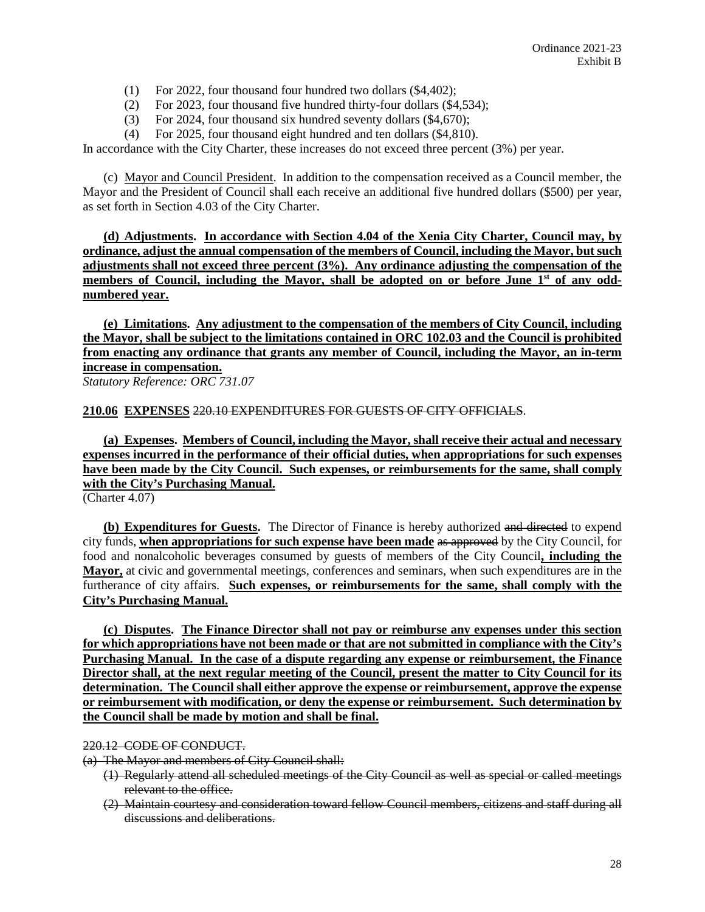(1) For 2022, four thousand four hundred two dollars ($4,402);
(2) For 2023, four thousand five hundred thirty-four dollars ($4,534);
(3) For 2024, four thousand six hundred seventy dollars ($4,670);
(4) For 2025, four thousand eight hundred and ten dollars ($4,810).

In accordance with the City Charter, these increases do not exceed three percent (3%) per year.

(c) Mayor and Council President. In addition to the compensation received as a Council member, the Mayor and the President of Council shall each receive an additional five hundred dollars ($500) per year, as set forth in Section 4.03 of the City Charter.

**(d) Adjustments. In accordance with Section 4.04 of the Xenia City Charter, Council may, by ordinance, adjust the annual compensation of the members of Council, including the Mayor, but such adjustments shall not exceed three percent (3%). Any ordinance adjusting the compensation of the members of Council, including the Mayor, shall be adopted on or before June 1st of any odd-numbered year.**

**(e) Limitations. Any adjustment to the compensation of the members of City Council, including the Mayor, shall be subject to the limitations contained in ORC 102.03 and the Council is prohibited from enacting any ordinance that grants any member of Council, including the Mayor, an in-term increase in compensation.**

*Statutory Reference: ORC 731.07*

**210.06 EXPENSES** ~~220.10 EXPENDITURES FOR GUESTS OF CITY OFFICIALS~~.

**(a) Expenses. Members of Council, including the Mayor, shall receive their actual and necessary expenses incurred in the performance of their official duties, when appropriations for such expenses have been made by the City Council. Such expenses, or reimbursements for the same, shall comply with the City's Purchasing Manual.**
(Charter 4.07)

**(b) Expenditures for Guests.** The Director of Finance is hereby authorized ~~and directed~~ to expend city funds, **when appropriations for such expense have been made** ~~as approved~~ by the City Council, for food and nonalcoholic beverages consumed by guests of members of the City Council**, including the Mayor,** at civic and governmental meetings, conferences and seminars, when such expenditures are in the furtherance of city affairs. **Such expenses, or reimbursements for the same, shall comply with the City's Purchasing Manual.**

**(c) Disputes. The Finance Director shall not pay or reimburse any expenses under this section for which appropriations have not been made or that are not submitted in compliance with the City's Purchasing Manual. In the case of a dispute regarding any expense or reimbursement, the Finance Director shall, at the next regular meeting of the Council, present the matter to City Council for its determination. The Council shall either approve the expense or reimbursement, approve the expense or reimbursement with modification, or deny the expense or reimbursement. Such determination by the Council shall be made by motion and shall be final.**

~~220.12 CODE OF CONDUCT.~~

~~(a) The Mayor and members of City Council shall:~~

~~(1) Regularly attend all scheduled meetings of the City Council as well as special or called meetings relevant to the office.~~

~~(2) Maintain courtesy and consideration toward fellow Council members, citizens and staff during all discussions and deliberations.~~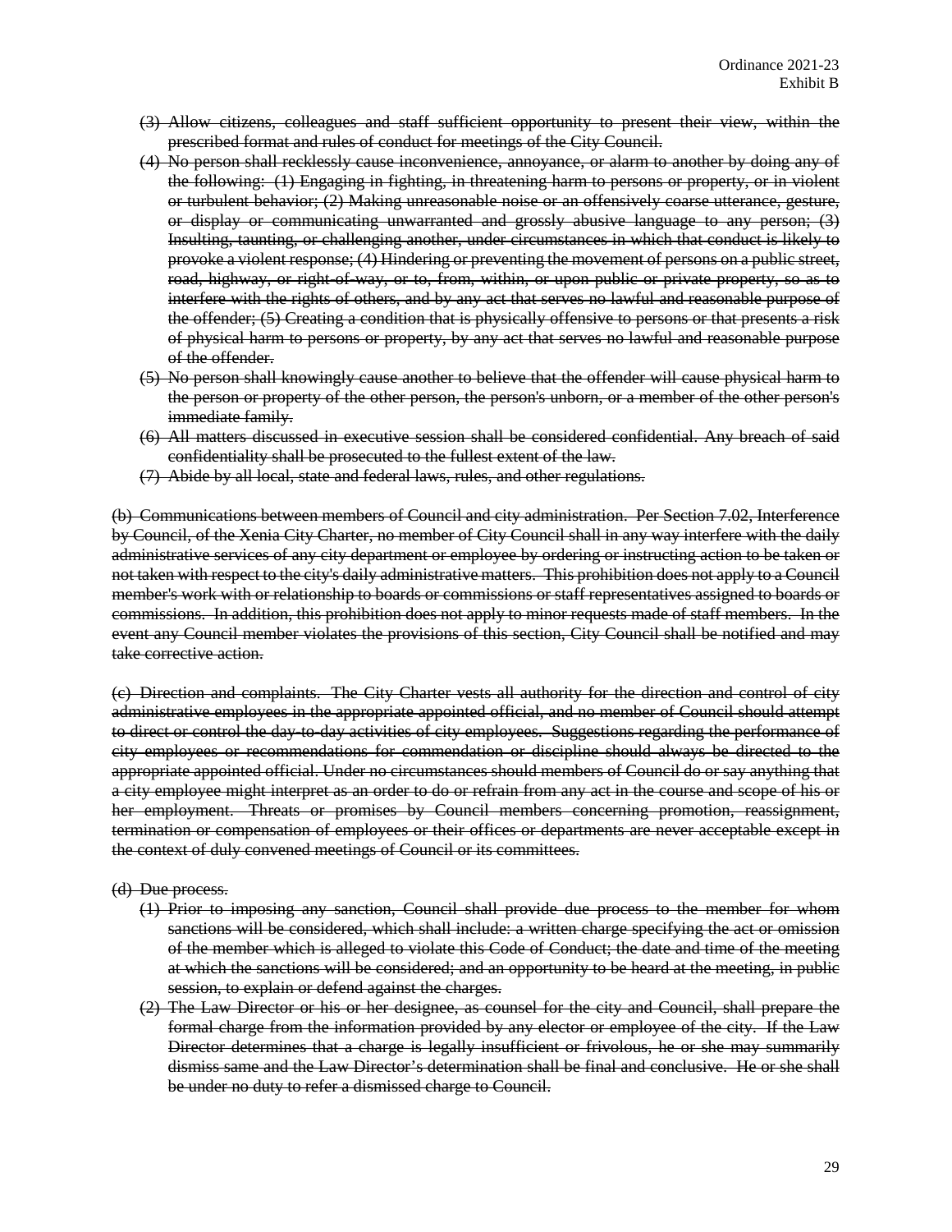~~(3) Allow citizens, colleagues and staff sufficient opportunity to present their view, within the prescribed format and rules of conduct for meetings of the City Council.~~

~~(4) No person shall recklessly cause inconvenience, annoyance, or alarm to another by doing any of the following: (1) Engaging in fighting, in threatening harm to persons or property, or in violent or turbulent behavior; (2) Making unreasonable noise or an offensively coarse utterance, gesture, or display or communicating unwarranted and grossly abusive language to any person; (3) Insulting, taunting, or challenging another, under circumstances in which that conduct is likely to provoke a violent response; (4) Hindering or preventing the movement of persons on a public street, road, highway, or right-of-way, or to, from, within, or upon public or private property, so as to interfere with the rights of others, and by any act that serves no lawful and reasonable purpose of the offender; (5) Creating a condition that is physically offensive to persons or that presents a risk of physical harm to persons or property, by any act that serves no lawful and reasonable purpose of the offender.~~

~~(5) No person shall knowingly cause another to believe that the offender will cause physical harm to the person or property of the other person, the person's unborn, or a member of the other person's immediate family.~~

~~(6) All matters discussed in executive session shall be considered confidential. Any breach of said confidentiality shall be prosecuted to the fullest extent of the law.~~

~~(7) Abide by all local, state and federal laws, rules, and other regulations.~~

~~(b) Communications between members of Council and city administration. Per Section 7.02, Interference by Council, of the Xenia City Charter, no member of City Council shall in any way interfere with the daily administrative services of any city department or employee by ordering or instructing action to be taken or not taken with respect to the city's daily administrative matters. This prohibition does not apply to a Council member's work with or relationship to boards or commissions or staff representatives assigned to boards or commissions. In addition, this prohibition does not apply to minor requests made of staff members. In the event any Council member violates the provisions of this section, City Council shall be notified and may take corrective action.~~

~~(c) Direction and complaints. The City Charter vests all authority for the direction and control of city administrative employees in the appropriate appointed official, and no member of Council should attempt to direct or control the day-to-day activities of city employees. Suggestions regarding the performance of city employees or recommendations for commendation or discipline should always be directed to the appropriate appointed official. Under no circumstances should members of Council do or say anything that a city employee might interpret as an order to do or refrain from any act in the course and scope of his or her employment. Threats or promises by Council members concerning promotion, reassignment, termination or compensation of employees or their offices or departments are never acceptable except in the context of duly convened meetings of Council or its committees.~~

~~(d) Due process.~~

~~(1) Prior to imposing any sanction, Council shall provide due process to the member for whom sanctions will be considered, which shall include: a written charge specifying the act or omission of the member which is alleged to violate this Code of Conduct; the date and time of the meeting at which the sanctions will be considered; and an opportunity to be heard at the meeting, in public session, to explain or defend against the charges.~~

~~(2) The Law Director or his or her designee, as counsel for the city and Council, shall prepare the formal charge from the information provided by any elector or employee of the city. If the Law Director determines that a charge is legally insufficient or frivolous, he or she may summarily dismiss same and the Law Director's determination shall be final and conclusive. He or she shall be under no duty to refer a dismissed charge to Council.~~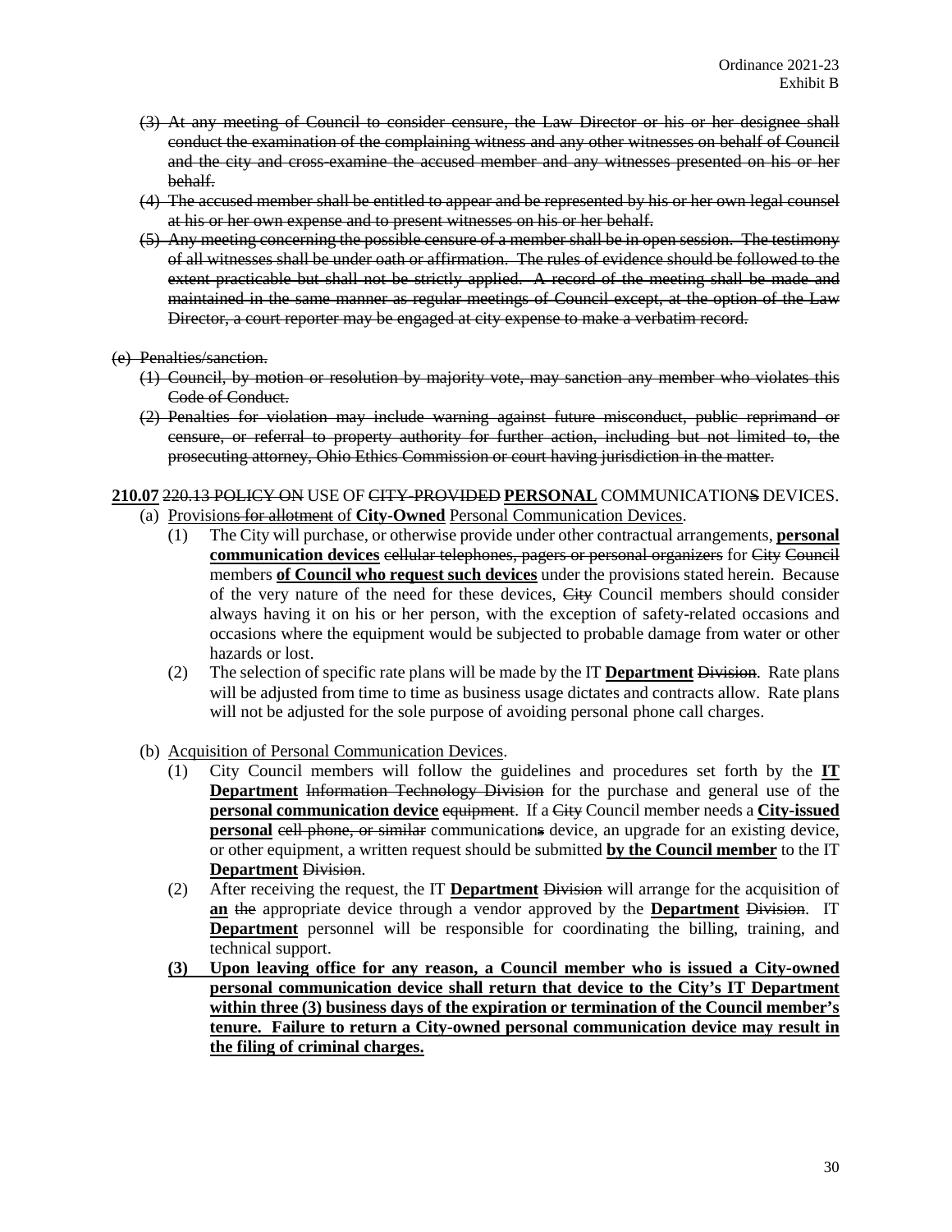~~(3) At any meeting of Council to consider censure, the Law Director or his or her designee shall conduct the examination of the complaining witness and any other witnesses on behalf of Council and the city and cross-examine the accused member and any witnesses presented on his or her behalf.~~

~~(4) The accused member shall be entitled to appear and be represented by his or her own legal counsel at his or her own expense and to present witnesses on his or her behalf.~~

~~(5) Any meeting concerning the possible censure of a member shall be in open session. The testimony of all witnesses shall be under oath or affirmation. The rules of evidence should be followed to the extent practicable but shall not be strictly applied. A record of the meeting shall be made and maintained in the same manner as regular meetings of Council except, at the option of the Law Director, a court reporter may be engaged at city expense to make a verbatim record.~~

~~(e) Penalties/sanction.~~

~~(1) Council, by motion or resolution by majority vote, may sanction any member who violates this Code of Conduct.~~

~~(2) Penalties for violation may include warning against future misconduct, public reprimand or censure, or referral to property authority for further action, including but not limited to, the prosecuting attorney, Ohio Ethics Commission or court having jurisdiction in the matter.~~

**210.07** ~~220.13 POLICY ON~~ USE OF ~~CITY-PROVIDED~~ **PERSONAL** COMMUNICATION~~S~~ DEVICES.

(a) Provision~~s for allotment~~ of **City-Owned** Personal Communication Devices.

(1) The City will purchase, or otherwise provide under other contractual arrangements, **personal communication devices** ~~cellular telephones, pagers or personal organizers~~ for ~~City Council~~ members **of Council who request such devices** under the provisions stated herein. Because of the very nature of the need for these devices, ~~City~~ Council members should consider always having it on his or her person, with the exception of safety-related occasions and occasions where the equipment would be subjected to probable damage from water or other hazards or lost.

(2) The selection of specific rate plans will be made by the IT **Department** ~~Division~~. Rate plans will be adjusted from time to time as business usage dictates and contracts allow. Rate plans will not be adjusted for the sole purpose of avoiding personal phone call charges.

(b) Acquisition of Personal Communication Devices.

(1) City Council members will follow the guidelines and procedures set forth by the **IT Department** ~~Information Technology Division~~ for the purchase and general use of the **personal communication device** ~~equipment~~. If a ~~City~~ Council member needs a **City-issued personal** ~~cell phone, or similar~~ communication~~s~~ device, an upgrade for an existing device, or other equipment, a written request should be submitted **by the Council member** to the IT **Department** ~~Division~~.

(2) After receiving the request, the IT **Department** ~~Division~~ will arrange for the acquisition of **an** ~~the~~ appropriate device through a vendor approved by the **Department** ~~Division~~. IT **Department** personnel will be responsible for coordinating the billing, training, and technical support.

**(3) Upon leaving office for any reason, a Council member who is issued a City-owned personal communication device shall return that device to the City's IT Department within three (3) business days of the expiration or termination of the Council member's tenure. Failure to return a City-owned personal communication device may result in the filing of criminal charges.**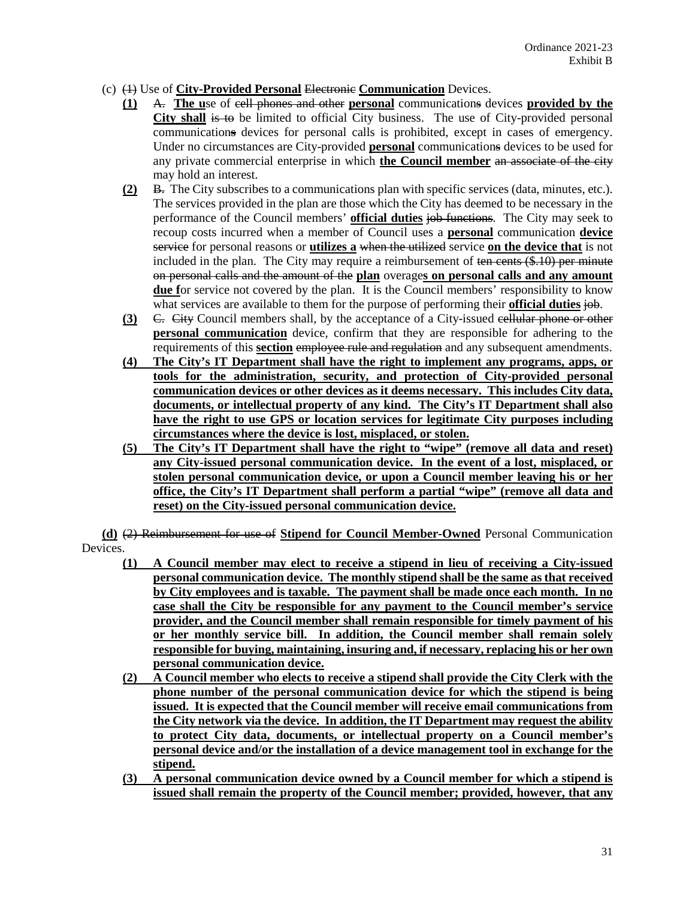(c) ~~(1)~~ Use of **City-Provided Personal** ~~Electronic~~ **Communication** Devices.

- **(1)** ~~A.~~ **The u**se of ~~cell phones and other~~ **personal** communication~~s~~ devices **provided by the City shall** ~~is to~~ be limited to official City business. The use of City-provided personal communication~~s~~ devices for personal calls is prohibited, except in cases of emergency. Under no circumstances are City-provided **personal** communication~~s~~ devices to be used for any private commercial enterprise in which **the Council member** ~~an associate of the city~~ may hold an interest.
- **(2)** ~~B.~~ The City subscribes to a communications plan with specific services (data, minutes, etc.). The services provided in the plan are those which the City has deemed to be necessary in the performance of the Council members' **official duties** ~~job functions~~. The City may seek to recoup costs incurred when a member of Council uses a **personal** communication **device** ~~service~~ for personal reasons or **utilizes a** ~~when the utilized~~ service **on the device that** is not included in the plan. The City may require a reimbursement of ~~ten cents ($.10) per minute on personal calls and the amount of the~~ **plan** overage**s on personal calls and any amount due f**or service not covered by the plan. It is the Council members' responsibility to know what services are available to them for the purpose of performing their **official duties** ~~job~~.
- **(3)** ~~C.~~ ~~City~~ Council members shall, by the acceptance of a City-issued ~~cellular phone or other~~ **personal communication** device, confirm that they are responsible for adhering to the requirements of this **section** ~~employee rule and regulation~~ and any subsequent amendments.
- **(4) The City's IT Department shall have the right to implement any programs, apps, or tools for the administration, security, and protection of City-provided personal communication devices or other devices as it deems necessary. This includes City data, documents, or intellectual property of any kind. The City's IT Department shall also have the right to use GPS or location services for legitimate City purposes including circumstances where the device is lost, misplaced, or stolen.**
- **(5) The City's IT Department shall have the right to "wipe" (remove all data and reset) any City-issued personal communication device. In the event of a lost, misplaced, or stolen personal communication device, or upon a Council member leaving his or her office, the City's IT Department shall perform a partial "wipe" (remove all data and reset) on the City-issued personal communication device.**

**(d)** ~~(2) Reimbursement for use of~~ **Stipend for Council Member-Owned** Personal Communication Devices.

- **(1) A Council member may elect to receive a stipend in lieu of receiving a City-issued personal communication device. The monthly stipend shall be the same as that received by City employees and is taxable. The payment shall be made once each month. In no case shall the City be responsible for any payment to the Council member's service provider, and the Council member shall remain responsible for timely payment of his or her monthly service bill. In addition, the Council member shall remain solely responsible for buying, maintaining, insuring and, if necessary, replacing his or her own personal communication device.**
- **(2) A Council member who elects to receive a stipend shall provide the City Clerk with the phone number of the personal communication device for which the stipend is being issued. It is expected that the Council member will receive email communications from the City network via the device. In addition, the IT Department may request the ability to protect City data, documents, or intellectual property on a Council member's personal device and/or the installation of a device management tool in exchange for the stipend.**
- **(3) A personal communication device owned by a Council member for which a stipend is issued shall remain the property of the Council member; provided, however, that any**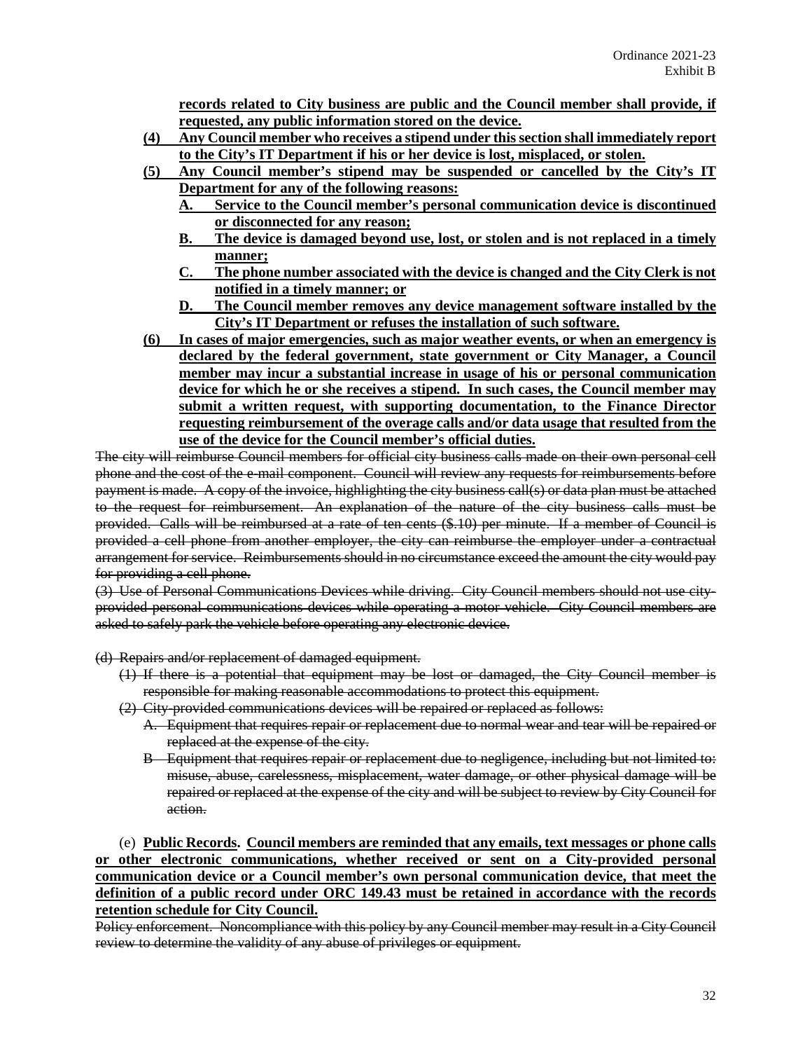**records related to City business are public and the Council member shall provide, if requested, any public information stored on the device.**

**(4) Any Council member who receives a stipend under this section shall immediately report to the City's IT Department if his or her device is lost, misplaced, or stolen.**

**(5) Any Council member's stipend may be suspended or cancelled by the City's IT Department for any of the following reasons:**

**A. Service to the Council member's personal communication device is discontinued or disconnected for any reason;**

**B. The device is damaged beyond use, lost, or stolen and is not replaced in a timely manner;**

**C. The phone number associated with the device is changed and the City Clerk is not notified in a timely manner; or**

**D. The Council member removes any device management software installed by the City's IT Department or refuses the installation of such software.**

**(6) In cases of major emergencies, such as major weather events, or when an emergency is declared by the federal government, state government or City Manager, a Council member may incur a substantial increase in usage of his or personal communication device for which he or she receives a stipend. In such cases, the Council member may submit a written request, with supporting documentation, to the Finance Director requesting reimbursement of the overage calls and/or data usage that resulted from the use of the device for the Council member's official duties.**

~~The city will reimburse Council members for official city business calls made on their own personal cell phone and the cost of the e-mail component. Council will review any requests for reimbursements before payment is made. A copy of the invoice, highlighting the city business call(s) or data plan must be attached to the request for reimbursement. An explanation of the nature of the city business calls must be provided. Calls will be reimbursed at a rate of ten cents ($.10) per minute. If a member of Council is provided a cell phone from another employer, the city can reimburse the employer under a contractual arrangement for service. Reimbursements should in no circumstance exceed the amount the city would pay for providing a cell phone.~~

~~(3) Use of Personal Communications Devices while driving. City Council members should not use city-provided personal communications devices while operating a motor vehicle. City Council members are asked to safely park the vehicle before operating any electronic device.~~

~~(d) Repairs and/or replacement of damaged equipment.~~

~~(1) If there is a potential that equipment may be lost or damaged, the City Council member is responsible for making reasonable accommodations to protect this equipment.~~

~~(2) City-provided communications devices will be repaired or replaced as follows:~~

~~A. Equipment that requires repair or replacement due to normal wear and tear will be repaired or replaced at the expense of the city.~~

~~B Equipment that requires repair or replacement due to negligence, including but not limited to: misuse, abuse, carelessness, misplacement, water damage, or other physical damage will be repaired or replaced at the expense of the city and will be subject to review by City Council for action.~~

(e) **Public Records. Council members are reminded that any emails, text messages or phone calls or other electronic communications, whether received or sent on a City-provided personal communication device or a Council member's own personal communication device, that meet the definition of a public record under ORC 149.43 must be retained in accordance with the records retention schedule for City Council.**

~~Policy enforcement. Noncompliance with this policy by any Council member may result in a City Council review to determine the validity of any abuse of privileges or equipment.~~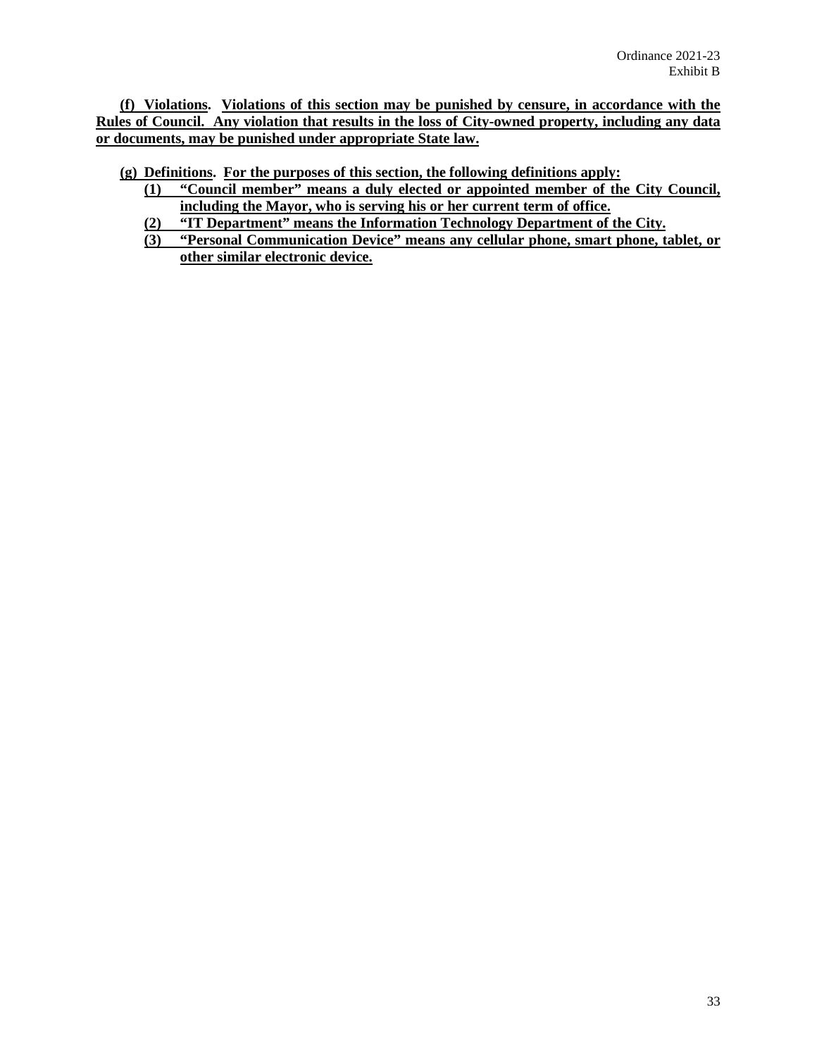**(f) Violations. Violations of this section may be punished by censure, in accordance with the Rules of Council. Any violation that results in the loss of City-owned property, including any data or documents, may be punished under appropriate State law.**

**(g) Definitions. For the purposes of this section, the following definitions apply:**

- **(1) "Council member" means a duly elected or appointed member of the City Council, including the Mayor, who is serving his or her current term of office.**
- **(2) "IT Department" means the Information Technology Department of the City.**
- **(3) "Personal Communication Device" means any cellular phone, smart phone, tablet, or other similar electronic device.**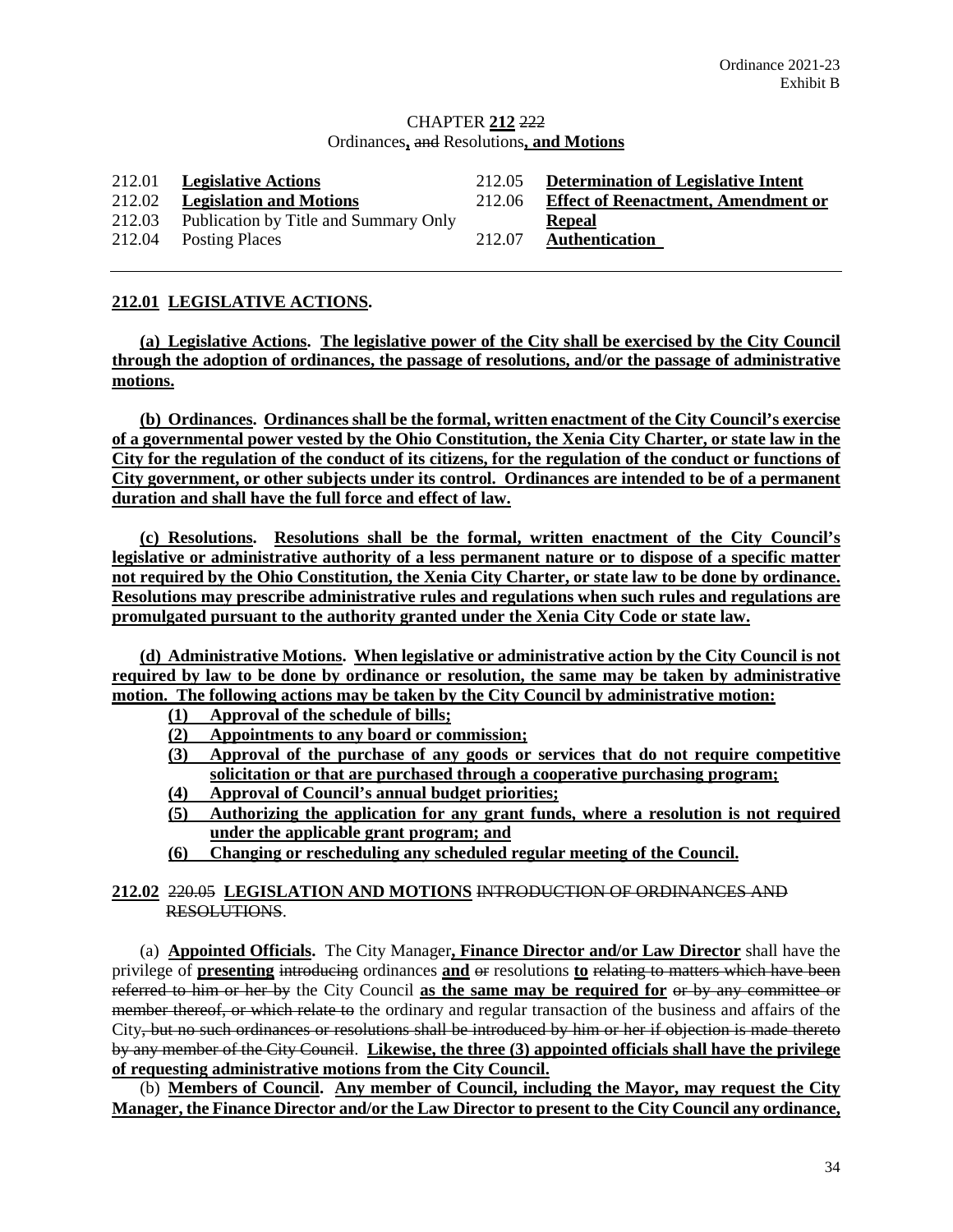Ordinance 2021-23
Exhibit B

CHAPTER **212** ~~222~~
Ordinances**,** ~~and~~ Resolutions**, and Motions**

| | | | |
|---|---|---|---|
| 212.01 | **Legislative Actions** | 212.05 | **Determination of Legislative Intent** |
| 212.02 | **Legislation and Motions** | 212.06 | **Effect of Reenactment, Amendment or Repeal** |
| 212.03 | Publication by Title and Summary Only | 212.07 | **Authentication** |
| 212.04 | Posting Places | | |

---

**212.01 LEGISLATIVE ACTIONS.**

**(a) Legislative Actions. The legislative power of the City shall be exercised by the City Council through the adoption of ordinances, the passage of resolutions, and/or the passage of administrative motions.**

**(b) Ordinances. Ordinances shall be the formal, written enactment of the City Council's exercise of a governmental power vested by the Ohio Constitution, the Xenia City Charter, or state law in the City for the regulation of the conduct of its citizens, for the regulation of the conduct or functions of City government, or other subjects under its control. Ordinances are intended to be of a permanent duration and shall have the full force and effect of law.**

**(c) Resolutions. Resolutions shall be the formal, written enactment of the City Council's legislative or administrative authority of a less permanent nature or to dispose of a specific matter not required by the Ohio Constitution, the Xenia City Charter, or state law to be done by ordinance. Resolutions may prescribe administrative rules and regulations when such rules and regulations are promulgated pursuant to the authority granted under the Xenia City Code or state law.**

**(d) Administrative Motions. When legislative or administrative action by the City Council is not required by law to be done by ordinance or resolution, the same may be taken by administrative motion. The following actions may be taken by the City Council by administrative motion:**

**(1) Approval of the schedule of bills;**
**(2) Appointments to any board or commission;**
**(3) Approval of the purchase of any goods or services that do not require competitive solicitation or that are purchased through a cooperative purchasing program;**
**(4) Approval of Council's annual budget priorities;**
**(5) Authorizing the application for any grant funds, where a resolution is not required under the applicable grant program; and**
**(6) Changing or rescheduling any scheduled regular meeting of the Council.**

**212.02** ~~220.05~~ **LEGISLATION AND MOTIONS** ~~INTRODUCTION OF ORDINANCES AND RESOLUTIONS~~.

(a) **Appointed Officials.** The City Manager**, Finance Director and/or Law Director** shall have the privilege of **presenting** ~~introducing~~ ordinances **and** ~~or~~ resolutions **to** ~~relating to matters which have been referred to him or her by~~ the City Council **as the same may be required for** ~~or by any committee or member thereof, or which relate to~~ the ordinary and regular transaction of the business and affairs of the City~~, but no such ordinances or resolutions shall be introduced by him or her if objection is made thereto by any member of the City Council~~. **Likewise, the three (3) appointed officials shall have the privilege of requesting administrative motions from the City Council.**

(b) **Members of Council. Any member of Council, including the Mayor, may request the City Manager, the Finance Director and/or the Law Director to present to the City Council any ordinance,**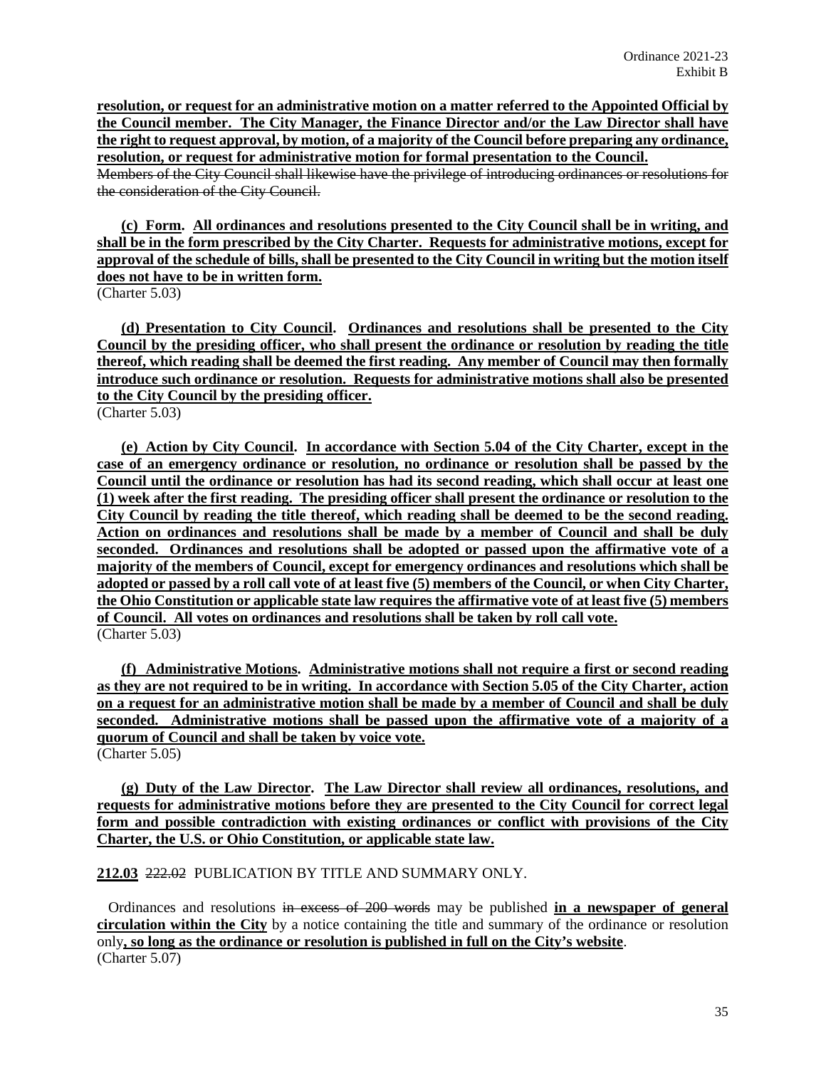**resolution, or request for an administrative motion on a matter referred to the Appointed Official by the Council member. The City Manager, the Finance Director and/or the Law Director shall have the right to request approval, by motion, of a majority of the Council before preparing any ordinance, resolution, or request for administrative motion for formal presentation to the Council.**
~~Members of the City Council shall likewise have the privilege of introducing ordinances or resolutions for the consideration of the City Council.~~

**(c) Form. All ordinances and resolutions presented to the City Council shall be in writing, and shall be in the form prescribed by the City Charter. Requests for administrative motions, except for approval of the schedule of bills, shall be presented to the City Council in writing but the motion itself does not have to be in written form.**
(Charter 5.03)

**(d) Presentation to City Council. Ordinances and resolutions shall be presented to the City Council by the presiding officer, who shall present the ordinance or resolution by reading the title thereof, which reading shall be deemed the first reading. Any member of Council may then formally introduce such ordinance or resolution. Requests for administrative motions shall also be presented to the City Council by the presiding officer.**
(Charter 5.03)

**(e) Action by City Council. In accordance with Section 5.04 of the City Charter, except in the case of an emergency ordinance or resolution, no ordinance or resolution shall be passed by the Council until the ordinance or resolution has had its second reading, which shall occur at least one (1) week after the first reading. The presiding officer shall present the ordinance or resolution to the City Council by reading the title thereof, which reading shall be deemed to be the second reading. Action on ordinances and resolutions shall be made by a member of Council and shall be duly seconded. Ordinances and resolutions shall be adopted or passed upon the affirmative vote of a majority of the members of Council, except for emergency ordinances and resolutions which shall be adopted or passed by a roll call vote of at least five (5) members of the Council, or when City Charter, the Ohio Constitution or applicable state law requires the affirmative vote of at least five (5) members of Council. All votes on ordinances and resolutions shall be taken by roll call vote.**
(Charter 5.03)

**(f) Administrative Motions. Administrative motions shall not require a first or second reading as they are not required to be in writing. In accordance with Section 5.05 of the City Charter, action on a request for an administrative motion shall be made by a member of Council and shall be duly seconded. Administrative motions shall be passed upon the affirmative vote of a majority of a quorum of Council and shall be taken by voice vote.**
(Charter 5.05)

**(g) Duty of the Law Director. The Law Director shall review all ordinances, resolutions, and requests for administrative motions before they are presented to the City Council for correct legal form and possible contradiction with existing ordinances or conflict with provisions of the City Charter, the U.S. or Ohio Constitution, or applicable state law.**

**212.03** ~~222.02~~ PUBLICATION BY TITLE AND SUMMARY ONLY.

Ordinances and resolutions ~~in excess of 200 words~~ may be published **in a newspaper of general circulation within the City** by a notice containing the title and summary of the ordinance or resolution only**, so long as the ordinance or resolution is published in full on the City's website**.
(Charter 5.07)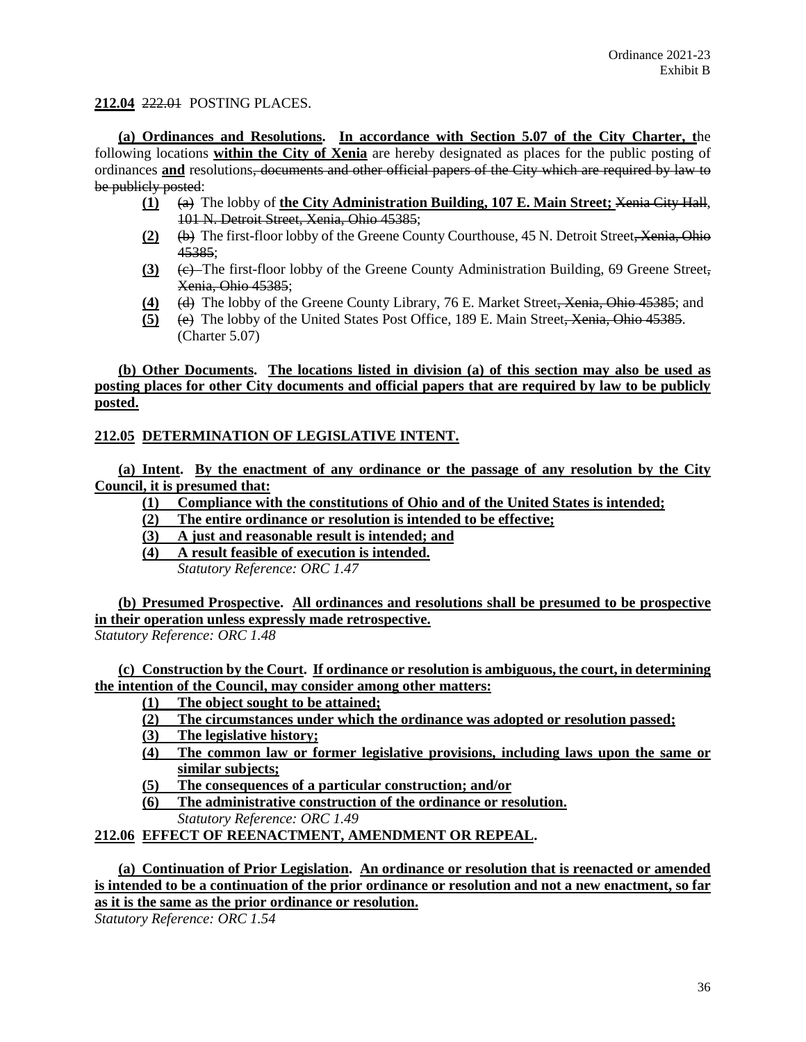Ordinance 2021-23
Exhibit B

**212.04** ~~222.01~~ POSTING PLACES.

**(a) Ordinances and Resolutions. In accordance with Section 5.07 of the City Charter, t**he following locations **within the City of Xenia** are hereby designated as places for the public posting of ordinances **and** resolutions~~, documents and other official papers of the City which are required by law to be publicly posted~~:

- **(1)** ~~(a)~~ The lobby of **the City Administration Building, 107 E. Main Street;** ~~Xenia City Hall, 101 N. Detroit Street, Xenia, Ohio 45385~~;
- **(2)** ~~(b)~~ The first-floor lobby of the Greene County Courthouse, 45 N. Detroit Street~~, Xenia, Ohio 45385~~;
- **(3)** ~~(c)~~ The first-floor lobby of the Greene County Administration Building, 69 Greene Street~~, Xenia, Ohio 45385~~;
- **(4)** ~~(d)~~ The lobby of the Greene County Library, 76 E. Market Street~~, Xenia, Ohio 45385~~; and
- **(5)** ~~(e)~~ The lobby of the United States Post Office, 189 E. Main Street~~, Xenia, Ohio 45385~~. (Charter 5.07)

**(b) Other Documents. The locations listed in division (a) of this section may also be used as posting places for other City documents and official papers that are required by law to be publicly posted.**

**212.05 DETERMINATION OF LEGISLATIVE INTENT.**

**(a) Intent. By the enactment of any ordinance or the passage of any resolution by the City Council, it is presumed that:**

- **(1) Compliance with the constitutions of Ohio and of the United States is intended;**
- **(2) The entire ordinance or resolution is intended to be effective;**
- **(3) A just and reasonable result is intended; and**
- **(4) A result feasible of execution is intended.**

*Statutory Reference: ORC 1.47*

**(b) Presumed Prospective. All ordinances and resolutions shall be presumed to be prospective in their operation unless expressly made retrospective.**

*Statutory Reference: ORC 1.48*

**(c) Construction by the Court. If ordinance or resolution is ambiguous, the court, in determining the intention of the Council, may consider among other matters:**

- **(1) The object sought to be attained;**
- **(2) The circumstances under which the ordinance was adopted or resolution passed;**
- **(3) The legislative history;**
- **(4) The common law or former legislative provisions, including laws upon the same or similar subjects;**
- **(5) The consequences of a particular construction; and/or**
- **(6) The administrative construction of the ordinance or resolution.**

*Statutory Reference: ORC 1.49*

**212.06 EFFECT OF REENACTMENT, AMENDMENT OR REPEAL.**

**(a) Continuation of Prior Legislation. An ordinance or resolution that is reenacted or amended is intended to be a continuation of the prior ordinance or resolution and not a new enactment, so far as it is the same as the prior ordinance or resolution.**

*Statutory Reference: ORC 1.54*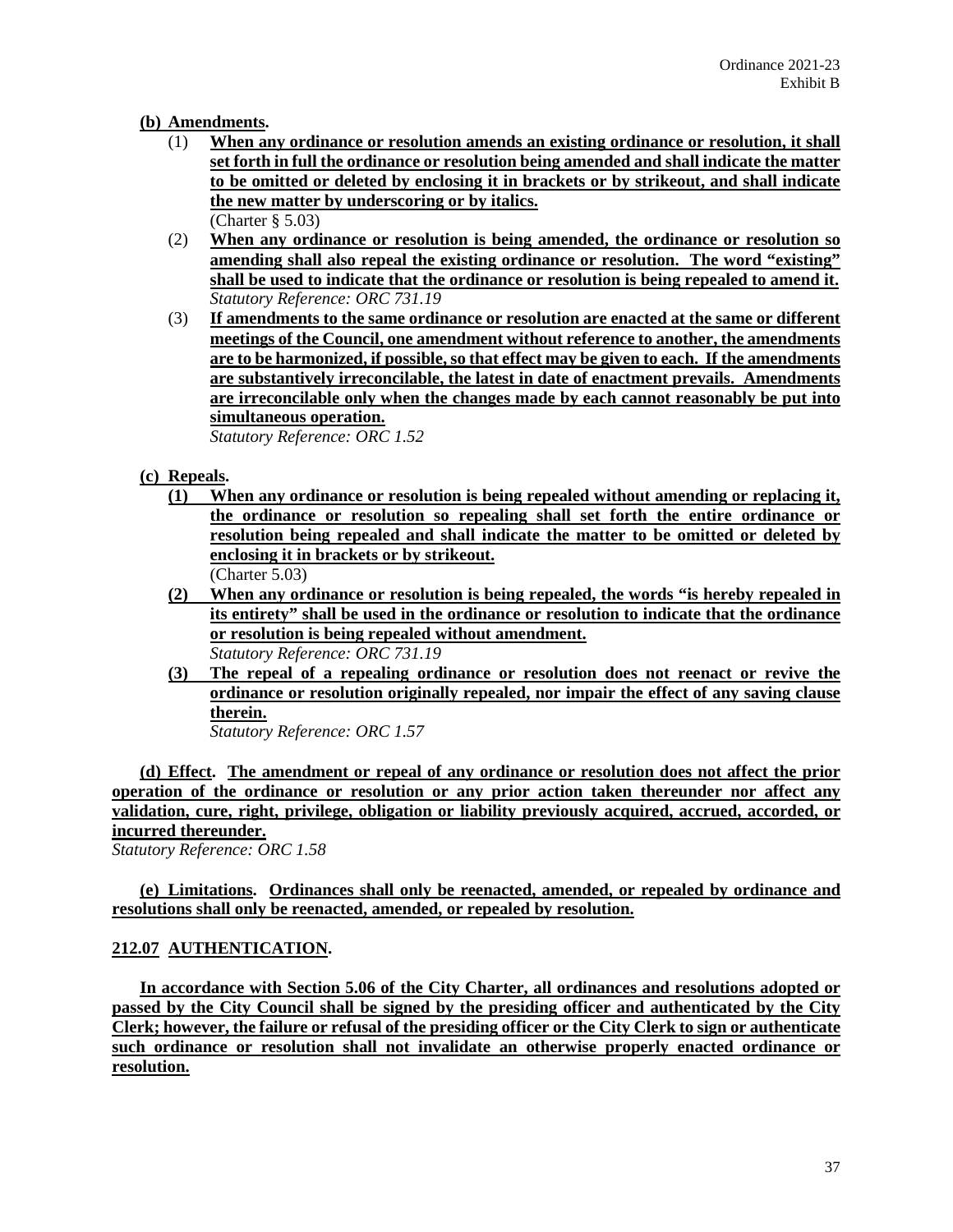**(b) Amendments.**

(1) **When any ordinance or resolution amends an existing ordinance or resolution, it shall set forth in full the ordinance or resolution being amended and shall indicate the matter to be omitted or deleted by enclosing it in brackets or by strikeout, and shall indicate the new matter by underscoring or by italics.**
(Charter § 5.03)

(2) **When any ordinance or resolution is being amended, the ordinance or resolution so amending shall also repeal the existing ordinance or resolution. The word "existing" shall be used to indicate that the ordinance or resolution is being repealed to amend it.**
*Statutory Reference: ORC 731.19*

(3) **If amendments to the same ordinance or resolution are enacted at the same or different meetings of the Council, one amendment without reference to another, the amendments are to be harmonized, if possible, so that effect may be given to each. If the amendments are substantively irreconcilable, the latest in date of enactment prevails. Amendments are irreconcilable only when the changes made by each cannot reasonably be put into simultaneous operation.**
*Statutory Reference: ORC 1.52*

**(c) Repeals.**

**(1) When any ordinance or resolution is being repealed without amending or replacing it, the ordinance or resolution so repealing shall set forth the entire ordinance or resolution being repealed and shall indicate the matter to be omitted or deleted by enclosing it in brackets or by strikeout.**
(Charter 5.03)

**(2) When any ordinance or resolution is being repealed, the words "is hereby repealed in its entirety" shall be used in the ordinance or resolution to indicate that the ordinance or resolution is being repealed without amendment.**
*Statutory Reference: ORC 731.19*

**(3) The repeal of a repealing ordinance or resolution does not reenact or revive the ordinance or resolution originally repealed, nor impair the effect of any saving clause therein.**
*Statutory Reference: ORC 1.57*

**(d) Effect. The amendment or repeal of any ordinance or resolution does not affect the prior operation of the ordinance or resolution or any prior action taken thereunder nor affect any validation, cure, right, privilege, obligation or liability previously acquired, accrued, accorded, or incurred thereunder.**
*Statutory Reference: ORC 1.58*

**(e) Limitations. Ordinances shall only be reenacted, amended, or repealed by ordinance and resolutions shall only be reenacted, amended, or repealed by resolution.**

**212.07 AUTHENTICATION.**

**In accordance with Section 5.06 of the City Charter, all ordinances and resolutions adopted or passed by the City Council shall be signed by the presiding officer and authenticated by the City Clerk; however, the failure or refusal of the presiding officer or the City Clerk to sign or authenticate such ordinance or resolution shall not invalidate an otherwise properly enacted ordinance or resolution.**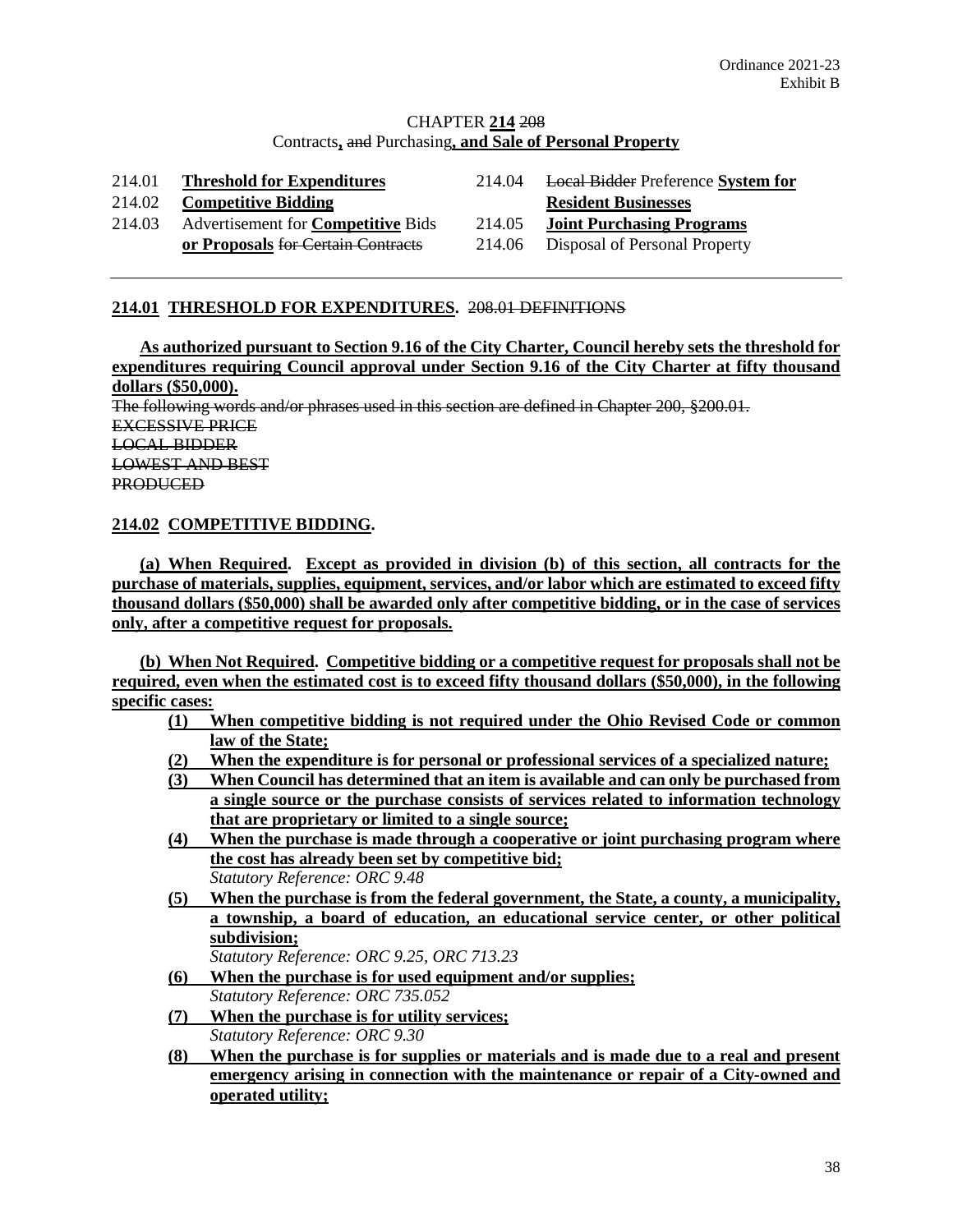Ordinance 2021-23
Exhibit B

# CHAPTER **214** ~~208~~
## Contracts**,** ~~and~~ Purchasing**, and Sale of Personal Property**

| | | | |
|---|---|---|---|
| 214.01 | **Threshold for Expenditures** | 214.04 | ~~Local Bidder~~ Preference **System for Resident Businesses** |
| 214.02 | **Competitive Bidding** | 214.05 | **Joint Purchasing Programs** |
| 214.03 | Advertisement for **Competitive** Bids **or Proposals** ~~for Certain Contracts~~ | 214.06 | Disposal of Personal Property |

---

### **214.01 THRESHOLD FOR EXPENDITURES.** ~~208.01 DEFINITIONS~~

**As authorized pursuant to Section 9.16 of the City Charter, Council hereby sets the threshold for expenditures requiring Council approval under Section 9.16 of the City Charter at fifty thousand dollars ($50,000).**

~~The following words and/or phrases used in this section are defined in Chapter 200, §200.01.~~
~~EXCESSIVE PRICE~~
~~LOCAL BIDDER~~
~~LOWEST AND BEST~~
~~PRODUCED~~

### **214.02 COMPETITIVE BIDDING.**

**(a) When Required. Except as provided in division (b) of this section, all contracts for the purchase of materials, supplies, equipment, services, and/or labor which are estimated to exceed fifty thousand dollars ($50,000) shall be awarded only after competitive bidding, or in the case of services only, after a competitive request for proposals.**

**(b) When Not Required. Competitive bidding or a competitive request for proposals shall not be required, even when the estimated cost is to exceed fifty thousand dollars ($50,000), in the following specific cases:**

**(1) When competitive bidding is not required under the Ohio Revised Code or common law of the State;**

**(2) When the expenditure is for personal or professional services of a specialized nature;**

**(3) When Council has determined that an item is available and can only be purchased from a single source or the purchase consists of services related to information technology that are proprietary or limited to a single source;**

**(4) When the purchase is made through a cooperative or joint purchasing program where the cost has already been set by competitive bid;**
*Statutory Reference: ORC 9.48*

**(5) When the purchase is from the federal government, the State, a county, a municipality, a township, a board of education, an educational service center, or other political subdivision;**
*Statutory Reference: ORC 9.25, ORC 713.23*

**(6) When the purchase is for used equipment and/or supplies;**
*Statutory Reference: ORC 735.052*

**(7) When the purchase is for utility services;**
*Statutory Reference: ORC 9.30*

**(8) When the purchase is for supplies or materials and is made due to a real and present emergency arising in connection with the maintenance or repair of a City-owned and operated utility;**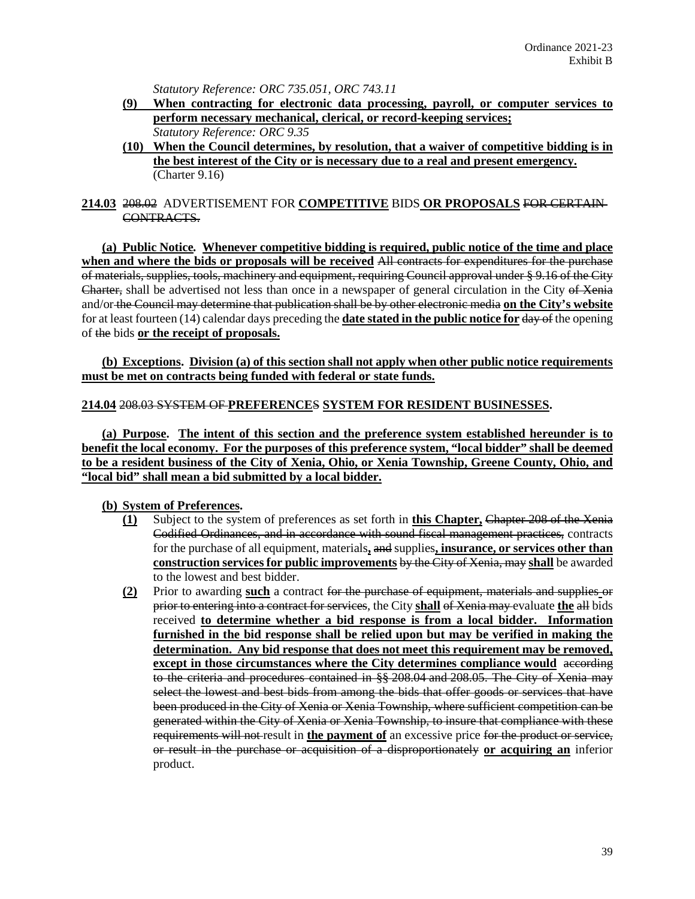*Statutory Reference: ORC 735.051, ORC 743.11*

**(9) When contracting for electronic data processing, payroll, or computer services to perform necessary mechanical, clerical, or record-keeping services;**
*Statutory Reference: ORC 9.35*

**(10) When the Council determines, by resolution, that a waiver of competitive bidding is in the best interest of the City or is necessary due to a real and present emergency.**
(Charter 9.16)

**214.03** ~~208.02~~ ADVERTISEMENT FOR **COMPETITIVE** BIDS **OR PROPOSALS** ~~FOR CERTAIN CONTRACTS.~~

**(a) Public Notice. Whenever competitive bidding is required, public notice of the time and place when and where the bids or proposals will be received** ~~All contracts for expenditures for the purchase of materials, supplies, tools, machinery and equipment, requiring Council approval under § 9.16 of the City Charter,~~ shall be advertised not less than once in a newspaper of general circulation in the City ~~of Xenia~~ and/or ~~the Council may determine that publication shall be by other electronic media~~ **on the City's website** for at least fourteen (14) calendar days preceding the **date stated in the public notice for** ~~day of~~ the opening of ~~the~~ bids **or the receipt of proposals.**

**(b) Exceptions. Division (a) of this section shall not apply when other public notice requirements must be met on contracts being funded with federal or state funds.**

**214.04** ~~208.03 SYSTEM OF~~ **PREFERENCE**~~S~~ **SYSTEM FOR RESIDENT BUSINESSES.**

**(a) Purpose. The intent of this section and the preference system established hereunder is to benefit the local economy. For the purposes of this preference system, "local bidder" shall be deemed to be a resident business of the City of Xenia, Ohio, or Xenia Township, Greene County, Ohio, and "local bid" shall mean a bid submitted by a local bidder.**

**(b) System of Preferences.**

**(1)** Subject to the system of preferences as set forth in **this Chapter,** ~~Chapter 208 of the Xenia Codified Ordinances, and in accordance with sound fiscal management practices,~~ contracts for the purchase of all equipment, materials**,** ~~and~~ supplies**, insurance, or services other than construction services for public improvements** ~~by the City of Xenia, may~~ **shall** be awarded to the lowest and best bidder.

**(2)** Prior to awarding **such** a contract ~~for the purchase of equipment, materials and supplies or prior to entering into a contract for services~~, the City **shall** ~~of Xenia may~~ evaluate **the** ~~all~~ bids received **to determine whether a bid response is from a local bidder. Information furnished in the bid response shall be relied upon but may be verified in making the determination. Any bid response that does not meet this requirement may be removed, except in those circumstances where the City determines compliance would** ~~according to the criteria and procedures contained in §§ 208.04 and 208.05. The City of Xenia may select the lowest and best bids from among the bids that offer goods or services that have been produced in the City of Xenia or Xenia Township, where sufficient competition can be generated within the City of Xenia or Xenia Township, to insure that compliance with these requirements will not~~ result in **the payment of** an excessive price ~~for the product or service, or result in the purchase or acquisition of a disproportionately~~ **or acquiring an** inferior product.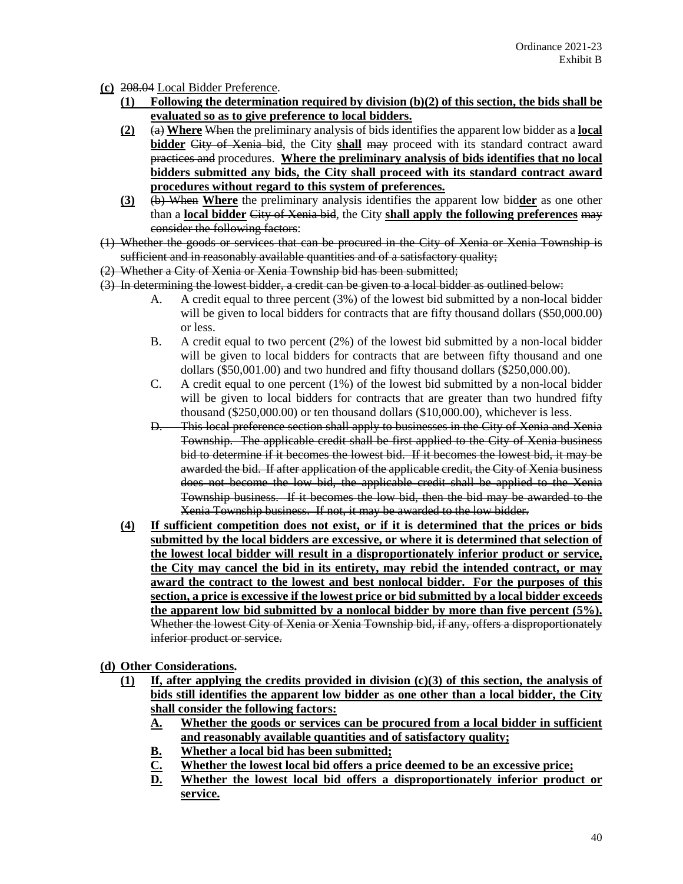**(c)** ~~208.04~~ Local Bidder Preference.

**(1) Following the determination required by division (b)(2) of this section, the bids shall be evaluated so as to give preference to local bidders.**

**(2)** ~~(a)~~ **Where** ~~When~~ the preliminary analysis of bids identifies the apparent low bidder as a **local bidder** ~~City of Xenia bid~~, the City **shall** ~~may~~ proceed with its standard contract award ~~practices and~~ procedures. **Where the preliminary analysis of bids identifies that no local bidders submitted any bids, the City shall proceed with its standard contract award procedures without regard to this system of preferences.**

**(3)** ~~(b) When~~ **Where** the preliminary analysis identifies the apparent low bid**der** as one other than a **local bidder** ~~City of Xenia bid~~, the City **shall apply the following preferences** ~~may consider the following factors~~:

~~(1) Whether the goods or services that can be procured in the City of Xenia or Xenia Township is sufficient and in reasonably available quantities and of a satisfactory quality;~~

~~(2) Whether a City of Xenia or Xenia Township bid has been submitted;~~

~~(3) In determining the lowest bidder, a credit can be given to a local bidder as outlined below:~~

A. A credit equal to three percent (3%) of the lowest bid submitted by a non-local bidder will be given to local bidders for contracts that are fifty thousand dollars ($50,000.00) or less.

B. A credit equal to two percent (2%) of the lowest bid submitted by a non-local bidder will be given to local bidders for contracts that are between fifty thousand and one dollars ($50,001.00) and two hundred ~~and~~ fifty thousand dollars ($250,000.00).

C. A credit equal to one percent (1%) of the lowest bid submitted by a non-local bidder will be given to local bidders for contracts that are greater than two hundred fifty thousand ($250,000.00) or ten thousand dollars ($10,000.00), whichever is less.

~~D. This local preference section shall apply to businesses in the City of Xenia and Xenia Township. The applicable credit shall be first applied to the City of Xenia business bid to determine if it becomes the lowest bid. If it becomes the lowest bid, it may be awarded the bid. If after application of the applicable credit, the City of Xenia business does not become the low bid, the applicable credit shall be applied to the Xenia Township business. If it becomes the low bid, then the bid may be awarded to the Xenia Township business. If not, it may be awarded to the low bidder.~~

**(4) If sufficient competition does not exist, or if it is determined that the prices or bids submitted by the local bidders are excessive, or where it is determined that selection of the lowest local bidder will result in a disproportionately inferior product or service, the City may cancel the bid in its entirety, may rebid the intended contract, or may award the contract to the lowest and best nonlocal bidder. For the purposes of this section, a price is excessive if the lowest price or bid submitted by a local bidder exceeds the apparent low bid submitted by a nonlocal bidder by more than five percent (5%).** ~~Whether the lowest City of Xenia or Xenia Township bid, if any, offers a disproportionately inferior product or service.~~

**(d) Other Considerations.**

**(1) If, after applying the credits provided in division (c)(3) of this section, the analysis of bids still identifies the apparent low bidder as one other than a local bidder, the City shall consider the following factors:**

**A. Whether the goods or services can be procured from a local bidder in sufficient and reasonably available quantities and of satisfactory quality;**

**B. Whether a local bid has been submitted;**

**C. Whether the lowest local bid offers a price deemed to be an excessive price;**

**D. Whether the lowest local bid offers a disproportionately inferior product or service.**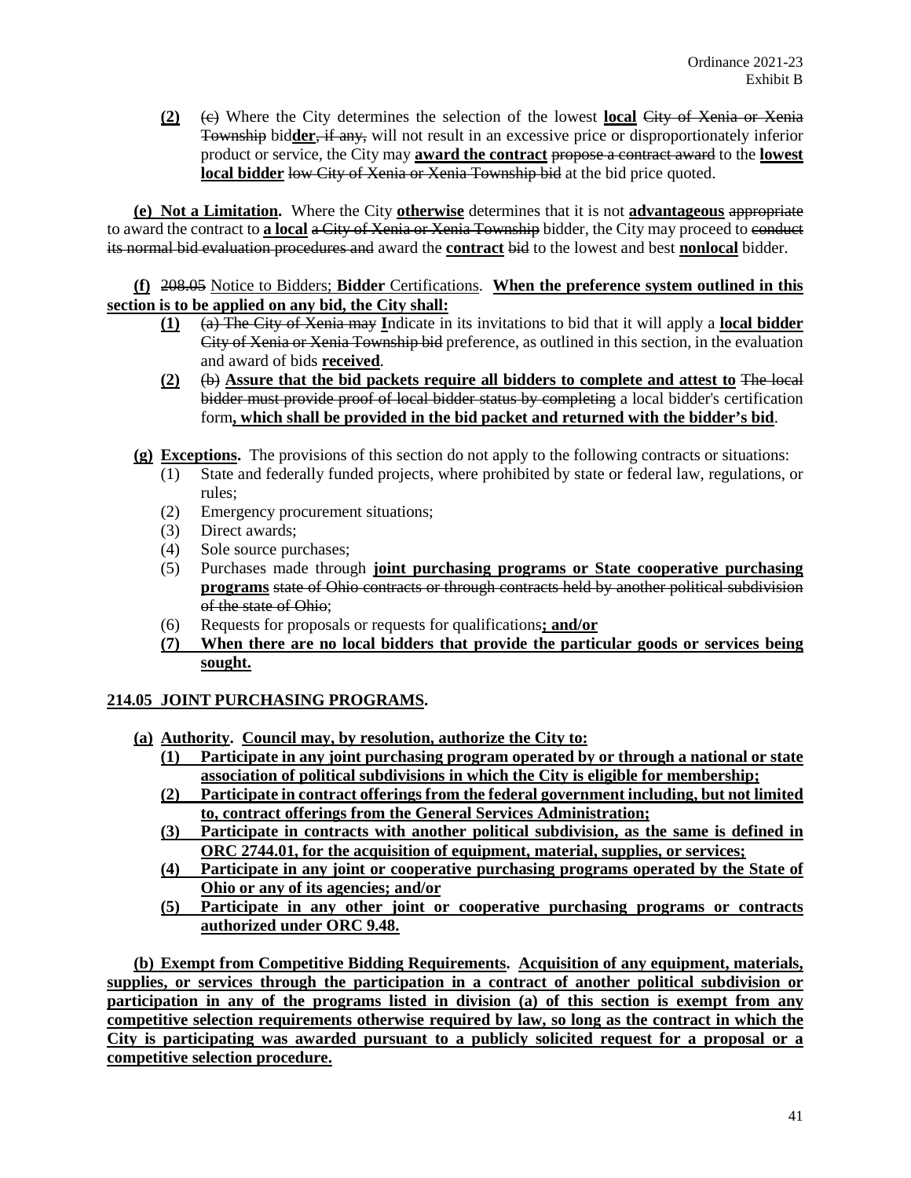**(2)** ~~(c)~~ Where the City determines the selection of the lowest **local** ~~City of Xenia or Xenia Township~~ bid**der**~~, if any,~~ will not result in an excessive price or disproportionately inferior product or service, the City may **award the contract** ~~propose a contract award~~ to the **lowest local bidder** ~~low City of Xenia or Xenia Township bid~~ at the bid price quoted.

**(e) Not a Limitation.** Where the City **otherwise** determines that it is not **advantageous** ~~appropriate~~ to award the contract to **a local** ~~a City of Xenia or Xenia Township~~ bidder, the City may proceed to ~~conduct its normal bid evaluation procedures and~~ award the **contract** ~~bid~~ to the lowest and best **nonlocal** bidder.

**(f)** ~~208.05~~ Notice to Bidders; **Bidder** Certifications. **When the preference system outlined in this section is to be applied on any bid, the City shall:**

- **(1)** ~~(a) The City of Xenia may~~ **I**ndicate in its invitations to bid that it will apply a **local bidder** ~~City of Xenia or Xenia Township bid~~ preference, as outlined in this section, in the evaluation and award of bids **received**.
- **(2)** ~~(b)~~ **Assure that the bid packets require all bidders to complete and attest to** ~~The local bidder must provide proof of local bidder status by completing~~ a local bidder's certification form**, which shall be provided in the bid packet and returned with the bidder's bid**.

**(g) Exceptions.** The provisions of this section do not apply to the following contracts or situations:

1. State and federally funded projects, where prohibited by state or federal law, regulations, or rules;
2. Emergency procurement situations;
3. Direct awards;
4. Sole source purchases;
5. Purchases made through **joint purchasing programs or State cooperative purchasing programs** ~~state of Ohio contracts or through contracts held by another political subdivision of the state of Ohio~~;
6. Requests for proposals or requests for qualifications**; and/or**
7. **When there are no local bidders that provide the particular goods or services being sought.**

## 214.05 JOINT PURCHASING PROGRAMS.

**(a) Authority. Council may, by resolution, authorize the City to:**

- **(1) Participate in any joint purchasing program operated by or through a national or state association of political subdivisions in which the City is eligible for membership;**
- **(2) Participate in contract offerings from the federal government including, but not limited to, contract offerings from the General Services Administration;**
- **(3) Participate in contracts with another political subdivision, as the same is defined in ORC 2744.01, for the acquisition of equipment, material, supplies, or services;**
- **(4) Participate in any joint or cooperative purchasing programs operated by the State of Ohio or any of its agencies; and/or**
- **(5) Participate in any other joint or cooperative purchasing programs or contracts authorized under ORC 9.48.**

**(b) Exempt from Competitive Bidding Requirements. Acquisition of any equipment, materials, supplies, or services through the participation in a contract of another political subdivision or participation in any of the programs listed in division (a) of this section is exempt from any competitive selection requirements otherwise required by law, so long as the contract in which the City is participating was awarded pursuant to a publicly solicited request for a proposal or a competitive selection procedure.**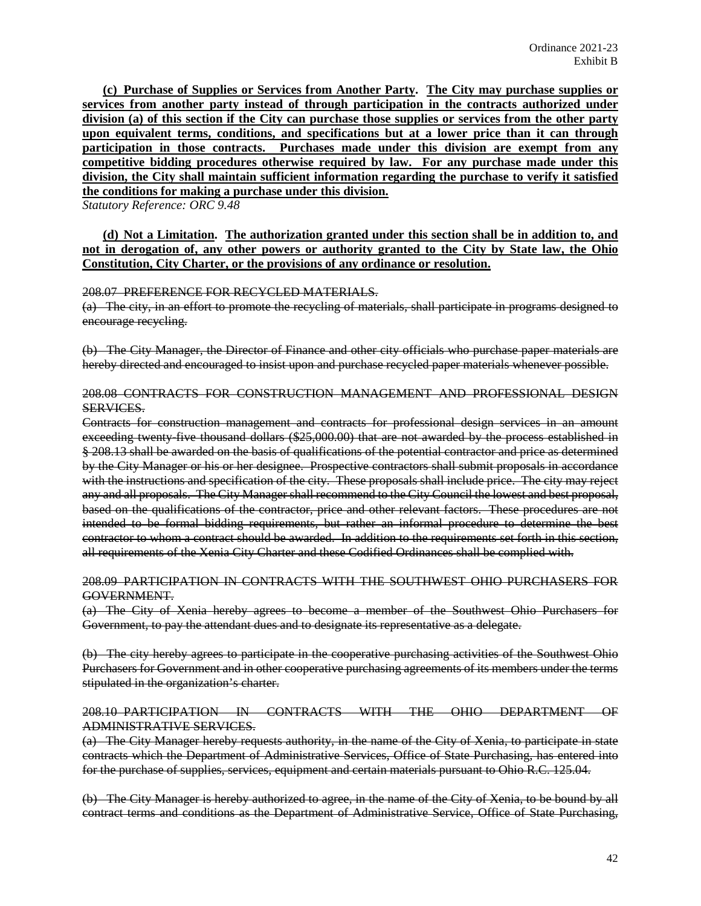**(c) Purchase of Supplies or Services from Another Party. The City may purchase supplies or services from another party instead of through participation in the contracts authorized under division (a) of this section if the City can purchase those supplies or services from the other party upon equivalent terms, conditions, and specifications but at a lower price than it can through participation in those contracts. Purchases made under this division are exempt from any competitive bidding procedures otherwise required by law. For any purchase made under this division, the City shall maintain sufficient information regarding the purchase to verify it satisfied the conditions for making a purchase under this division.**

*Statutory Reference: ORC 9.48*

**(d) Not a Limitation. The authorization granted under this section shall be in addition to, and not in derogation of, any other powers or authority granted to the City by State law, the Ohio Constitution, City Charter, or the provisions of any ordinance or resolution.**

~~208.07 PREFERENCE FOR RECYCLED MATERIALS.~~

~~(a) The city, in an effort to promote the recycling of materials, shall participate in programs designed to encourage recycling.~~

~~(b) The City Manager, the Director of Finance and other city officials who purchase paper materials are hereby directed and encouraged to insist upon and purchase recycled paper materials whenever possible.~~

~~208.08 CONTRACTS FOR CONSTRUCTION MANAGEMENT AND PROFESSIONAL DESIGN SERVICES.~~

~~Contracts for construction management and contracts for professional design services in an amount exceeding twenty-five thousand dollars ($25,000.00) that are not awarded by the process established in § 208.13 shall be awarded on the basis of qualifications of the potential contractor and price as determined by the City Manager or his or her designee. Prospective contractors shall submit proposals in accordance with the instructions and specification of the city. These proposals shall include price. The city may reject any and all proposals. The City Manager shall recommend to the City Council the lowest and best proposal, based on the qualifications of the contractor, price and other relevant factors. These procedures are not intended to be formal bidding requirements, but rather an informal procedure to determine the best contractor to whom a contract should be awarded. In addition to the requirements set forth in this section, all requirements of the Xenia City Charter and these Codified Ordinances shall be complied with.~~

~~208.09 PARTICIPATION IN CONTRACTS WITH THE SOUTHWEST OHIO PURCHASERS FOR GOVERNMENT.~~

~~(a) The City of Xenia hereby agrees to become a member of the Southwest Ohio Purchasers for Government, to pay the attendant dues and to designate its representative as a delegate.~~

~~(b) The city hereby agrees to participate in the cooperative purchasing activities of the Southwest Ohio Purchasers for Government and in other cooperative purchasing agreements of its members under the terms stipulated in the organization's charter.~~

~~208.10 PARTICIPATION IN CONTRACTS WITH THE OHIO DEPARTMENT OF ADMINISTRATIVE SERVICES.~~

~~(a) The City Manager hereby requests authority, in the name of the City of Xenia, to participate in state contracts which the Department of Administrative Services, Office of State Purchasing, has entered into for the purchase of supplies, services, equipment and certain materials pursuant to Ohio R.C. 125.04.~~

~~(b) The City Manager is hereby authorized to agree, in the name of the City of Xenia, to be bound by all contract terms and conditions as the Department of Administrative Service, Office of State Purchasing,~~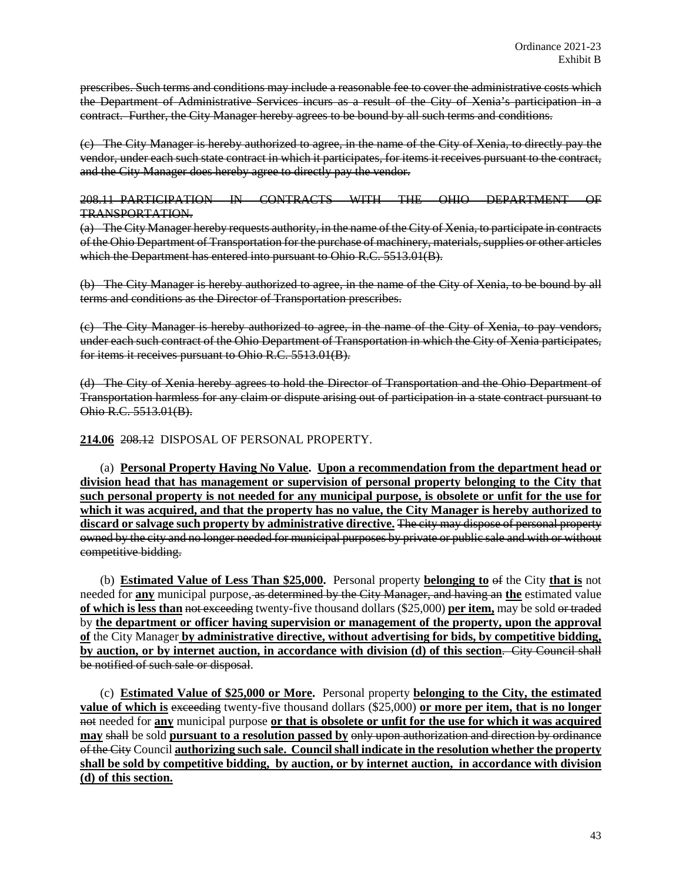~~prescribes. Such terms and conditions may include a reasonable fee to cover the administrative costs which the Department of Administrative Services incurs as a result of the City of Xenia's participation in a contract. Further, the City Manager hereby agrees to be bound by all such terms and conditions.~~

~~(c) The City Manager is hereby authorized to agree, in the name of the City of Xenia, to directly pay the vendor, under each such state contract in which it participates, for items it receives pursuant to the contract, and the City Manager does hereby agree to directly pay the vendor.~~

~~208.11 PARTICIPATION IN CONTRACTS WITH THE OHIO DEPARTMENT OF TRANSPORTATION.~~

~~(a) The City Manager hereby requests authority, in the name of the City of Xenia, to participate in contracts of the Ohio Department of Transportation for the purchase of machinery, materials, supplies or other articles which the Department has entered into pursuant to Ohio R.C. 5513.01(B).~~

~~(b) The City Manager is hereby authorized to agree, in the name of the City of Xenia, to be bound by all terms and conditions as the Director of Transportation prescribes.~~

~~(c) The City Manager is hereby authorized to agree, in the name of the City of Xenia, to pay vendors, under each such contract of the Ohio Department of Transportation in which the City of Xenia participates, for items it receives pursuant to Ohio R.C. 5513.01(B).~~

~~(d) The City of Xenia hereby agrees to hold the Director of Transportation and the Ohio Department of Transportation harmless for any claim or dispute arising out of participation in a state contract pursuant to Ohio R.C. 5513.01(B).~~

**214.06** ~~208.12~~ DISPOSAL OF PERSONAL PROPERTY.

(a) **Personal Property Having No Value. Upon a recommendation from the department head or division head that has management or supervision of personal property belonging to the City that such personal property is not needed for any municipal purpose, is obsolete or unfit for the use for which it was acquired, and that the property has no value, the City Manager is hereby authorized to discard or salvage such property by administrative directive.** ~~The city may dispose of personal property owned by the city and no longer needed for municipal purposes by private or public sale and with or without competitive bidding.~~

(b) **Estimated Value of Less Than $25,000.** Personal property **belonging to** ~~of~~ the City **that is** not needed for **any** municipal purpose~~, as determined by the City Manager, and having an~~ **the** estimated value **of which is less than** ~~not exceeding~~ twenty-five thousand dollars ($25,000) **per item,** may be sold ~~or traded~~ by **the department or officer having supervision or management of the property, upon the approval of** the City Manager **by administrative directive, without advertising for bids, by competitive bidding, by auction, or by internet auction, in accordance with division (d) of this section**. ~~City Council shall be notified of such sale or disposal~~.

(c) **Estimated Value of $25,000 or More.** Personal property **belonging to the City, the estimated value of which is** ~~exceeding~~ twenty-five thousand dollars ($25,000) **or more per item, that is no longer** ~~not~~ needed for **any** municipal purpose **or that is obsolete or unfit for the use for which it was acquired may** ~~shall~~ be sold **pursuant to a resolution passed by** ~~only upon authorization and direction by ordinance of the City~~ Council **authorizing such sale. Council shall indicate in the resolution whether the property shall be sold by competitive bidding, by auction, or by internet auction, in accordance with division (d) of this section.**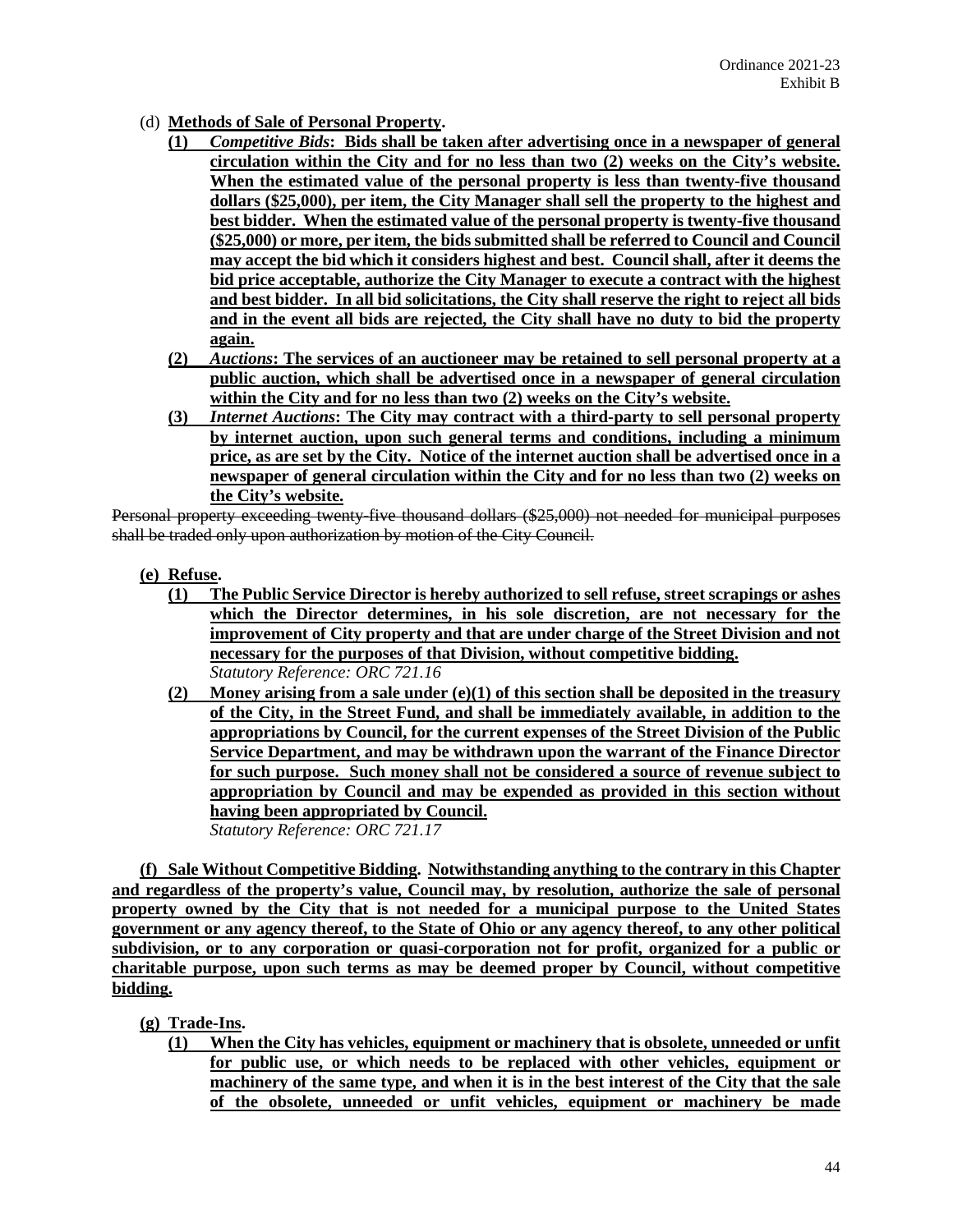(d) **Methods of Sale of Personal Property.**

**(1)** ***Competitive Bids*: Bids shall be taken after advertising once in a newspaper of general circulation within the City and for no less than two (2) weeks on the City's website. When the estimated value of the personal property is less than twenty-five thousand dollars ($25,000), per item, the City Manager shall sell the property to the highest and best bidder. When the estimated value of the personal property is twenty-five thousand ($25,000) or more, per item, the bids submitted shall be referred to Council and Council may accept the bid which it considers highest and best. Council shall, after it deems the bid price acceptable, authorize the City Manager to execute a contract with the highest and best bidder. In all bid solicitations, the City shall reserve the right to reject all bids and in the event all bids are rejected, the City shall have no duty to bid the property again.**

**(2)** ***Auctions*: The services of an auctioneer may be retained to sell personal property at a public auction, which shall be advertised once in a newspaper of general circulation within the City and for no less than two (2) weeks on the City's website.**

**(3)** ***Internet Auctions*: The City may contract with a third-party to sell personal property by internet auction, upon such general terms and conditions, including a minimum price, as are set by the City. Notice of the internet auction shall be advertised once in a newspaper of general circulation within the City and for no less than two (2) weeks on the City's website.**

~~Personal property exceeding twenty-five thousand dollars ($25,000) not needed for municipal purposes shall be traded only upon authorization by motion of the City Council.~~

**(e) Refuse.**

**(1)** **The Public Service Director is hereby authorized to sell refuse, street scrapings or ashes which the Director determines, in his sole discretion, are not necessary for the improvement of City property and that are under charge of the Street Division and not necessary for the purposes of that Division, without competitive bidding.**
*Statutory Reference: ORC 721.16*

**(2)** **Money arising from a sale under (e)(1) of this section shall be deposited in the treasury of the City, in the Street Fund, and shall be immediately available, in addition to the appropriations by Council, for the current expenses of the Street Division of the Public Service Department, and may be withdrawn upon the warrant of the Finance Director for such purpose. Such money shall not be considered a source of revenue subject to appropriation by Council and may be expended as provided in this section without having been appropriated by Council.**
*Statutory Reference: ORC 721.17*

**(f) Sale Without Competitive Bidding. Notwithstanding anything to the contrary in this Chapter and regardless of the property's value, Council may, by resolution, authorize the sale of personal property owned by the City that is not needed for a municipal purpose to the United States government or any agency thereof, to the State of Ohio or any agency thereof, to any other political subdivision, or to any corporation or quasi-corporation not for profit, organized for a public or charitable purpose, upon such terms as may be deemed proper by Council, without competitive bidding.**

**(g) Trade-Ins.**

**(1)** **When the City has vehicles, equipment or machinery that is obsolete, unneeded or unfit for public use, or which needs to be replaced with other vehicles, equipment or machinery of the same type, and when it is in the best interest of the City that the sale of the obsolete, unneeded or unfit vehicles, equipment or machinery be made**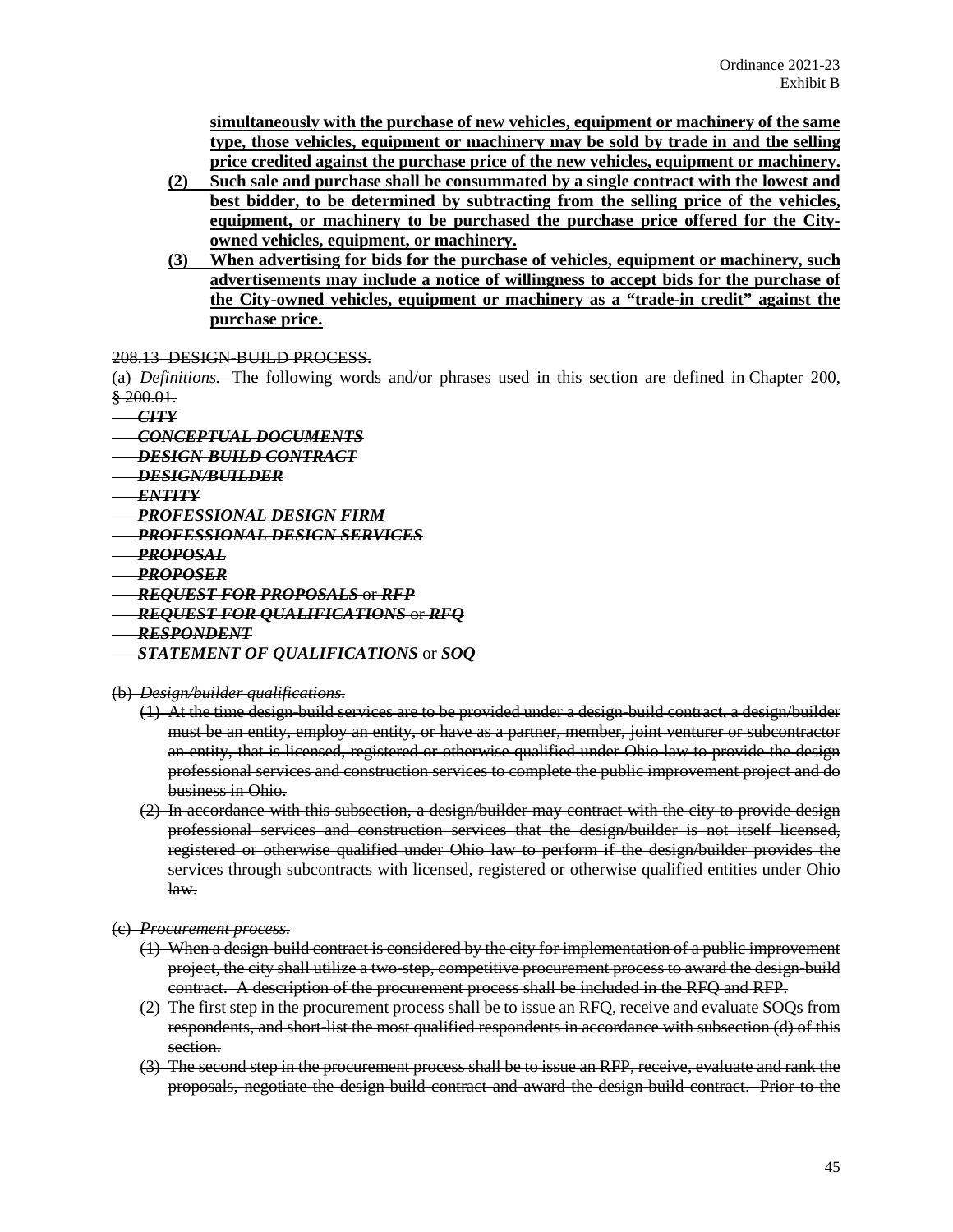**simultaneously with the purchase of new vehicles, equipment or machinery of the same type, those vehicles, equipment or machinery may be sold by trade in and the selling price credited against the purchase price of the new vehicles, equipment or machinery.**

**(2) Such sale and purchase shall be consummated by a single contract with the lowest and best bidder, to be determined by subtracting from the selling price of the vehicles, equipment, or machinery to be purchased the purchase price offered for the City-owned vehicles, equipment, or machinery.**

**(3) When advertising for bids for the purchase of vehicles, equipment or machinery, such advertisements may include a notice of willingness to accept bids for the purchase of the City-owned vehicles, equipment or machinery as a "trade-in credit" against the purchase price.**

~~208.13 DESIGN-BUILD PROCESS.~~

~~(a) *Definitions.* The following words and/or phrases used in this section are defined in Chapter 200, § 200.01.~~

~~***CITY***~~

~~***CONCEPTUAL DOCUMENTS***~~

~~***DESIGN-BUILD CONTRACT***~~

~~***DESIGN/BUILDER***~~

~~***ENTITY***~~

~~***PROFESSIONAL DESIGN FIRM***~~

~~***PROFESSIONAL DESIGN SERVICES***~~

~~***PROPOSAL***~~

~~***PROPOSER***~~

~~***REQUEST FOR PROPOSALS** or **RFP***~~

~~***REQUEST FOR QUALIFICATIONS** or **RFQ***~~

~~***RESPONDENT***~~

~~***STATEMENT OF QUALIFICATIONS** or **SOQ***~~

~~(b) *Design/builder qualifications.*~~

~~(1) At the time design-build services are to be provided under a design-build contract, a design/builder must be an entity, employ an entity, or have as a partner, member, joint venturer or subcontractor an entity, that is licensed, registered or otherwise qualified under Ohio law to provide the design professional services and construction services to complete the public improvement project and do business in Ohio.~~

~~(2) In accordance with this subsection, a design/builder may contract with the city to provide design professional services and construction services that the design/builder is not itself licensed, registered or otherwise qualified under Ohio law to perform if the design/builder provides the services through subcontracts with licensed, registered or otherwise qualified entities under Ohio law.~~

~~(c) *Procurement process.*~~

~~(1) When a design-build contract is considered by the city for implementation of a public improvement project, the city shall utilize a two-step, competitive procurement process to award the design-build contract. A description of the procurement process shall be included in the RFQ and RFP.~~

~~(2) The first step in the procurement process shall be to issue an RFQ, receive and evaluate SOQs from respondents, and short-list the most qualified respondents in accordance with subsection (d) of this section.~~

~~(3) The second step in the procurement process shall be to issue an RFP, receive, evaluate and rank the proposals, negotiate the design-build contract and award the design-build contract. Prior to the~~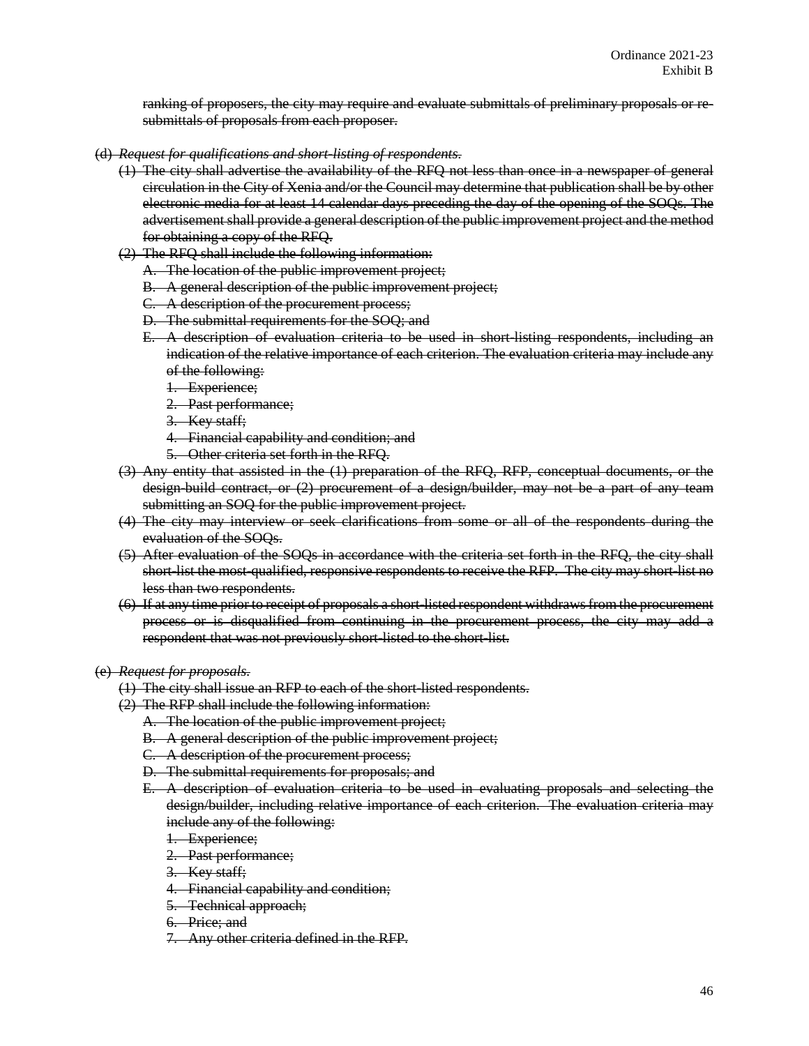~~ranking of proposers, the city may require and evaluate submittals of preliminary proposals or re-submittals of proposals from each proposer.~~

~~(d) *Request for qualifications and short-listing of respondents.*~~

~~(1) The city shall advertise the availability of the RFQ not less than once in a newspaper of general circulation in the City of Xenia and/or the Council may determine that publication shall be by other electronic media for at least 14 calendar days preceding the day of the opening of the SOQs. The advertisement shall provide a general description of the public improvement project and the method for obtaining a copy of the RFQ.~~

~~(2) The RFQ shall include the following information:~~

~~A. The location of the public improvement project;~~

~~B. A general description of the public improvement project;~~

~~C. A description of the procurement process;~~

~~D. The submittal requirements for the SOQ; and~~

~~E. A description of evaluation criteria to be used in short-listing respondents, including an indication of the relative importance of each criterion. The evaluation criteria may include any of the following:~~

~~1. Experience;~~

~~2. Past performance;~~

~~3. Key staff;~~

~~4. Financial capability and condition; and~~

~~5. Other criteria set forth in the RFQ.~~

~~(3) Any entity that assisted in the (1) preparation of the RFQ, RFP, conceptual documents, or the design-build contract, or (2) procurement of a design/builder, may not be a part of any team submitting an SOQ for the public improvement project.~~

~~(4) The city may interview or seek clarifications from some or all of the respondents during the evaluation of the SOQs.~~

~~(5) After evaluation of the SOQs in accordance with the criteria set forth in the RFQ, the city shall short-list the most-qualified, responsive respondents to receive the RFP. The city may short-list no less than two respondents.~~

~~(6) If at any time prior to receipt of proposals a short-listed respondent withdraws from the procurement process or is disqualified from continuing in the procurement process, the city may add a respondent that was not previously short-listed to the short-list.~~

~~(e) *Request for proposals.*~~

~~(1) The city shall issue an RFP to each of the short-listed respondents.~~

~~(2) The RFP shall include the following information:~~

~~A. The location of the public improvement project;~~

~~B. A general description of the public improvement project;~~

~~C. A description of the procurement process;~~

~~D. The submittal requirements for proposals; and~~

~~E. A description of evaluation criteria to be used in evaluating proposals and selecting the design/builder, including relative importance of each criterion. The evaluation criteria may include any of the following:~~

~~1. Experience;~~

~~2. Past performance;~~

~~3. Key staff;~~

~~4. Financial capability and condition;~~

~~5. Technical approach;~~

~~6. Price; and~~

~~7. Any other criteria defined in the RFP.~~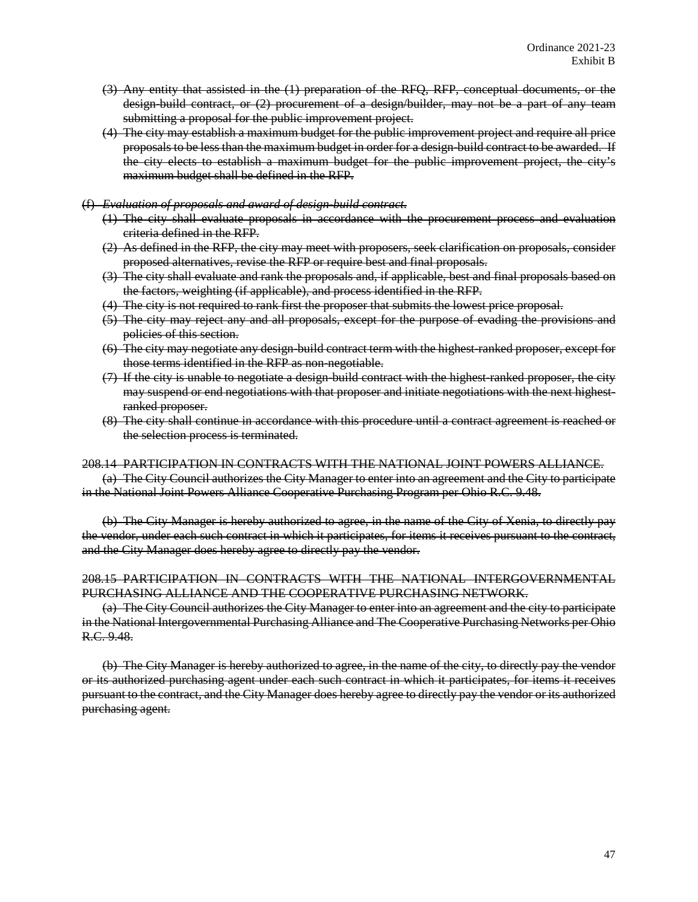~~(3) Any entity that assisted in the (1) preparation of the RFQ, RFP, conceptual documents, or the design-build contract, or (2) procurement of a design/builder, may not be a part of any team submitting a proposal for the public improvement project.~~

~~(4) The city may establish a maximum budget for the public improvement project and require all price proposals to be less than the maximum budget in order for a design-build contract to be awarded. If the city elects to establish a maximum budget for the public improvement project, the city's maximum budget shall be defined in the RFP.~~

~~(f) *Evaluation of proposals and award of design-build contract.*~~

~~(1) The city shall evaluate proposals in accordance with the procurement process and evaluation criteria defined in the RFP.~~

~~(2) As defined in the RFP, the city may meet with proposers, seek clarification on proposals, consider proposed alternatives, revise the RFP or require best and final proposals.~~

~~(3) The city shall evaluate and rank the proposals and, if applicable, best and final proposals based on the factors, weighting (if applicable), and process identified in the RFP.~~

~~(4) The city is not required to rank first the proposer that submits the lowest price proposal.~~

~~(5) The city may reject any and all proposals, except for the purpose of evading the provisions and policies of this section.~~

~~(6) The city may negotiate any design-build contract term with the highest-ranked proposer, except for those terms identified in the RFP as non-negotiable.~~

~~(7) If the city is unable to negotiate a design-build contract with the highest-ranked proposer, the city may suspend or end negotiations with that proposer and initiate negotiations with the next highest-ranked proposer.~~

~~(8) The city shall continue in accordance with this procedure until a contract agreement is reached or the selection process is terminated.~~

~~208.14 PARTICIPATION IN CONTRACTS WITH THE NATIONAL JOINT POWERS ALLIANCE.~~

~~(a) The City Council authorizes the City Manager to enter into an agreement and the City to participate in the National Joint Powers Alliance Cooperative Purchasing Program per Ohio R.C. 9.48.~~

~~(b) The City Manager is hereby authorized to agree, in the name of the City of Xenia, to directly pay the vendor, under each such contract in which it participates, for items it receives pursuant to the contract, and the City Manager does hereby agree to directly pay the vendor.~~

~~208.15 PARTICIPATION IN CONTRACTS WITH THE NATIONAL INTERGOVERNMENTAL PURCHASING ALLIANCE AND THE COOPERATIVE PURCHASING NETWORK.~~

~~(a) The City Council authorizes the City Manager to enter into an agreement and the city to participate in the National Intergovernmental Purchasing Alliance and The Cooperative Purchasing Networks per Ohio R.C. 9.48.~~

~~(b) The City Manager is hereby authorized to agree, in the name of the city, to directly pay the vendor or its authorized purchasing agent under each such contract in which it participates, for items it receives pursuant to the contract, and the City Manager does hereby agree to directly pay the vendor or its authorized purchasing agent.~~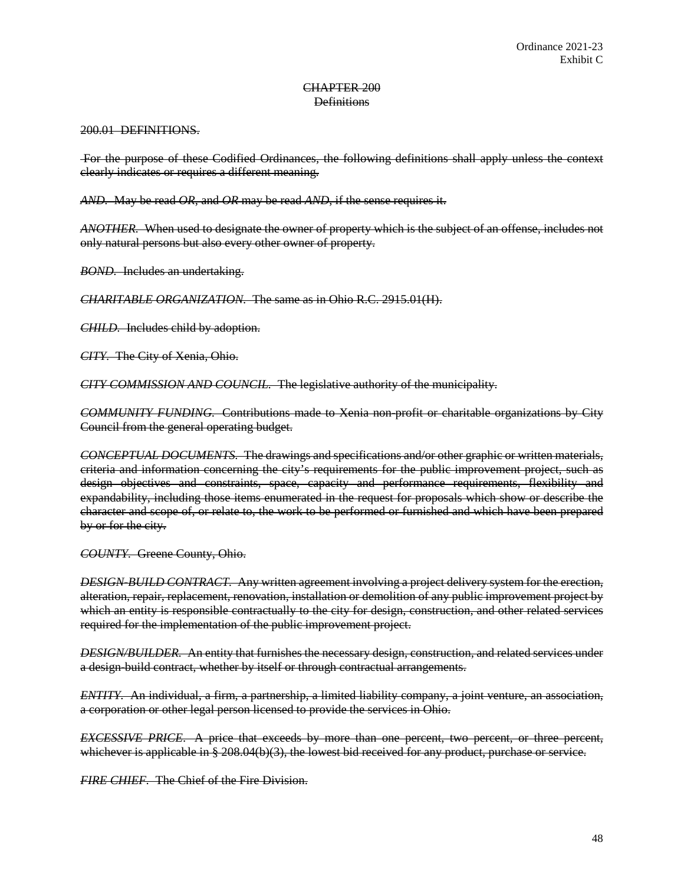Ordinance 2021-23
Exhibit C

~~CHAPTER 200~~
~~Definitions~~

~~200.01 DEFINITIONS.~~

~~For the purpose of these Codified Ordinances, the following definitions shall apply unless the context clearly indicates or requires a different meaning.~~

~~*AND*. May be read *OR*, and *OR* may be read *AND*, if the sense requires it.~~

~~*ANOTHER*. When used to designate the owner of property which is the subject of an offense, includes not only natural persons but also every other owner of property.~~

~~*BOND*. Includes an undertaking.~~

~~*CHARITABLE ORGANIZATION*. The same as in Ohio R.C. 2915.01(H).~~

~~*CHILD*. Includes child by adoption.~~

~~*CITY*. The City of Xenia, Ohio.~~

~~*CITY COMMISSION AND COUNCIL*. The legislative authority of the municipality.~~

~~*COMMUNITY FUNDING*. Contributions made to Xenia non-profit or charitable organizations by City Council from the general operating budget.~~

~~*CONCEPTUAL DOCUMENTS*. The drawings and specifications and/or other graphic or written materials, criteria and information concerning the city's requirements for the public improvement project, such as design objectives and constraints, space, capacity and performance requirements, flexibility and expandability, including those items enumerated in the request for proposals which show or describe the character and scope of, or relate to, the work to be performed or furnished and which have been prepared by or for the city.~~

~~*COUNTY*. Greene County, Ohio.~~

~~*DESIGN-BUILD CONTRACT*. Any written agreement involving a project delivery system for the erection, alteration, repair, replacement, renovation, installation or demolition of any public improvement project by which an entity is responsible contractually to the city for design, construction, and other related services required for the implementation of the public improvement project.~~

~~*DESIGN/BUILDER*. An entity that furnishes the necessary design, construction, and related services under a design-build contract, whether by itself or through contractual arrangements.~~

~~*ENTITY*. An individual, a firm, a partnership, a limited liability company, a joint venture, an association, a corporation or other legal person licensed to provide the services in Ohio.~~

~~*EXCESSIVE PRICE*. A price that exceeds by more than one percent, two percent, or three percent, whichever is applicable in § 208.04(b)(3), the lowest bid received for any product, purchase or service.~~

~~*FIRE CHIEF*. The Chief of the Fire Division.~~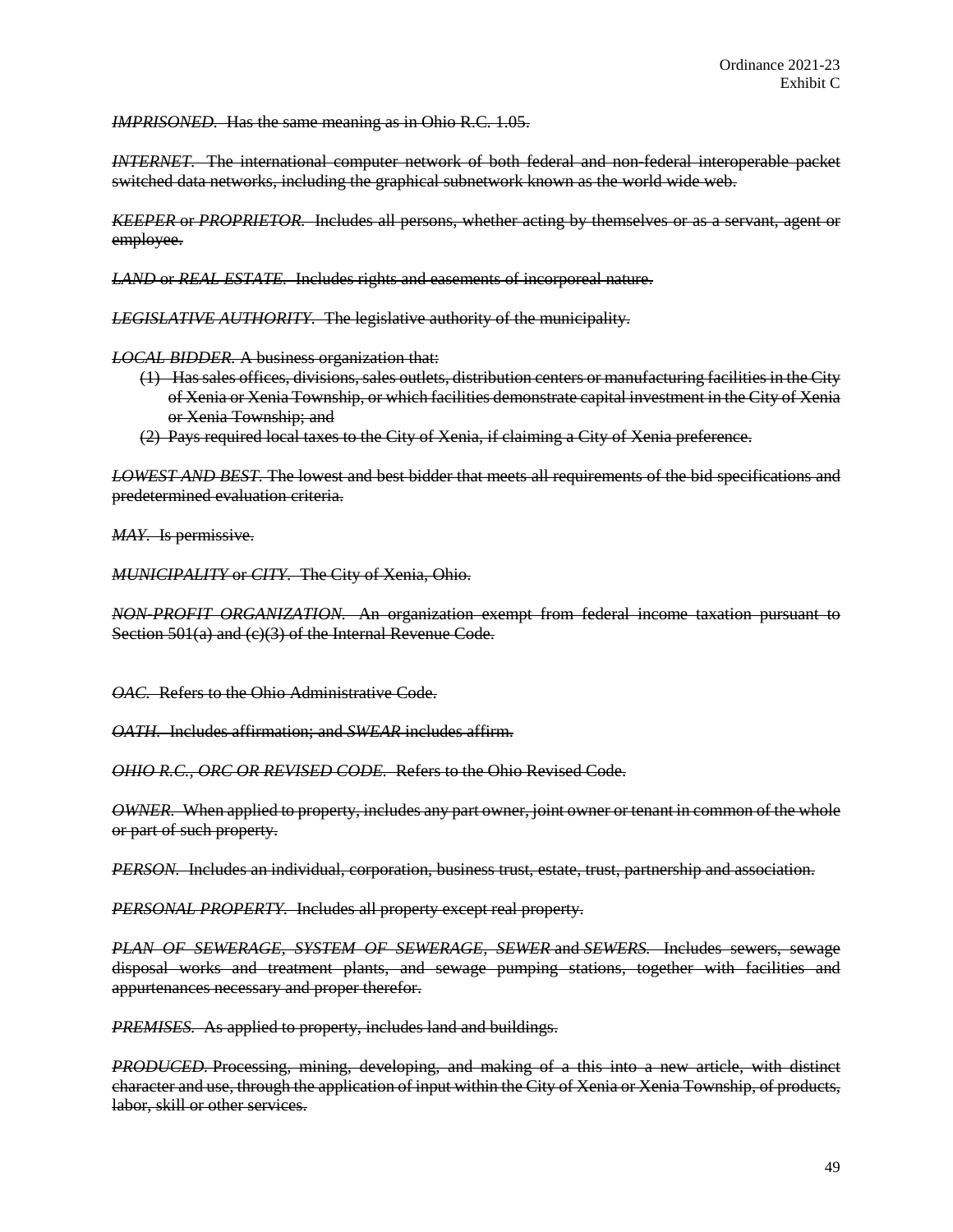~~*IMPRISONED*. Has the same meaning as in Ohio R.C. 1.05.~~

~~*INTERNET*. The international computer network of both federal and non-federal interoperable packet switched data networks, including the graphical subnetwork known as the world wide web.~~

~~*KEEPER* or *PROPRIETOR*. Includes all persons, whether acting by themselves or as a servant, agent or employee.~~

~~*LAND* or *REAL ESTATE*. Includes rights and easements of incorporeal nature.~~

~~*LEGISLATIVE AUTHORITY*. The legislative authority of the municipality.~~

~~*LOCAL BIDDER*. A business organization that:~~

~~(1) Has sales offices, divisions, sales outlets, distribution centers or manufacturing facilities in the City of Xenia or Xenia Township, or which facilities demonstrate capital investment in the City of Xenia or Xenia Township; and~~

~~(2) Pays required local taxes to the City of Xenia, if claiming a City of Xenia preference.~~

~~*LOWEST AND BEST*. The lowest and best bidder that meets all requirements of the bid specifications and predetermined evaluation criteria.~~

~~*MAY*. Is permissive.~~

~~*MUNICIPALITY* or *CITY*. The City of Xenia, Ohio.~~

~~*NON-PROFIT ORGANIZATION*. An organization exempt from federal income taxation pursuant to Section 501(a) and (c)(3) of the Internal Revenue Code.~~

~~*OAC*. Refers to the Ohio Administrative Code.~~

~~*OATH*. Includes affirmation; and *SWEAR* includes affirm.~~

~~*OHIO R.C., ORC OR REVISED CODE*. Refers to the Ohio Revised Code.~~

~~*OWNER*. When applied to property, includes any part owner, joint owner or tenant in common of the whole or part of such property.~~

~~*PERSON*. Includes an individual, corporation, business trust, estate, trust, partnership and association.~~

~~*PERSONAL PROPERTY*. Includes all property except real property.~~

~~*PLAN OF SEWERAGE*, *SYSTEM OF SEWERAGE*, *SEWER* and *SEWERS*. Includes sewers, sewage disposal works and treatment plants, and sewage pumping stations, together with facilities and appurtenances necessary and proper therefor.~~

~~*PREMISES*. As applied to property, includes land and buildings.~~

~~*PRODUCED*. Processing, mining, developing, and making of a this into a new article, with distinct character and use, through the application of input within the City of Xenia or Xenia Township, of products, labor, skill or other services.~~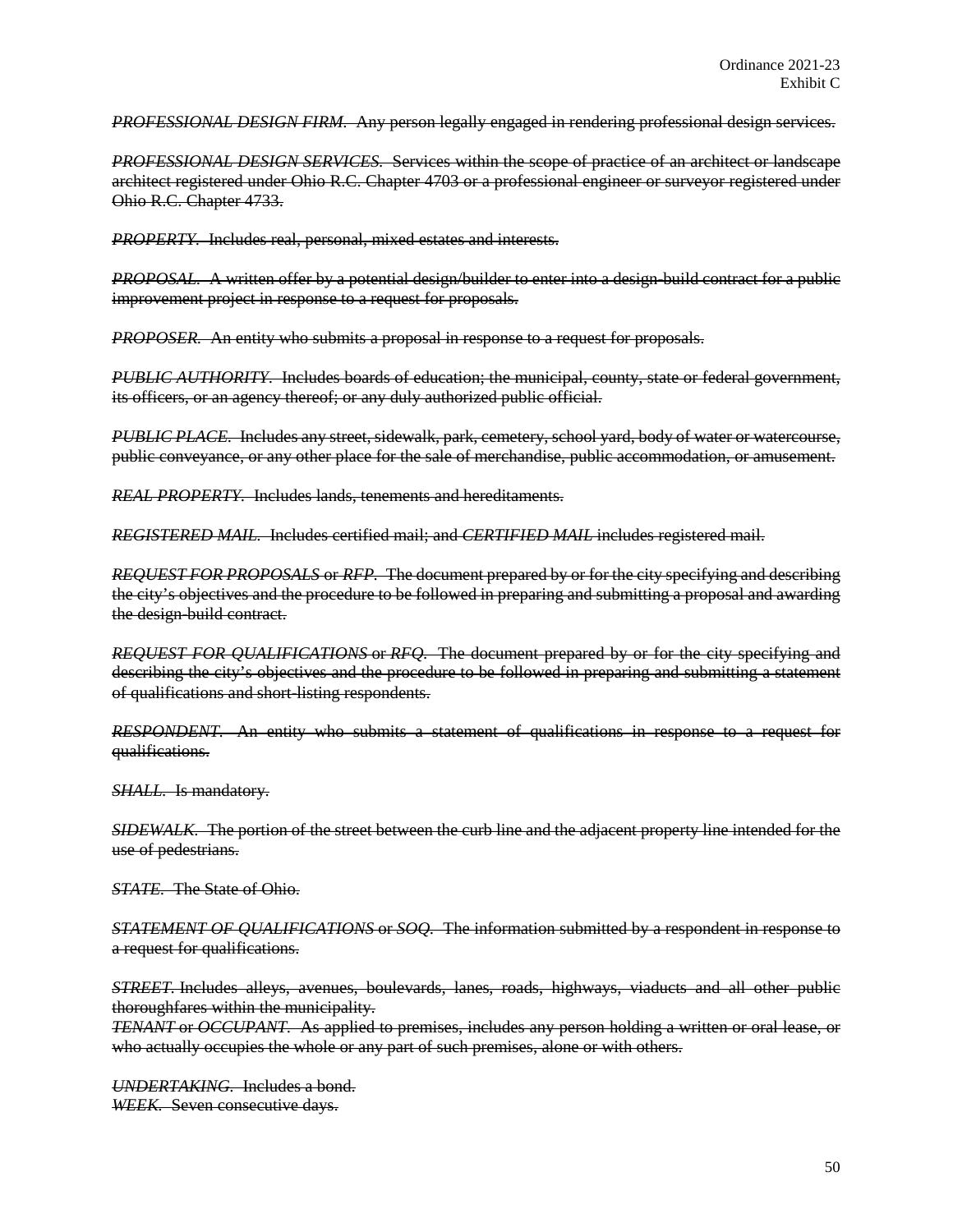~~*PROFESSIONAL DESIGN FIRM.* Any person legally engaged in rendering professional design services.~~

~~*PROFESSIONAL DESIGN SERVICES.* Services within the scope of practice of an architect or landscape architect registered under Ohio R.C. Chapter 4703 or a professional engineer or surveyor registered under Ohio R.C. Chapter 4733.~~

~~*PROPERTY.* Includes real, personal, mixed estates and interests.~~

~~*PROPOSAL.* A written offer by a potential design/builder to enter into a design-build contract for a public improvement project in response to a request for proposals.~~

~~*PROPOSER.* An entity who submits a proposal in response to a request for proposals.~~

~~*PUBLIC AUTHORITY.* Includes boards of education; the municipal, county, state or federal government, its officers, or an agency thereof; or any duly authorized public official.~~

~~*PUBLIC PLACE.* Includes any street, sidewalk, park, cemetery, school yard, body of water or watercourse, public conveyance, or any other place for the sale of merchandise, public accommodation, or amusement.~~

~~*REAL PROPERTY.* Includes lands, tenements and hereditaments.~~

~~*REGISTERED MAIL.* Includes certified mail; and *CERTIFIED MAIL* includes registered mail.~~

~~*REQUEST FOR PROPOSALS* or *RFP.* The document prepared by or for the city specifying and describing the city's objectives and the procedure to be followed in preparing and submitting a proposal and awarding the design-build contract.~~

~~*REQUEST FOR QUALIFICATIONS* or *RFQ.* The document prepared by or for the city specifying and describing the city's objectives and the procedure to be followed in preparing and submitting a statement of qualifications and short-listing respondents.~~

~~*RESPONDENT.* An entity who submits a statement of qualifications in response to a request for qualifications.~~

~~*SHALL.* Is mandatory.~~

~~*SIDEWALK.* The portion of the street between the curb line and the adjacent property line intended for the use of pedestrians.~~

~~*STATE.* The State of Ohio.~~

~~*STATEMENT OF QUALIFICATIONS* or *SOQ.* The information submitted by a respondent in response to a request for qualifications.~~

~~*STREET.* Includes alleys, avenues, boulevards, lanes, roads, highways, viaducts and all other public thoroughfares within the municipality.~~

~~*TENANT* or *OCCUPANT.* As applied to premises, includes any person holding a written or oral lease, or who actually occupies the whole or any part of such premises, alone or with others.~~

~~*UNDERTAKING.* Includes a bond.~~

~~*WEEK.* Seven consecutive days.~~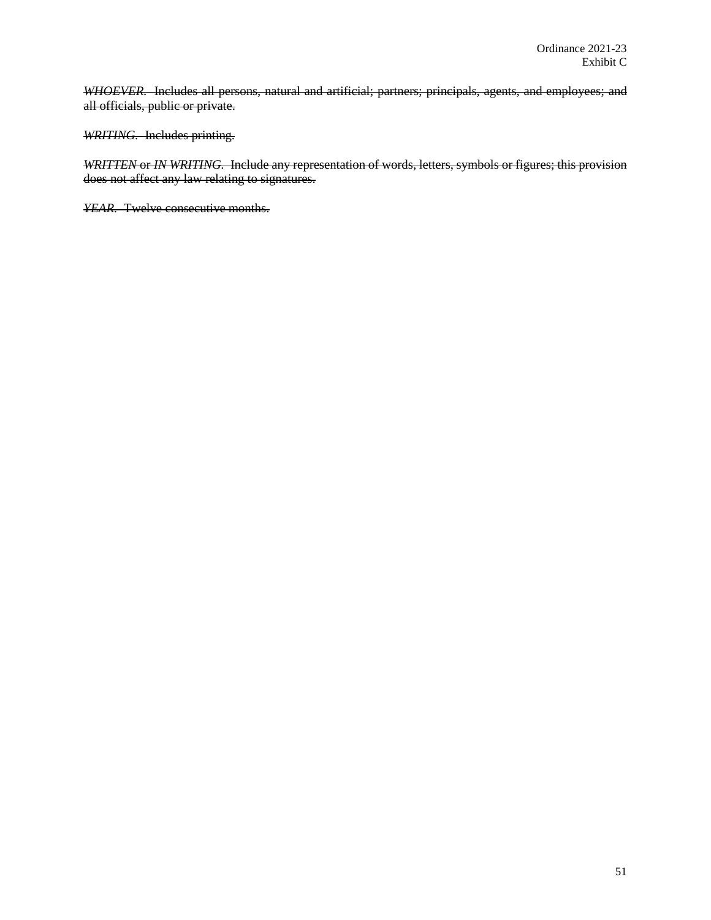~~*WHOEVER.* Includes all persons, natural and artificial; partners; principals, agents, and employees; and all officials, public or private.~~

~~*WRITING.* Includes printing.~~

~~*WRITTEN* or *IN WRITING.* Include any representation of words, letters, symbols or figures; this provision does not affect any law relating to signatures.~~

~~*YEAR.* Twelve consecutive months.~~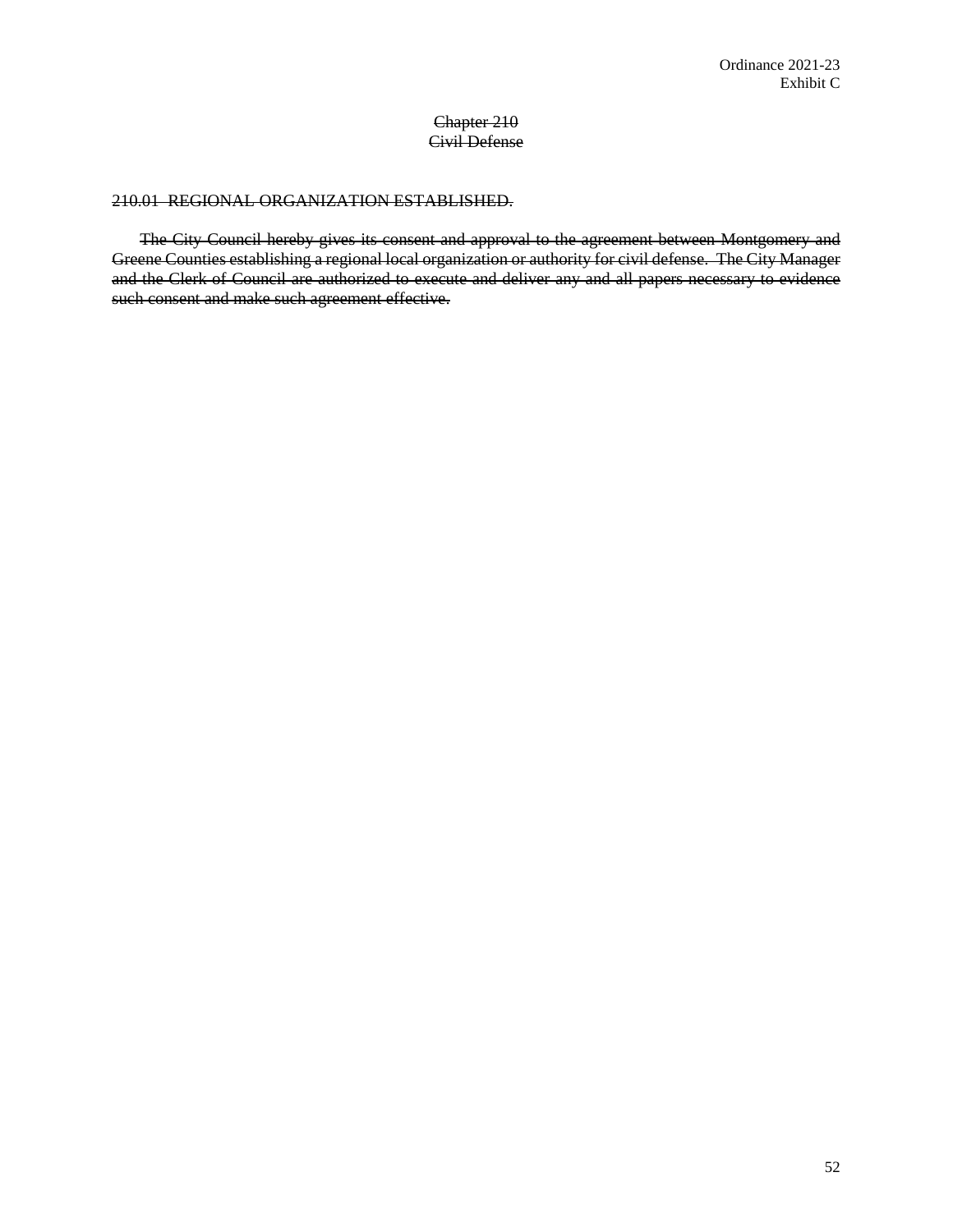Ordinance 2021-23
Exhibit C

## ~~Chapter 210~~
## ~~Civil Defense~~

~~210.01 REGIONAL ORGANIZATION ESTABLISHED.~~

~~The City Council hereby gives its consent and approval to the agreement between Montgomery and Greene Counties establishing a regional local organization or authority for civil defense. The City Manager and the Clerk of Council are authorized to execute and deliver any and all papers necessary to evidence such consent and make such agreement effective.~~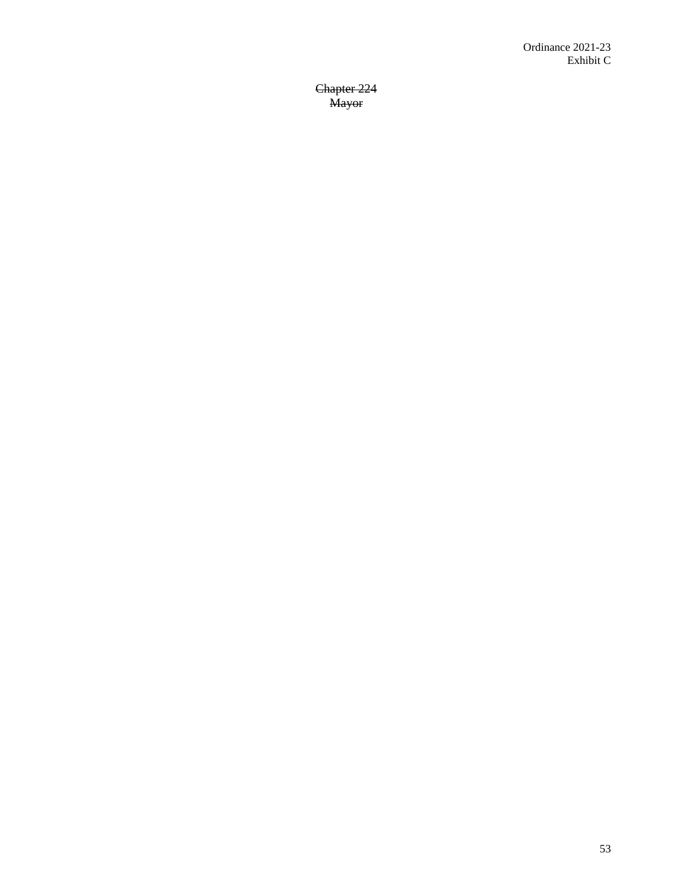~~Chapter 224~~
~~Mayor~~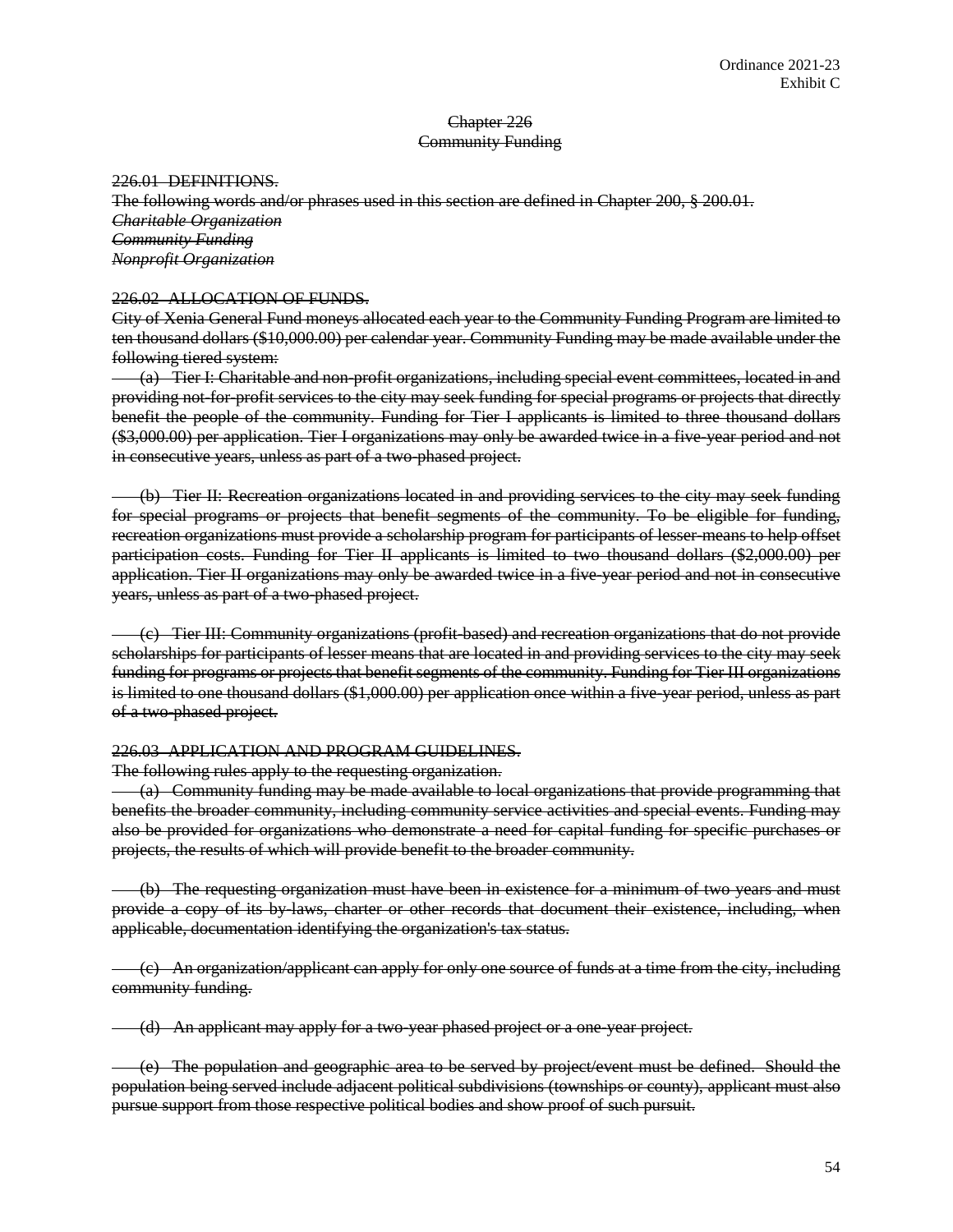Ordinance 2021-23
Exhibit C

~~Chapter 226~~
~~Community Funding~~

~~226.01 DEFINITIONS.~~
~~The following words and/or phrases used in this section are defined in Chapter 200, § 200.01.~~
~~*Charitable Organization*~~
~~*Community Funding*~~
~~*Nonprofit Organization*~~

~~226.02 ALLOCATION OF FUNDS.~~
~~City of Xenia General Fund moneys allocated each year to the Community Funding Program are limited to ten thousand dollars ($10,000.00) per calendar year. Community Funding may be made available under the following tiered system:~~

~~(a) Tier I: Charitable and non-profit organizations, including special event committees, located in and providing not-for-profit services to the city may seek funding for special programs or projects that directly benefit the people of the community. Funding for Tier I applicants is limited to three thousand dollars ($3,000.00) per application. Tier I organizations may only be awarded twice in a five-year period and not in consecutive years, unless as part of a two-phased project.~~

~~(b) Tier II: Recreation organizations located in and providing services to the city may seek funding for special programs or projects that benefit segments of the community. To be eligible for funding, recreation organizations must provide a scholarship program for participants of lesser-means to help offset participation costs. Funding for Tier II applicants is limited to two thousand dollars ($2,000.00) per application. Tier II organizations may only be awarded twice in a five-year period and not in consecutive years, unless as part of a two-phased project.~~

~~(c) Tier III: Community organizations (profit-based) and recreation organizations that do not provide scholarships for participants of lesser means that are located in and providing services to the city may seek funding for programs or projects that benefit segments of the community. Funding for Tier III organizations is limited to one thousand dollars ($1,000.00) per application once within a five-year period, unless as part of a two-phased project.~~

~~226.03 APPLICATION AND PROGRAM GUIDELINES.~~
~~The following rules apply to the requesting organization.~~

~~(a) Community funding may be made available to local organizations that provide programming that benefits the broader community, including community service activities and special events. Funding may also be provided for organizations who demonstrate a need for capital funding for specific purchases or projects, the results of which will provide benefit to the broader community.~~

~~(b) The requesting organization must have been in existence for a minimum of two years and must provide a copy of its by-laws, charter or other records that document their existence, including, when applicable, documentation identifying the organization's tax status.~~

~~(c) An organization/applicant can apply for only one source of funds at a time from the city, including community funding.~~

~~(d) An applicant may apply for a two-year phased project or a one-year project.~~

~~(e) The population and geographic area to be served by project/event must be defined. Should the population being served include adjacent political subdivisions (townships or county), applicant must also pursue support from those respective political bodies and show proof of such pursuit.~~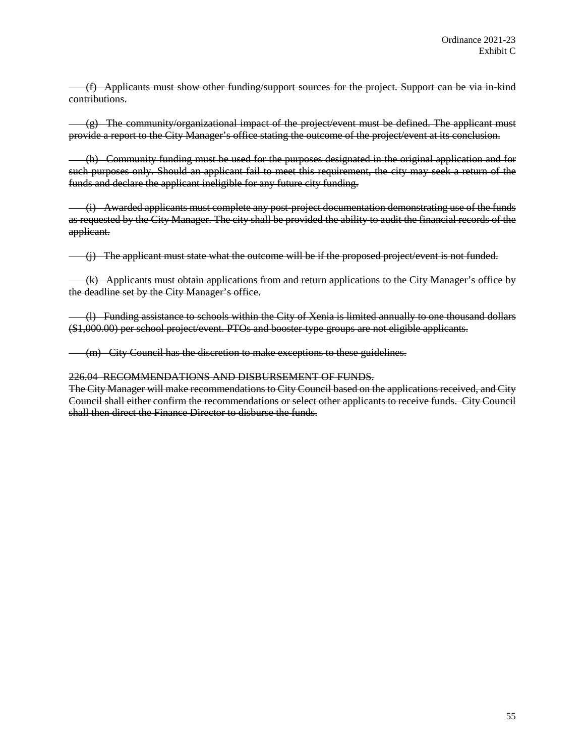~~(f) Applicants must show other funding/support sources for the project. Support can be via in-kind contributions.~~

~~(g) The community/organizational impact of the project/event must be defined. The applicant must provide a report to the City Manager's office stating the outcome of the project/event at its conclusion.~~

~~(h) Community funding must be used for the purposes designated in the original application and for such purposes only. Should an applicant fail to meet this requirement, the city may seek a return of the funds and declare the applicant ineligible for any future city funding.~~

~~(i) Awarded applicants must complete any post-project documentation demonstrating use of the funds as requested by the City Manager. The city shall be provided the ability to audit the financial records of the applicant.~~

~~(j) The applicant must state what the outcome will be if the proposed project/event is not funded.~~

~~(k) Applicants must obtain applications from and return applications to the City Manager's office by the deadline set by the City Manager's office.~~

~~(l) Funding assistance to schools within the City of Xenia is limited annually to one thousand dollars ($1,000.00) per school project/event. PTOs and booster-type groups are not eligible applicants.~~

~~(m) City Council has the discretion to make exceptions to these guidelines.~~

~~226.04 RECOMMENDATIONS AND DISBURSEMENT OF FUNDS.~~
~~The City Manager will make recommendations to City Council based on the applications received, and City Council shall either confirm the recommendations or select other applicants to receive funds. City Council shall then direct the Finance Director to disburse the funds.~~